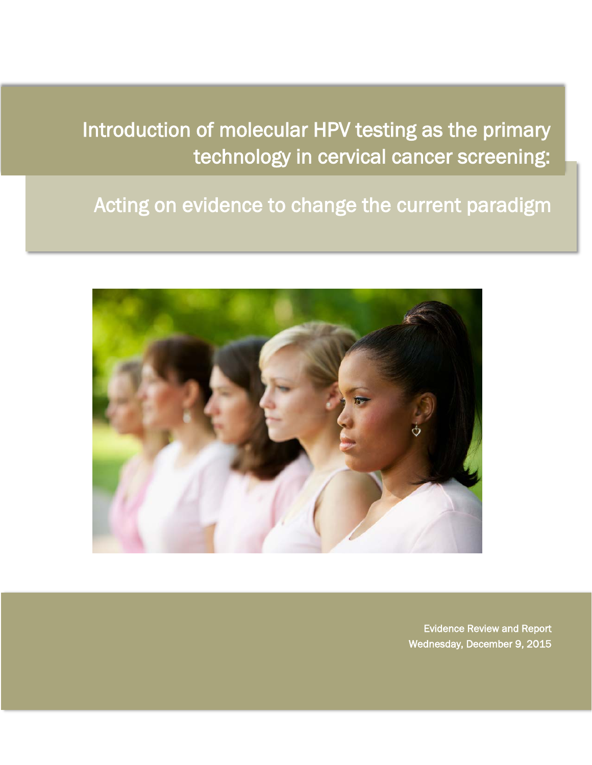# Introduction of molecular HPV testing as the primary technology in cervical cancer screening:

## Acting on evidence to change the current paradigm

Evidence Review and Report
Wednesday, December 9, 2015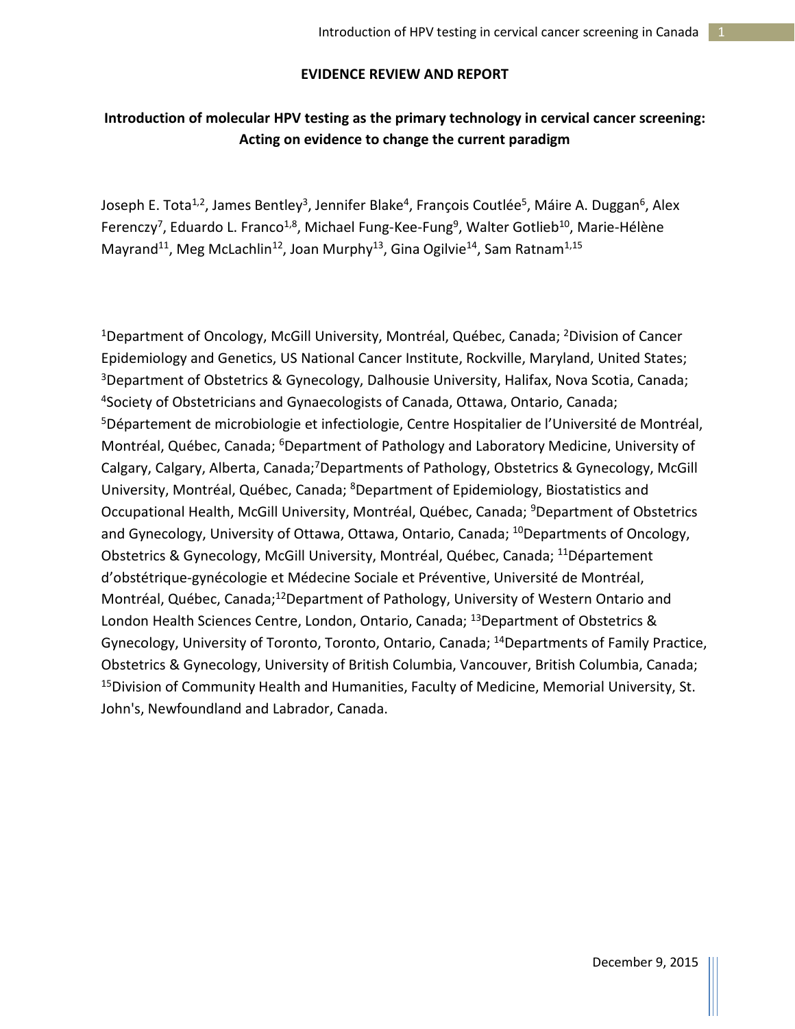**EVIDENCE REVIEW AND REPORT**

# Introduction of molecular HPV testing as the primary technology in cervical cancer screening: Acting on evidence to change the current paradigm

Joseph E. Tota[1,2], James Bentley[3], Jennifer Blake[4], François Coutlée[5], Máire A. Duggan[6], Alex Ferenczy[7], Eduardo L. Franco[1,8], Michael Fung-Kee-Fung[9], Walter Gotlieb[10], Marie-Hélène Mayrand[11], Meg McLachlin[12], Joan Murphy[13], Gina Ogilvie[14], Sam Ratnam[1,15]

[1]Department of Oncology, McGill University, Montréal, Québec, Canada; [2]Division of Cancer Epidemiology and Genetics, US National Cancer Institute, Rockville, Maryland, United States; [3]Department of Obstetrics & Gynecology, Dalhousie University, Halifax, Nova Scotia, Canada; [4]Society of Obstetricians and Gynaecologists of Canada, Ottawa, Ontario, Canada; [5]Département de microbiologie et infectiologie, Centre Hospitalier de l'Université de Montréal, Montréal, Québec, Canada; [6]Department of Pathology and Laboratory Medicine, University of Calgary, Calgary, Alberta, Canada; [7]Departments of Pathology, Obstetrics & Gynecology, McGill University, Montréal, Québec, Canada; [8]Department of Epidemiology, Biostatistics and Occupational Health, McGill University, Montréal, Québec, Canada; [9]Department of Obstetrics and Gynecology, University of Ottawa, Ottawa, Ontario, Canada; [10]Departments of Oncology, Obstetrics & Gynecology, McGill University, Montréal, Québec, Canada; [11]Département d'obstétrique-gynécologie et Médecine Sociale et Préventive, Université de Montréal, Montréal, Québec, Canada; [12]Department of Pathology, University of Western Ontario and London Health Sciences Centre, London, Ontario, Canada; [13]Department of Obstetrics & Gynecology, University of Toronto, Toronto, Ontario, Canada; [14]Departments of Family Practice, Obstetrics & Gynecology, University of British Columbia, Vancouver, British Columbia, Canada; [15]Division of Community Health and Humanities, Faculty of Medicine, Memorial University, St. John's, Newfoundland and Labrador, Canada.

December 9, 2015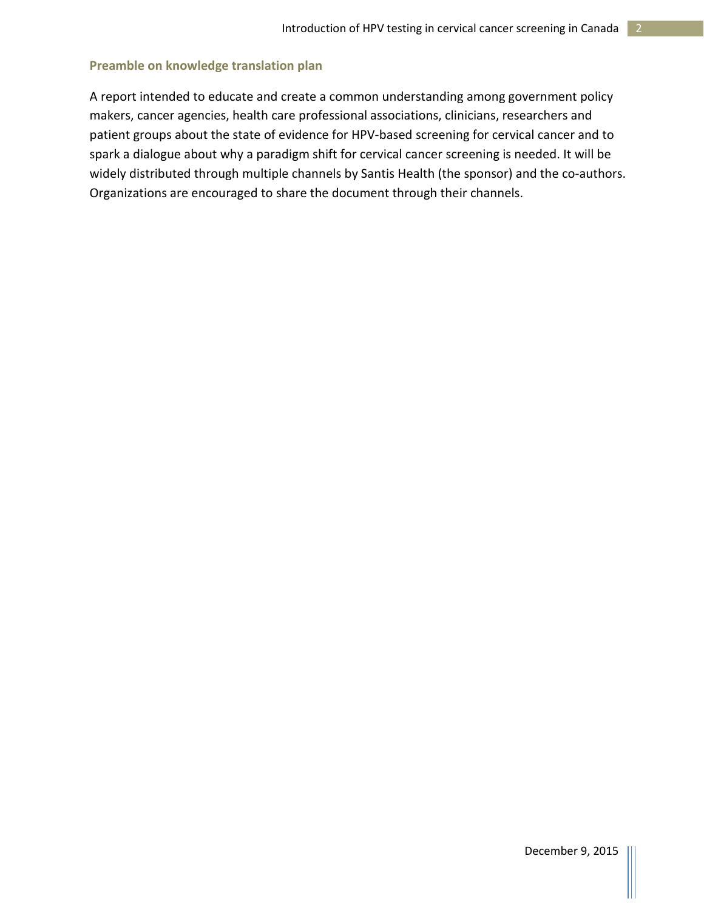## Preamble on knowledge translation plan

A report intended to educate and create a common understanding among government policy makers, cancer agencies, health care professional associations, clinicians, researchers and patient groups about the state of evidence for HPV-based screening for cervical cancer and to spark a dialogue about why a paradigm shift for cervical cancer screening is needed. It will be widely distributed through multiple channels by Santis Health (the sponsor) and the co-authors. Organizations are encouraged to share the document through their channels.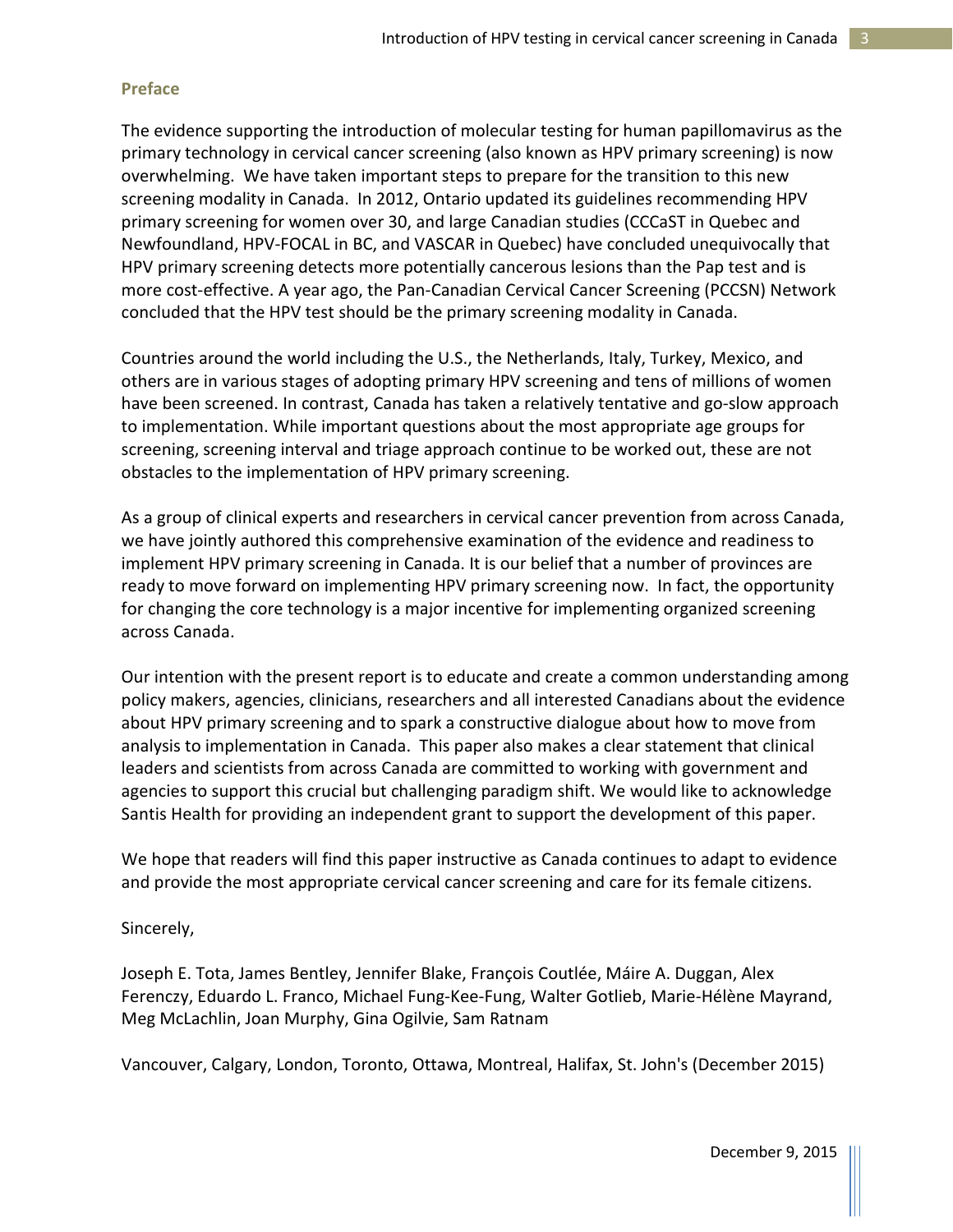## Preface

The evidence supporting the introduction of molecular testing for human papillomavirus as the primary technology in cervical cancer screening (also known as HPV primary screening) is now overwhelming. We have taken important steps to prepare for the transition to this new screening modality in Canada. In 2012, Ontario updated its guidelines recommending HPV primary screening for women over 30, and large Canadian studies (CCCaST in Quebec and Newfoundland, HPV-FOCAL in BC, and VASCAR in Quebec) have concluded unequivocally that HPV primary screening detects more potentially cancerous lesions than the Pap test and is more cost-effective. A year ago, the Pan-Canadian Cervical Cancer Screening (PCCSN) Network concluded that the HPV test should be the primary screening modality in Canada.

Countries around the world including the U.S., the Netherlands, Italy, Turkey, Mexico, and others are in various stages of adopting primary HPV screening and tens of millions of women have been screened. In contrast, Canada has taken a relatively tentative and go-slow approach to implementation. While important questions about the most appropriate age groups for screening, screening interval and triage approach continue to be worked out, these are not obstacles to the implementation of HPV primary screening.

As a group of clinical experts and researchers in cervical cancer prevention from across Canada, we have jointly authored this comprehensive examination of the evidence and readiness to implement HPV primary screening in Canada. It is our belief that a number of provinces are ready to move forward on implementing HPV primary screening now. In fact, the opportunity for changing the core technology is a major incentive for implementing organized screening across Canada.

Our intention with the present report is to educate and create a common understanding among policy makers, agencies, clinicians, researchers and all interested Canadians about the evidence about HPV primary screening and to spark a constructive dialogue about how to move from analysis to implementation in Canada. This paper also makes a clear statement that clinical leaders and scientists from across Canada are committed to working with government and agencies to support this crucial but challenging paradigm shift. We would like to acknowledge Santis Health for providing an independent grant to support the development of this paper.

We hope that readers will find this paper instructive as Canada continues to adapt to evidence and provide the most appropriate cervical cancer screening and care for its female citizens.

Sincerely,

Joseph E. Tota, James Bentley, Jennifer Blake, François Coutlée, Máire A. Duggan, Alex Ferenczy, Eduardo L. Franco, Michael Fung-Kee-Fung, Walter Gotlieb, Marie-Hélène Mayrand, Meg McLachlin, Joan Murphy, Gina Ogilvie, Sam Ratnam

Vancouver, Calgary, London, Toronto, Ottawa, Montreal, Halifax, St. John's (December 2015)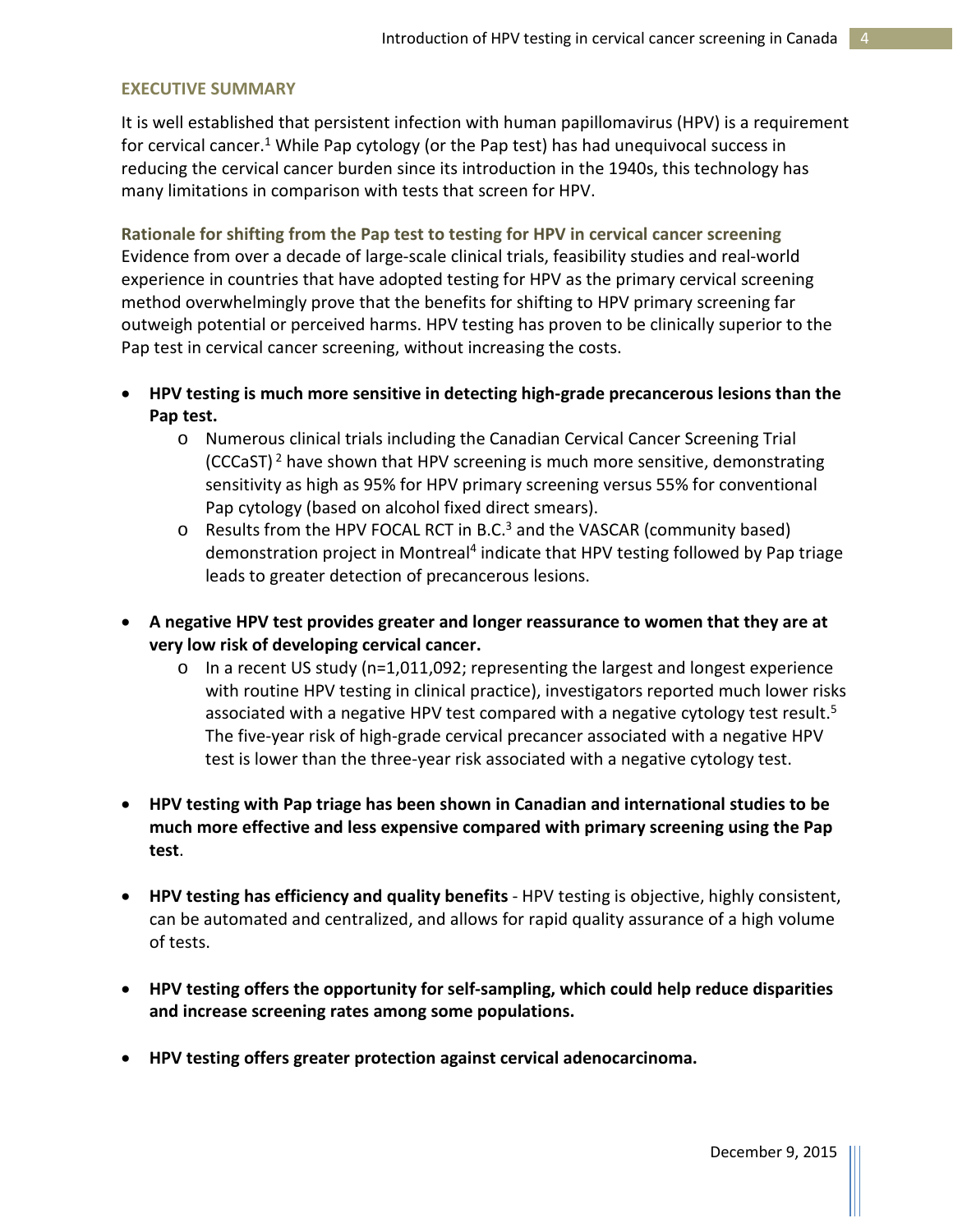## EXECUTIVE SUMMARY

It is well established that persistent infection with human papillomavirus (HPV) is a requirement for cervical cancer.[1] While Pap cytology (or the Pap test) has had unequivocal success in reducing the cervical cancer burden since its introduction in the 1940s, this technology has many limitations in comparison with tests that screen for HPV.

### Rationale for shifting from the Pap test to testing for HPV in cervical cancer screening

Evidence from over a decade of large-scale clinical trials, feasibility studies and real-world experience in countries that have adopted testing for HPV as the primary cervical screening method overwhelmingly prove that the benefits for shifting to HPV primary screening far outweigh potential or perceived harms. HPV testing has proven to be clinically superior to the Pap test in cervical cancer screening, without increasing the costs.

- **HPV testing is much more sensitive in detecting high-grade precancerous lesions than the Pap test.**
    - Numerous clinical trials including the Canadian Cervical Cancer Screening Trial (CCCaST) [2] have shown that HPV screening is much more sensitive, demonstrating sensitivity as high as 95% for HPV primary screening versus 55% for conventional Pap cytology (based on alcohol fixed direct smears).
    - Results from the HPV FOCAL RCT in B.C.[3] and the VASCAR (community based) demonstration project in Montreal[4] indicate that HPV testing followed by Pap triage leads to greater detection of precancerous lesions.
- **A negative HPV test provides greater and longer reassurance to women that they are at very low risk of developing cervical cancer.**
    - In a recent US study (n=1,011,092; representing the largest and longest experience with routine HPV testing in clinical practice), investigators reported much lower risks associated with a negative HPV test compared with a negative cytology test result.[5] The five-year risk of high-grade cervical precancer associated with a negative HPV test is lower than the three-year risk associated with a negative cytology test.
- **HPV testing with Pap triage has been shown in Canadian and international studies to be much more effective and less expensive compared with primary screening using the Pap test**.
- **HPV testing has efficiency and quality benefits** - HPV testing is objective, highly consistent, can be automated and centralized, and allows for rapid quality assurance of a high volume of tests.
- **HPV testing offers the opportunity for self-sampling, which could help reduce disparities and increase screening rates among some populations.**
- **HPV testing offers greater protection against cervical adenocarcinoma.**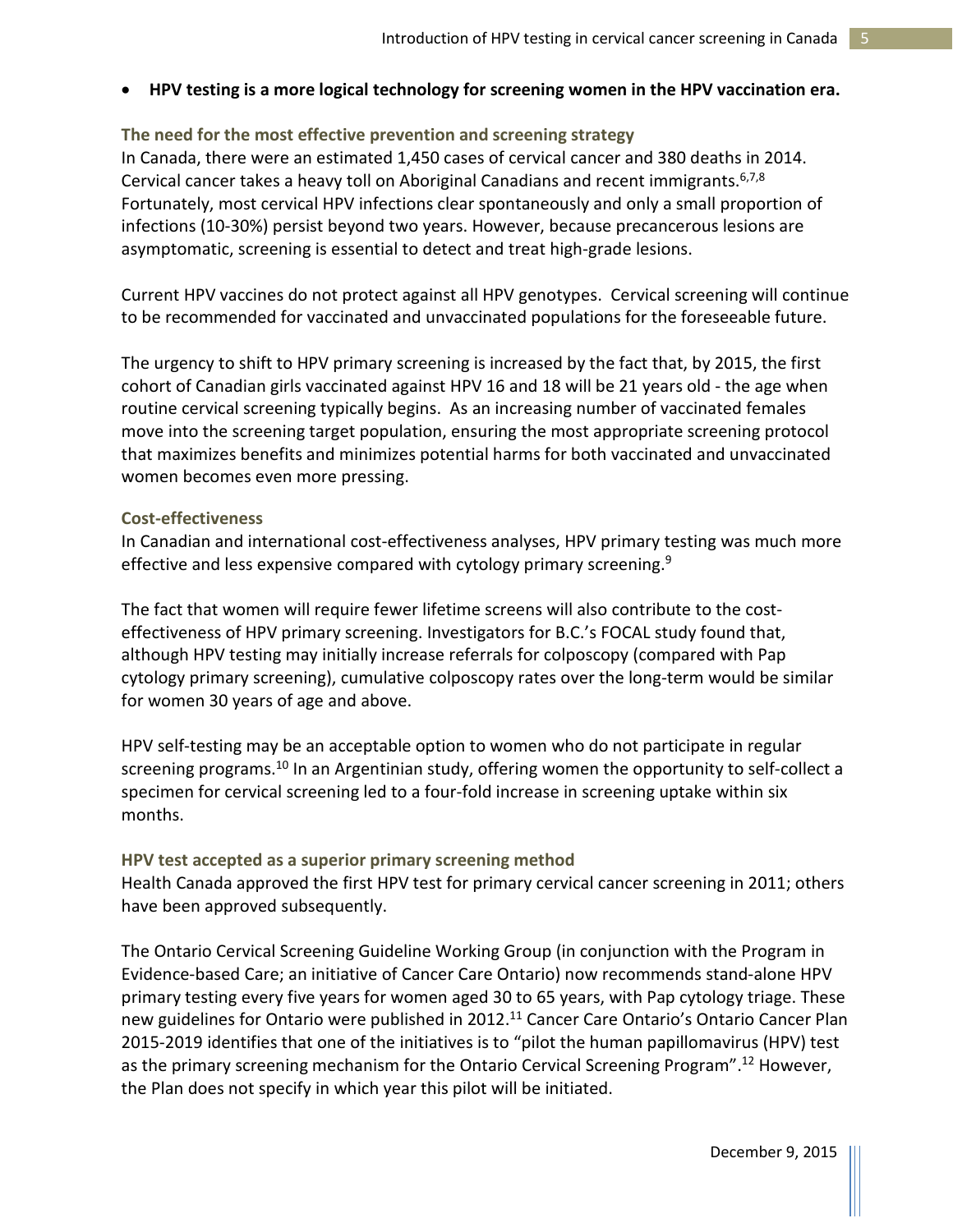- **HPV testing is a more logical technology for screening women in the HPV vaccination era.**

### The need for the most effective prevention and screening strategy

In Canada, there were an estimated 1,450 cases of cervical cancer and 380 deaths in 2014. Cervical cancer takes a heavy toll on Aboriginal Canadians and recent immigrants.[6,7,8] Fortunately, most cervical HPV infections clear spontaneously and only a small proportion of infections (10-30%) persist beyond two years. However, because precancerous lesions are asymptomatic, screening is essential to detect and treat high-grade lesions.

Current HPV vaccines do not protect against all HPV genotypes. Cervical screening will continue to be recommended for vaccinated and unvaccinated populations for the foreseeable future.

The urgency to shift to HPV primary screening is increased by the fact that, by 2015, the first cohort of Canadian girls vaccinated against HPV 16 and 18 will be 21 years old - the age when routine cervical screening typically begins. As an increasing number of vaccinated females move into the screening target population, ensuring the most appropriate screening protocol that maximizes benefits and minimizes potential harms for both vaccinated and unvaccinated women becomes even more pressing.

### Cost-effectiveness

In Canadian and international cost-effectiveness analyses, HPV primary testing was much more effective and less expensive compared with cytology primary screening.[9]

The fact that women will require fewer lifetime screens will also contribute to the cost-effectiveness of HPV primary screening. Investigators for B.C.'s FOCAL study found that, although HPV testing may initially increase referrals for colposcopy (compared with Pap cytology primary screening), cumulative colposcopy rates over the long-term would be similar for women 30 years of age and above.

HPV self-testing may be an acceptable option to women who do not participate in regular screening programs.[10] In an Argentinian study, offering women the opportunity to self-collect a specimen for cervical screening led to a four-fold increase in screening uptake within six months.

### HPV test accepted as a superior primary screening method

Health Canada approved the first HPV test for primary cervical cancer screening in 2011; others have been approved subsequently.

The Ontario Cervical Screening Guideline Working Group (in conjunction with the Program in Evidence-based Care; an initiative of Cancer Care Ontario) now recommends stand-alone HPV primary testing every five years for women aged 30 to 65 years, with Pap cytology triage. These new guidelines for Ontario were published in 2012.[11] Cancer Care Ontario's Ontario Cancer Plan 2015-2019 identifies that one of the initiatives is to "pilot the human papillomavirus (HPV) test as the primary screening mechanism for the Ontario Cervical Screening Program".[12] However, the Plan does not specify in which year this pilot will be initiated.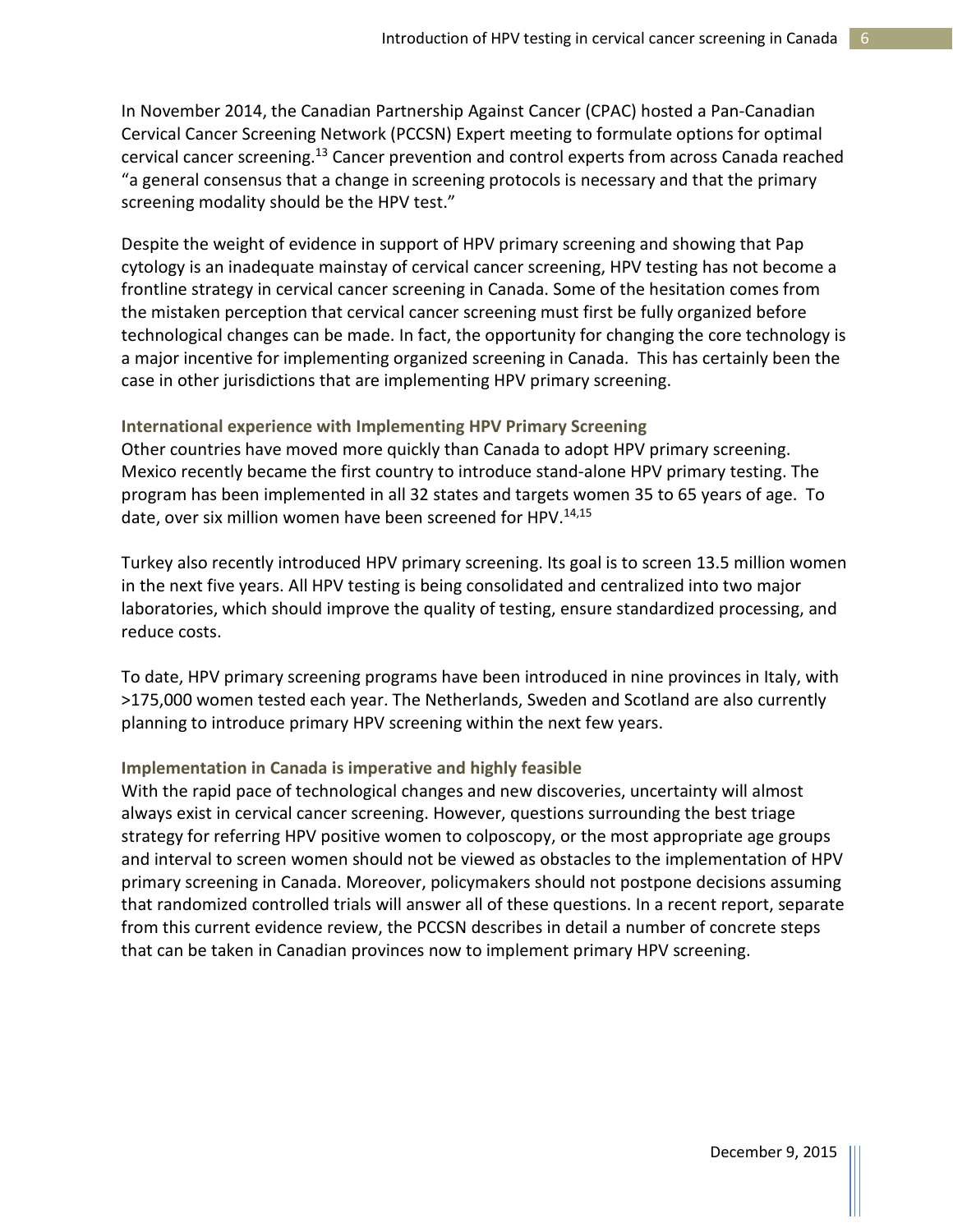In November 2014, the Canadian Partnership Against Cancer (CPAC) hosted a Pan-Canadian Cervical Cancer Screening Network (PCCSN) Expert meeting to formulate options for optimal cervical cancer screening.[13] Cancer prevention and control experts from across Canada reached "a general consensus that a change in screening protocols is necessary and that the primary screening modality should be the HPV test."

Despite the weight of evidence in support of HPV primary screening and showing that Pap cytology is an inadequate mainstay of cervical cancer screening, HPV testing has not become a frontline strategy in cervical cancer screening in Canada. Some of the hesitation comes from the mistaken perception that cervical cancer screening must first be fully organized before technological changes can be made. In fact, the opportunity for changing the core technology is a major incentive for implementing organized screening in Canada. This has certainly been the case in other jurisdictions that are implementing HPV primary screening.

### International experience with Implementing HPV Primary Screening

Other countries have moved more quickly than Canada to adopt HPV primary screening. Mexico recently became the first country to introduce stand-alone HPV primary testing. The program has been implemented in all 32 states and targets women 35 to 65 years of age. To date, over six million women have been screened for HPV.[14,15]

Turkey also recently introduced HPV primary screening. Its goal is to screen 13.5 million women in the next five years. All HPV testing is being consolidated and centralized into two major laboratories, which should improve the quality of testing, ensure standardized processing, and reduce costs.

To date, HPV primary screening programs have been introduced in nine provinces in Italy, with >175,000 women tested each year. The Netherlands, Sweden and Scotland are also currently planning to introduce primary HPV screening within the next few years.

### Implementation in Canada is imperative and highly feasible

With the rapid pace of technological changes and new discoveries, uncertainty will almost always exist in cervical cancer screening. However, questions surrounding the best triage strategy for referring HPV positive women to colposcopy, or the most appropriate age groups and interval to screen women should not be viewed as obstacles to the implementation of HPV primary screening in Canada. Moreover, policymakers should not postpone decisions assuming that randomized controlled trials will answer all of these questions. In a recent report, separate from this current evidence review, the PCCSN describes in detail a number of concrete steps that can be taken in Canadian provinces now to implement primary HPV screening.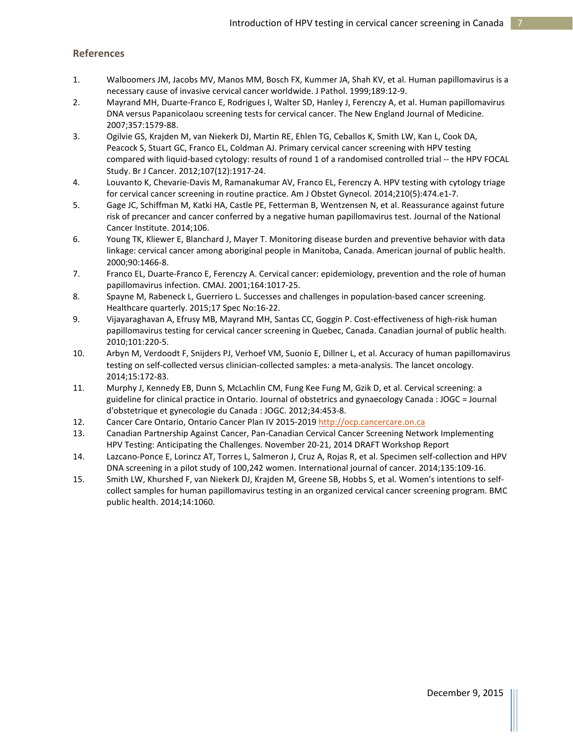## References

1. Walboomers JM, Jacobs MV, Manos MM, Bosch FX, Kummer JA, Shah KV, et al. Human papillomavirus is a necessary cause of invasive cervical cancer worldwide. J Pathol. 1999;189:12-9.
2. Mayrand MH, Duarte-Franco E, Rodrigues I, Walter SD, Hanley J, Ferenczy A, et al. Human papillomavirus DNA versus Papanicolaou screening tests for cervical cancer. The New England Journal of Medicine. 2007;357:1579-88.
3. Ogilvie GS, Krajden M, van Niekerk DJ, Martin RE, Ehlen TG, Ceballos K, Smith LW, Kan L, Cook DA, Peacock S, Stuart GC, Franco EL, Coldman AJ. Primary cervical cancer screening with HPV testing compared with liquid-based cytology: results of round 1 of a randomised controlled trial -- the HPV FOCAL Study. Br J Cancer. 2012;107(12):1917-24.
4. Louvanto K, Chevarie-Davis M, Ramanakumar AV, Franco EL, Ferenczy A. HPV testing with cytology triage for cervical cancer screening in routine practice. Am J Obstet Gynecol. 2014;210(5):474.e1-7.
5. Gage JC, Schiffman M, Katki HA, Castle PE, Fetterman B, Wentzensen N, et al. Reassurance against future risk of precancer and cancer conferred by a negative human papillomavirus test. Journal of the National Cancer Institute. 2014;106.
6. Young TK, Kliewer E, Blanchard J, Mayer T. Monitoring disease burden and preventive behavior with data linkage: cervical cancer among aboriginal people in Manitoba, Canada. American journal of public health. 2000;90:1466-8.
7. Franco EL, Duarte-Franco E, Ferenczy A. Cervical cancer: epidemiology, prevention and the role of human papillomavirus infection. CMAJ. 2001;164:1017-25.
8. Spayne M, Rabeneck L, Guerriero L. Successes and challenges in population-based cancer screening. Healthcare quarterly. 2015;17 Spec No:16-22.
9. Vijayaraghavan A, Efrusy MB, Mayrand MH, Santas CC, Goggin P. Cost-effectiveness of high-risk human papillomavirus testing for cervical cancer screening in Quebec, Canada. Canadian journal of public health. 2010;101:220-5.
10. Arbyn M, Verdoodt F, Snijders PJ, Verhoef VM, Suonio E, Dillner L, et al. Accuracy of human papillomavirus testing on self-collected versus clinician-collected samples: a meta-analysis. The lancet oncology. 2014;15:172-83.
11. Murphy J, Kennedy EB, Dunn S, McLachlin CM, Fung Kee Fung M, Gzik D, et al. Cervical screening: a guideline for clinical practice in Ontario. Journal of obstetrics and gynaecology Canada : JOGC = Journal d'obstetrique et gynecologie du Canada : JOGC. 2012;34:453-8.
12. Cancer Care Ontario, Ontario Cancer Plan IV 2015-2019 http://ocp.cancercare.on.ca
13. Canadian Partnership Against Cancer, Pan-Canadian Cervical Cancer Screening Network Implementing HPV Testing: Anticipating the Challenges. November 20-21, 2014 DRAFT Workshop Report
14. Lazcano-Ponce E, Lorincz AT, Torres L, Salmeron J, Cruz A, Rojas R, et al. Specimen self-collection and HPV DNA screening in a pilot study of 100,242 women. International journal of cancer. 2014;135:109-16.
15. Smith LW, Khurshed F, van Niekerk DJ, Krajden M, Greene SB, Hobbs S, et al. Women's intentions to self-collect samples for human papillomavirus testing in an organized cervical cancer screening program. BMC public health. 2014;14:1060.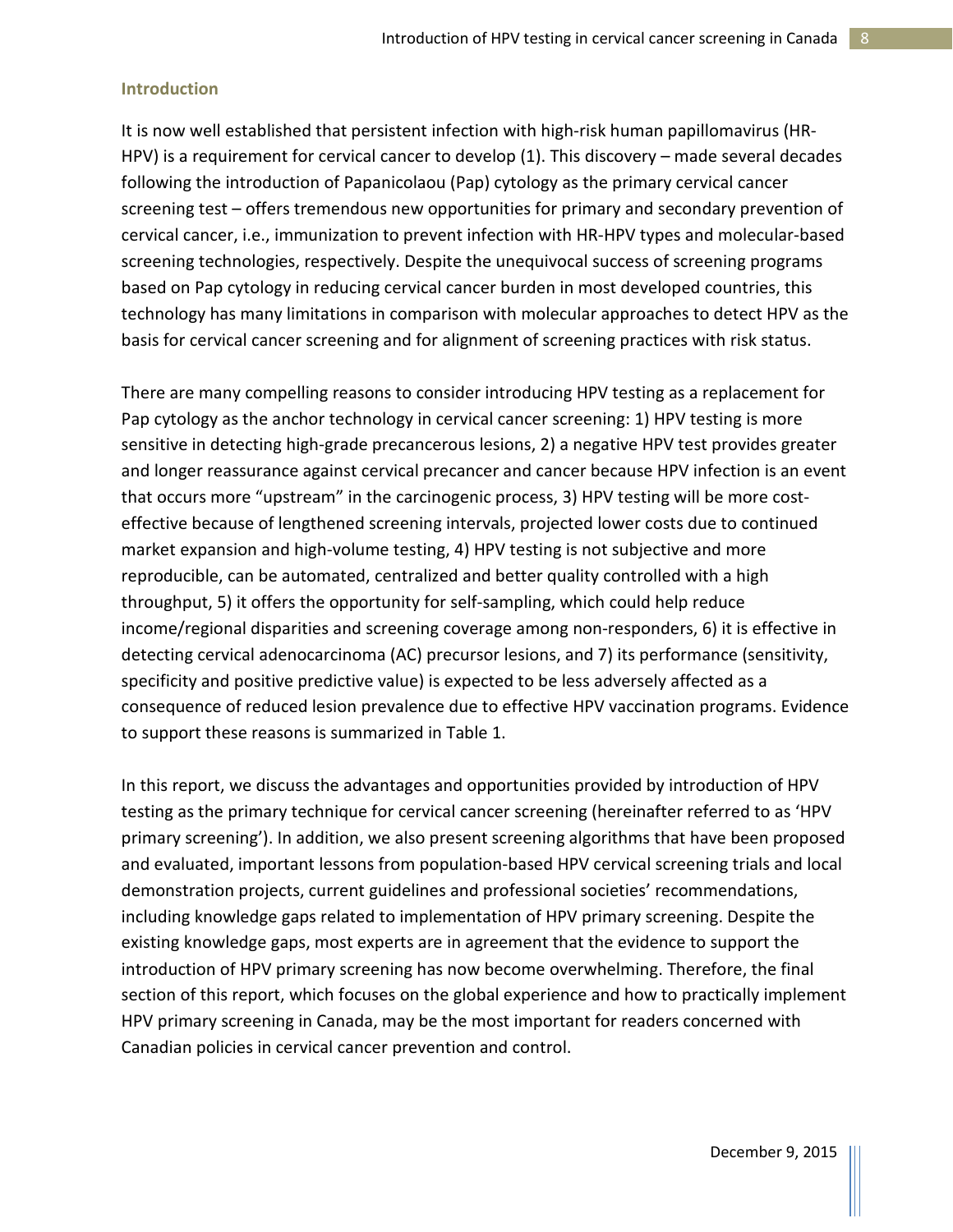## Introduction

It is now well established that persistent infection with high-risk human papillomavirus (HR-HPV) is a requirement for cervical cancer to develop (1). This discovery – made several decades following the introduction of Papanicolaou (Pap) cytology as the primary cervical cancer screening test – offers tremendous new opportunities for primary and secondary prevention of cervical cancer, i.e., immunization to prevent infection with HR-HPV types and molecular-based screening technologies, respectively. Despite the unequivocal success of screening programs based on Pap cytology in reducing cervical cancer burden in most developed countries, this technology has many limitations in comparison with molecular approaches to detect HPV as the basis for cervical cancer screening and for alignment of screening practices with risk status.

There are many compelling reasons to consider introducing HPV testing as a replacement for Pap cytology as the anchor technology in cervical cancer screening: 1) HPV testing is more sensitive in detecting high-grade precancerous lesions, 2) a negative HPV test provides greater and longer reassurance against cervical precancer and cancer because HPV infection is an event that occurs more "upstream" in the carcinogenic process, 3) HPV testing will be more cost-effective because of lengthened screening intervals, projected lower costs due to continued market expansion and high-volume testing, 4) HPV testing is not subjective and more reproducible, can be automated, centralized and better quality controlled with a high throughput, 5) it offers the opportunity for self-sampling, which could help reduce income/regional disparities and screening coverage among non-responders, 6) it is effective in detecting cervical adenocarcinoma (AC) precursor lesions, and 7) its performance (sensitivity, specificity and positive predictive value) is expected to be less adversely affected as a consequence of reduced lesion prevalence due to effective HPV vaccination programs. Evidence to support these reasons is summarized in Table 1.

In this report, we discuss the advantages and opportunities provided by introduction of HPV testing as the primary technique for cervical cancer screening (hereinafter referred to as 'HPV primary screening'). In addition, we also present screening algorithms that have been proposed and evaluated, important lessons from population-based HPV cervical screening trials and local demonstration projects, current guidelines and professional societies' recommendations, including knowledge gaps related to implementation of HPV primary screening. Despite the existing knowledge gaps, most experts are in agreement that the evidence to support the introduction of HPV primary screening has now become overwhelming. Therefore, the final section of this report, which focuses on the global experience and how to practically implement HPV primary screening in Canada, may be the most important for readers concerned with Canadian policies in cervical cancer prevention and control.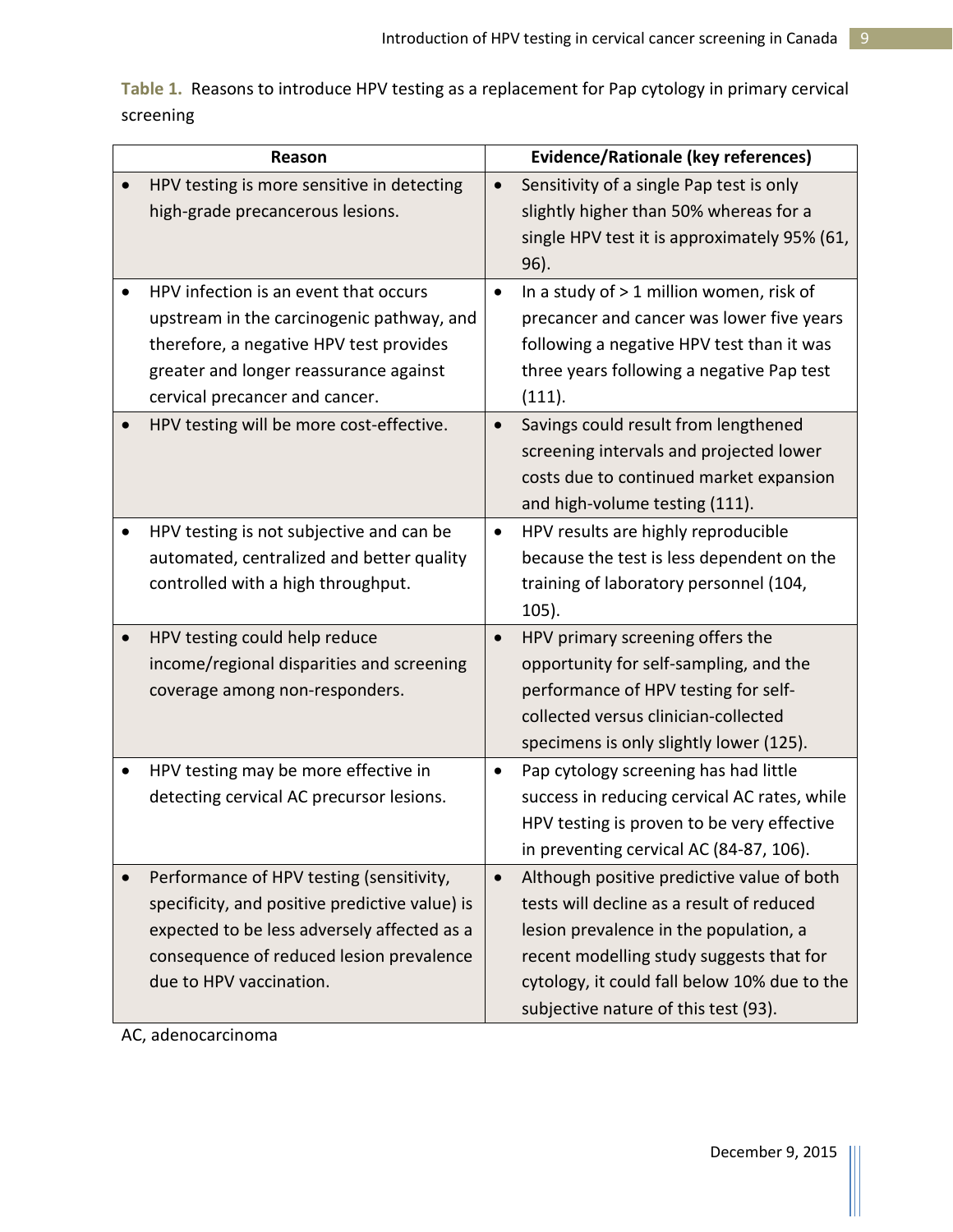**Table 1.** Reasons to introduce HPV testing as a replacement for Pap cytology in primary cervical screening

| Reason | Evidence/Rationale (key references) |
| --- | --- |
| • HPV testing is more sensitive in detecting high-grade precancerous lesions. | • Sensitivity of a single Pap test is only slightly higher than 50% whereas for a single HPV test it is approximately 95% (61, 96). |
| • HPV infection is an event that occurs upstream in the carcinogenic pathway, and therefore, a negative HPV test provides greater and longer reassurance against cervical precancer and cancer. | • In a study of > 1 million women, risk of precancer and cancer was lower five years following a negative HPV test than it was three years following a negative Pap test (111). |
| • HPV testing will be more cost-effective. | • Savings could result from lengthened screening intervals and projected lower costs due to continued market expansion and high-volume testing (111). |
| • HPV testing is not subjective and can be automated, centralized and better quality controlled with a high throughput. | • HPV results are highly reproducible because the test is less dependent on the training of laboratory personnel (104, 105). |
| • HPV testing could help reduce income/regional disparities and screening coverage among non-responders. | • HPV primary screening offers the opportunity for self-sampling, and the performance of HPV testing for self-collected versus clinician-collected specimens is only slightly lower (125). |
| • HPV testing may be more effective in detecting cervical AC precursor lesions. | • Pap cytology screening has had little success in reducing cervical AC rates, while HPV testing is proven to be very effective in preventing cervical AC (84-87, 106). |
| • Performance of HPV testing (sensitivity, specificity, and positive predictive value) is expected to be less adversely affected as a consequence of reduced lesion prevalence due to HPV vaccination. | • Although positive predictive value of both tests will decline as a result of reduced lesion prevalence in the population, a recent modelling study suggests that for cytology, it could fall below 10% due to the subjective nature of this test (93). |

AC, adenocarcinoma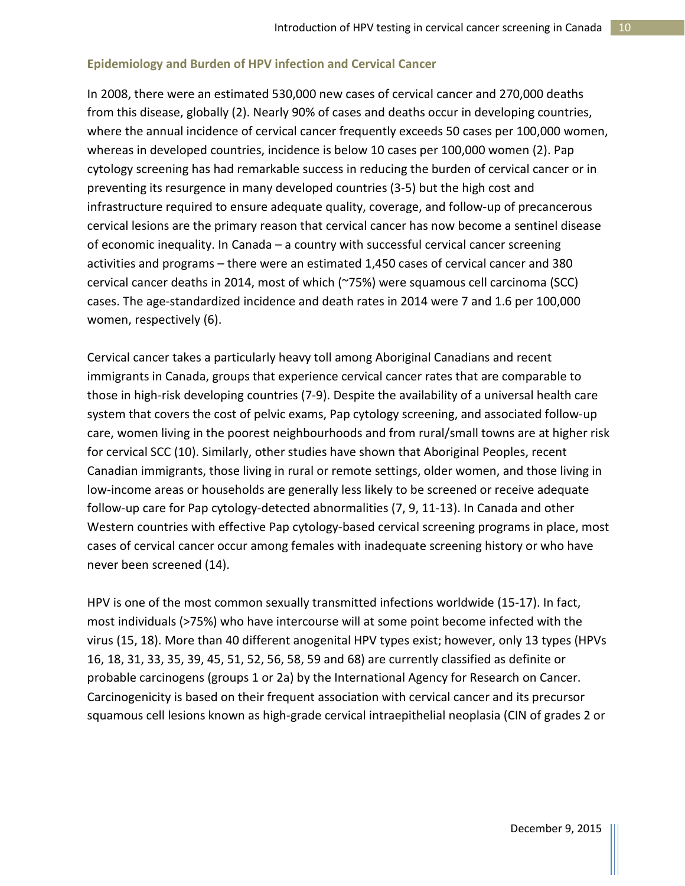### Epidemiology and Burden of HPV infection and Cervical Cancer

In 2008, there were an estimated 530,000 new cases of cervical cancer and 270,000 deaths from this disease, globally (2). Nearly 90% of cases and deaths occur in developing countries, where the annual incidence of cervical cancer frequently exceeds 50 cases per 100,000 women, whereas in developed countries, incidence is below 10 cases per 100,000 women (2). Pap cytology screening has had remarkable success in reducing the burden of cervical cancer or in preventing its resurgence in many developed countries (3-5) but the high cost and infrastructure required to ensure adequate quality, coverage, and follow-up of precancerous cervical lesions are the primary reason that cervical cancer has now become a sentinel disease of economic inequality. In Canada – a country with successful cervical cancer screening activities and programs – there were an estimated 1,450 cases of cervical cancer and 380 cervical cancer deaths in 2014, most of which (~75%) were squamous cell carcinoma (SCC) cases. The age-standardized incidence and death rates in 2014 were 7 and 1.6 per 100,000 women, respectively (6).

Cervical cancer takes a particularly heavy toll among Aboriginal Canadians and recent immigrants in Canada, groups that experience cervical cancer rates that are comparable to those in high-risk developing countries (7-9). Despite the availability of a universal health care system that covers the cost of pelvic exams, Pap cytology screening, and associated follow-up care, women living in the poorest neighbourhoods and from rural/small towns are at higher risk for cervical SCC (10). Similarly, other studies have shown that Aboriginal Peoples, recent Canadian immigrants, those living in rural or remote settings, older women, and those living in low-income areas or households are generally less likely to be screened or receive adequate follow-up care for Pap cytology-detected abnormalities (7, 9, 11-13). In Canada and other Western countries with effective Pap cytology-based cervical screening programs in place, most cases of cervical cancer occur among females with inadequate screening history or who have never been screened (14).

HPV is one of the most common sexually transmitted infections worldwide (15-17). In fact, most individuals (>75%) who have intercourse will at some point become infected with the virus (15, 18). More than 40 different anogenital HPV types exist; however, only 13 types (HPVs 16, 18, 31, 33, 35, 39, 45, 51, 52, 56, 58, 59 and 68) are currently classified as definite or probable carcinogens (groups 1 or 2a) by the International Agency for Research on Cancer. Carcinogenicity is based on their frequent association with cervical cancer and its precursor squamous cell lesions known as high-grade cervical intraepithelial neoplasia (CIN of grades 2 or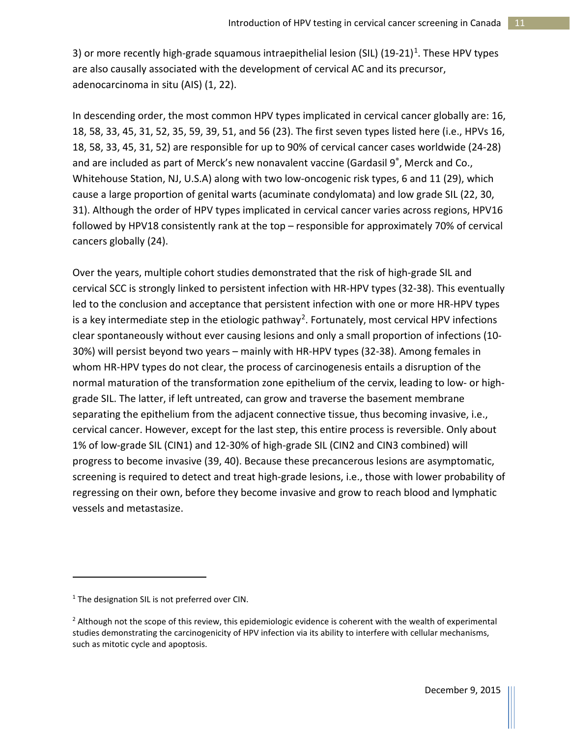3) or more recently high-grade squamous intraepithelial lesion (SIL) (19-21)[1]. These HPV types are also causally associated with the development of cervical AC and its precursor, adenocarcinoma in situ (AIS) (1, 22).

In descending order, the most common HPV types implicated in cervical cancer globally are: 16, 18, 58, 33, 45, 31, 52, 35, 59, 39, 51, and 56 (23). The first seven types listed here (i.e., HPVs 16, 18, 58, 33, 45, 31, 52) are responsible for up to 90% of cervical cancer cases worldwide (24-28) and are included as part of Merck's new nonavalent vaccine (Gardasil 9®, Merck and Co., Whitehouse Station, NJ, U.S.A) along with two low-oncogenic risk types, 6 and 11 (29), which cause a large proportion of genital warts (acuminate condylomata) and low grade SIL (22, 30, 31). Although the order of HPV types implicated in cervical cancer varies across regions, HPV16 followed by HPV18 consistently rank at the top – responsible for approximately 70% of cervical cancers globally (24).

Over the years, multiple cohort studies demonstrated that the risk of high-grade SIL and cervical SCC is strongly linked to persistent infection with HR-HPV types (32-38). This eventually led to the conclusion and acceptance that persistent infection with one or more HR-HPV types is a key intermediate step in the etiologic pathway[2]. Fortunately, most cervical HPV infections clear spontaneously without ever causing lesions and only a small proportion of infections (10-30%) will persist beyond two years – mainly with HR-HPV types (32-38). Among females in whom HR-HPV types do not clear, the process of carcinogenesis entails a disruption of the normal maturation of the transformation zone epithelium of the cervix, leading to low- or high-grade SIL. The latter, if left untreated, can grow and traverse the basement membrane separating the epithelium from the adjacent connective tissue, thus becoming invasive, i.e., cervical cancer. However, except for the last step, this entire process is reversible. Only about 1% of low-grade SIL (CIN1) and 12-30% of high-grade SIL (CIN2 and CIN3 combined) will progress to become invasive (39, 40). Because these precancerous lesions are asymptomatic, screening is required to detect and treat high-grade lesions, i.e., those with lower probability of regressing on their own, before they become invasive and grow to reach blood and lymphatic vessels and metastasize.

---

[1] The designation SIL is not preferred over CIN.

[2] Although not the scope of this review, this epidemiologic evidence is coherent with the wealth of experimental studies demonstrating the carcinogenicity of HPV infection via its ability to interfere with cellular mechanisms, such as mitotic cycle and apoptosis.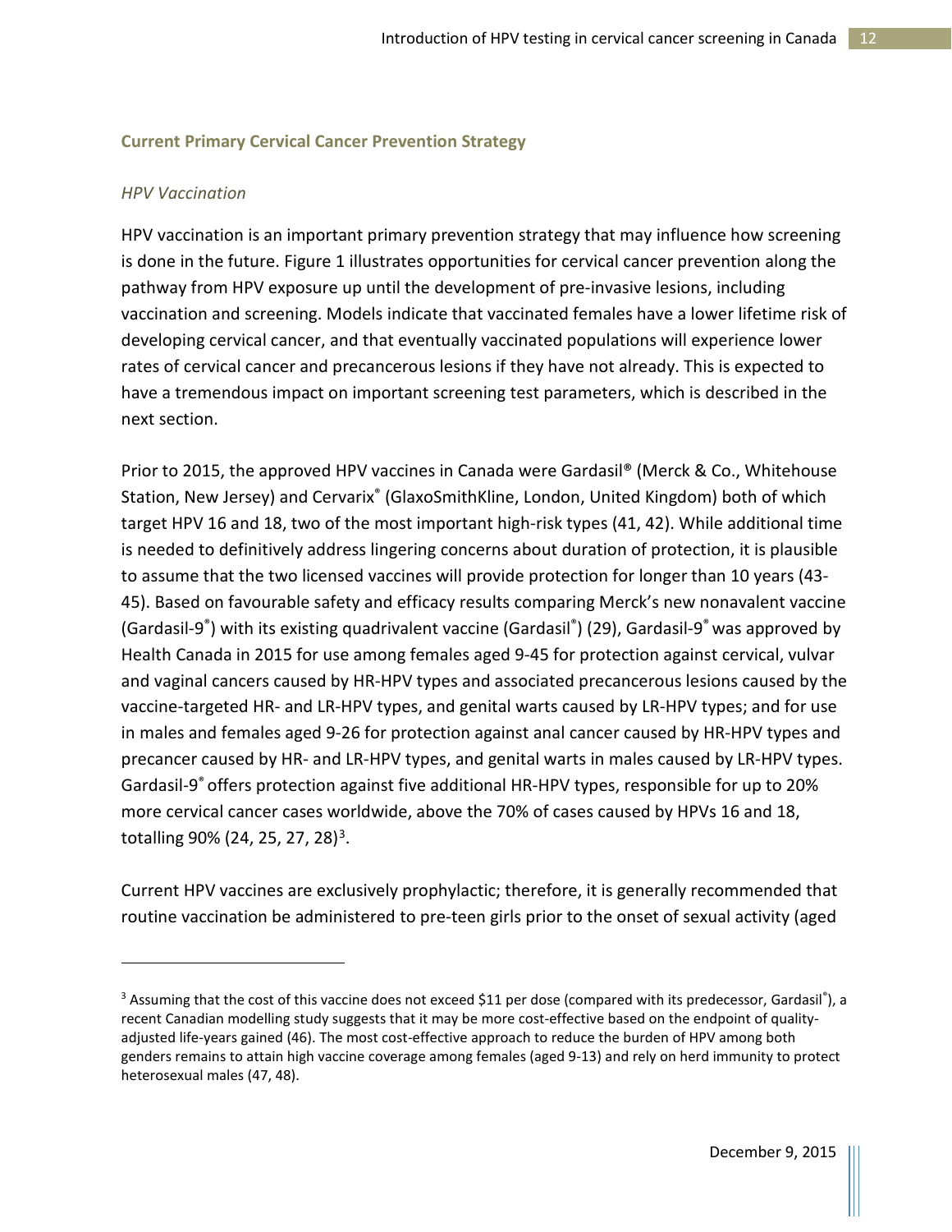## Current Primary Cervical Cancer Prevention Strategy

### *HPV Vaccination*

HPV vaccination is an important primary prevention strategy that may influence how screening is done in the future. Figure 1 illustrates opportunities for cervical cancer prevention along the pathway from HPV exposure up until the development of pre-invasive lesions, including vaccination and screening. Models indicate that vaccinated females have a lower lifetime risk of developing cervical cancer, and that eventually vaccinated populations will experience lower rates of cervical cancer and precancerous lesions if they have not already. This is expected to have a tremendous impact on important screening test parameters, which is described in the next section.

Prior to 2015, the approved HPV vaccines in Canada were Gardasil® (Merck & Co., Whitehouse Station, New Jersey) and Cervarix® (GlaxoSmithKline, London, United Kingdom) both of which target HPV 16 and 18, two of the most important high-risk types (41, 42). While additional time is needed to definitively address lingering concerns about duration of protection, it is plausible to assume that the two licensed vaccines will provide protection for longer than 10 years (43-45). Based on favourable safety and efficacy results comparing Merck's new nonavalent vaccine (Gardasil-9®) with its existing quadrivalent vaccine (Gardasil®) (29), Gardasil-9® was approved by Health Canada in 2015 for use among females aged 9-45 for protection against cervical, vulvar and vaginal cancers caused by HR-HPV types and associated precancerous lesions caused by the vaccine-targeted HR- and LR-HPV types, and genital warts caused by LR-HPV types; and for use in males and females aged 9-26 for protection against anal cancer caused by HR-HPV types and precancer caused by HR- and LR-HPV types, and genital warts in males caused by LR-HPV types. Gardasil-9® offers protection against five additional HR-HPV types, responsible for up to 20% more cervical cancer cases worldwide, above the 70% of cases caused by HPVs 16 and 18, totalling 90% (24, 25, 27, 28)[3].

Current HPV vaccines are exclusively prophylactic; therefore, it is generally recommended that routine vaccination be administered to pre-teen girls prior to the onset of sexual activity (aged

---

[3] Assuming that the cost of this vaccine does not exceed $11 per dose (compared with its predecessor, Gardasil®), a recent Canadian modelling study suggests that it may be more cost-effective based on the endpoint of quality-adjusted life-years gained (46). The most cost-effective approach to reduce the burden of HPV among both genders remains to attain high vaccine coverage among females (aged 9-13) and rely on herd immunity to protect heterosexual males (47, 48).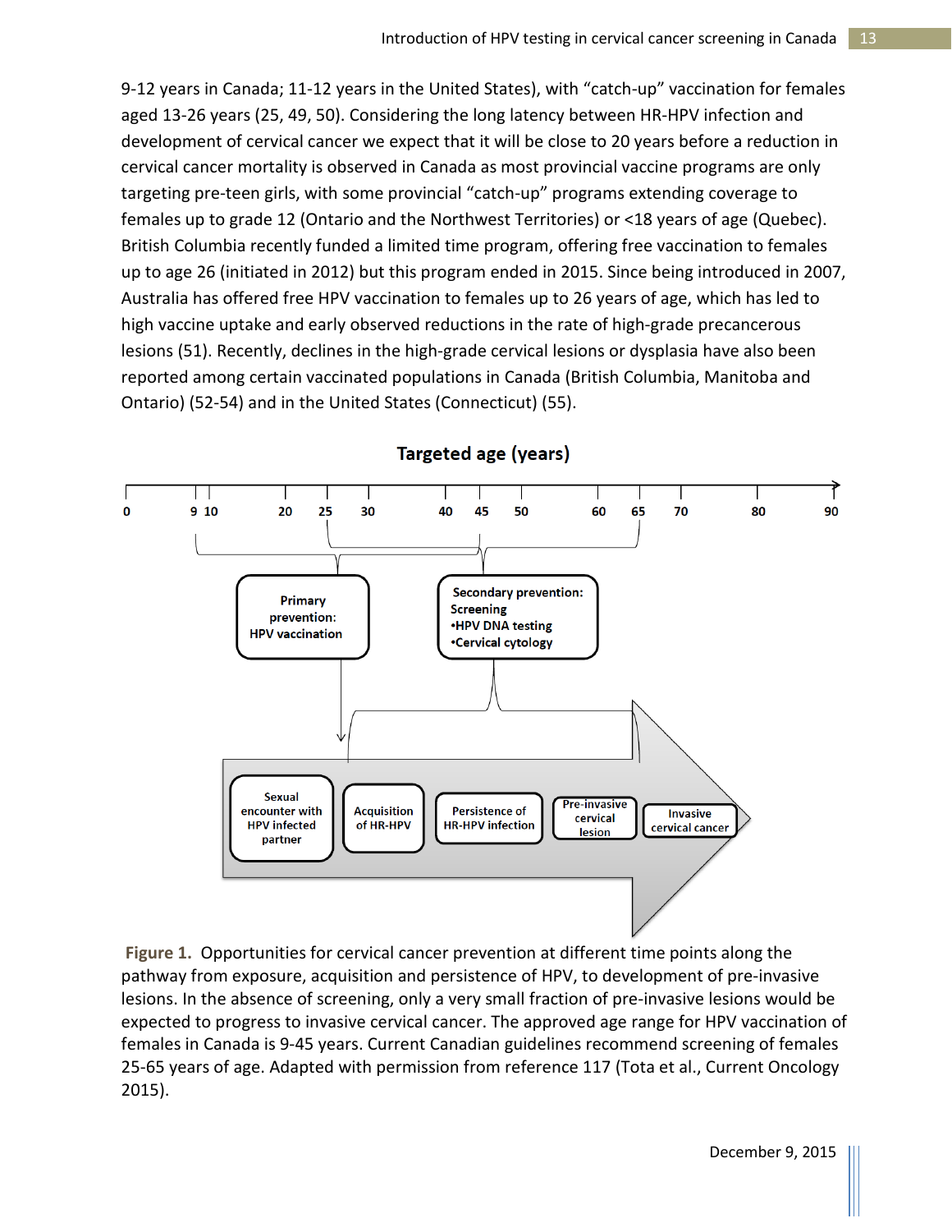9-12 years in Canada; 11-12 years in the United States), with "catch-up" vaccination for females aged 13-26 years (25, 49, 50). Considering the long latency between HR-HPV infection and development of cervical cancer we expect that it will be close to 20 years before a reduction in cervical cancer mortality is observed in Canada as most provincial vaccine programs are only targeting pre-teen girls, with some provincial "catch-up" programs extending coverage to females up to grade 12 (Ontario and the Northwest Territories) or <18 years of age (Quebec). British Columbia recently funded a limited time program, offering free vaccination to females up to age 26 (initiated in 2012) but this program ended in 2015. Since being introduced in 2007, Australia has offered free HPV vaccination to females up to 26 years of age, which has led to high vaccine uptake and early observed reductions in the rate of high-grade precancerous lesions (51). Recently, declines in the high-grade cervical lesions or dysplasia have also been reported among certain vaccinated populations in Canada (British Columbia, Manitoba and Ontario) (52-54) and in the United States (Connecticut) (55).

**Targeted age (years)**

0 9 10 20 25 30 40 45 50 60 65 70 80 90

Primary prevention: HPV vaccination

Secondary prevention: Screening
- HPV DNA testing
- Cervical cytology

Sexual encounter with HPV infected partner → Acquisition of HR-HPV → Persistence of HR-HPV infection → Pre-invasive cervical lesion → Invasive cervical cancer

**Figure 1.** Opportunities for cervical cancer prevention at different time points along the pathway from exposure, acquisition and persistence of HPV, to development of pre-invasive lesions. In the absence of screening, only a very small fraction of pre-invasive lesions would be expected to progress to invasive cervical cancer. The approved age range for HPV vaccination of females in Canada is 9-45 years. Current Canadian guidelines recommend screening of females 25-65 years of age. Adapted with permission from reference 117 (Tota et al., Current Oncology 2015).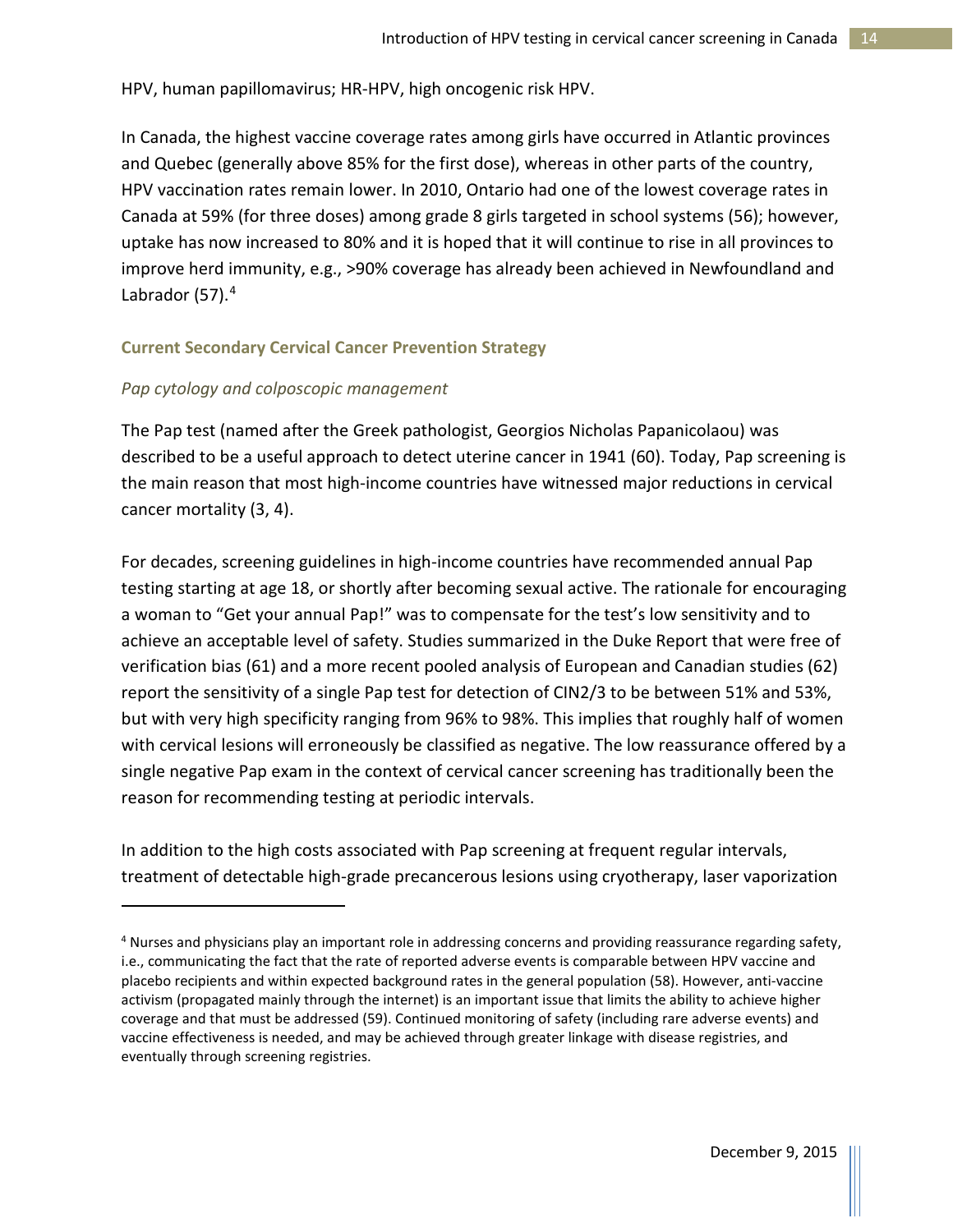HPV, human papillomavirus; HR-HPV, high oncogenic risk HPV.

In Canada, the highest vaccine coverage rates among girls have occurred in Atlantic provinces and Quebec (generally above 85% for the first dose), whereas in other parts of the country, HPV vaccination rates remain lower. In 2010, Ontario had one of the lowest coverage rates in Canada at 59% (for three doses) among grade 8 girls targeted in school systems (56); however, uptake has now increased to 80% and it is hoped that it will continue to rise in all provinces to improve herd immunity, e.g., >90% coverage has already been achieved in Newfoundland and Labrador (57).[4]

### Current Secondary Cervical Cancer Prevention Strategy

#### *Pap cytology and colposcopic management*

The Pap test (named after the Greek pathologist, Georgios Nicholas Papanicolaou) was described to be a useful approach to detect uterine cancer in 1941 (60). Today, Pap screening is the main reason that most high-income countries have witnessed major reductions in cervical cancer mortality (3, 4).

For decades, screening guidelines in high-income countries have recommended annual Pap testing starting at age 18, or shortly after becoming sexual active. The rationale for encouraging a woman to "Get your annual Pap!" was to compensate for the test's low sensitivity and to achieve an acceptable level of safety. Studies summarized in the Duke Report that were free of verification bias (61) and a more recent pooled analysis of European and Canadian studies (62) report the sensitivity of a single Pap test for detection of CIN2/3 to be between 51% and 53%, but with very high specificity ranging from 96% to 98%. This implies that roughly half of women with cervical lesions will erroneously be classified as negative. The low reassurance offered by a single negative Pap exam in the context of cervical cancer screening has traditionally been the reason for recommending testing at periodic intervals.

In addition to the high costs associated with Pap screening at frequent regular intervals, treatment of detectable high-grade precancerous lesions using cryotherapy, laser vaporization

---

[4] Nurses and physicians play an important role in addressing concerns and providing reassurance regarding safety, i.e., communicating the fact that the rate of reported adverse events is comparable between HPV vaccine and placebo recipients and within expected background rates in the general population (58). However, anti-vaccine activism (propagated mainly through the internet) is an important issue that limits the ability to achieve higher coverage and that must be addressed (59). Continued monitoring of safety (including rare adverse events) and vaccine effectiveness is needed, and may be achieved through greater linkage with disease registries, and eventually through screening registries.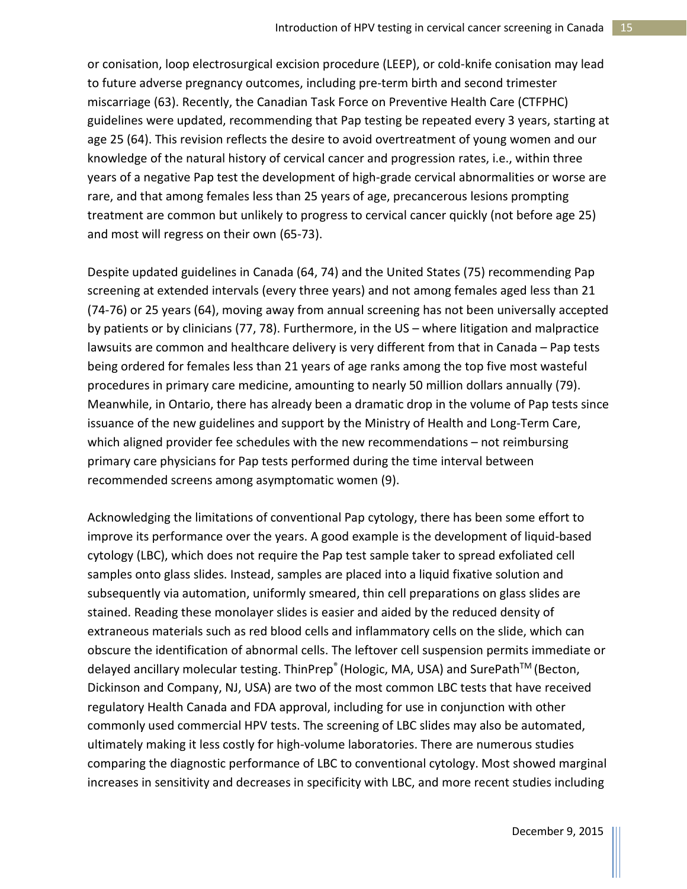or conisation, loop electrosurgical excision procedure (LEEP), or cold-knife conisation may lead to future adverse pregnancy outcomes, including pre-term birth and second trimester miscarriage (63). Recently, the Canadian Task Force on Preventive Health Care (CTFPHC) guidelines were updated, recommending that Pap testing be repeated every 3 years, starting at age 25 (64). This revision reflects the desire to avoid overtreatment of young women and our knowledge of the natural history of cervical cancer and progression rates, i.e., within three years of a negative Pap test the development of high-grade cervical abnormalities or worse are rare, and that among females less than 25 years of age, precancerous lesions prompting treatment are common but unlikely to progress to cervical cancer quickly (not before age 25) and most will regress on their own (65-73).

Despite updated guidelines in Canada (64, 74) and the United States (75) recommending Pap screening at extended intervals (every three years) and not among females aged less than 21 (74-76) or 25 years (64), moving away from annual screening has not been universally accepted by patients or by clinicians (77, 78). Furthermore, in the US – where litigation and malpractice lawsuits are common and healthcare delivery is very different from that in Canada – Pap tests being ordered for females less than 21 years of age ranks among the top five most wasteful procedures in primary care medicine, amounting to nearly 50 million dollars annually (79). Meanwhile, in Ontario, there has already been a dramatic drop in the volume of Pap tests since issuance of the new guidelines and support by the Ministry of Health and Long-Term Care, which aligned provider fee schedules with the new recommendations – not reimbursing primary care physicians for Pap tests performed during the time interval between recommended screens among asymptomatic women (9).

Acknowledging the limitations of conventional Pap cytology, there has been some effort to improve its performance over the years. A good example is the development of liquid-based cytology (LBC), which does not require the Pap test sample taker to spread exfoliated cell samples onto glass slides. Instead, samples are placed into a liquid fixative solution and subsequently via automation, uniformly smeared, thin cell preparations on glass slides are stained. Reading these monolayer slides is easier and aided by the reduced density of extraneous materials such as red blood cells and inflammatory cells on the slide, which can obscure the identification of abnormal cells. The leftover cell suspension permits immediate or delayed ancillary molecular testing. ThinPrep® (Hologic, MA, USA) and SurePath™ (Becton, Dickinson and Company, NJ, USA) are two of the most common LBC tests that have received regulatory Health Canada and FDA approval, including for use in conjunction with other commonly used commercial HPV tests. The screening of LBC slides may also be automated, ultimately making it less costly for high-volume laboratories. There are numerous studies comparing the diagnostic performance of LBC to conventional cytology. Most showed marginal increases in sensitivity and decreases in specificity with LBC, and more recent studies including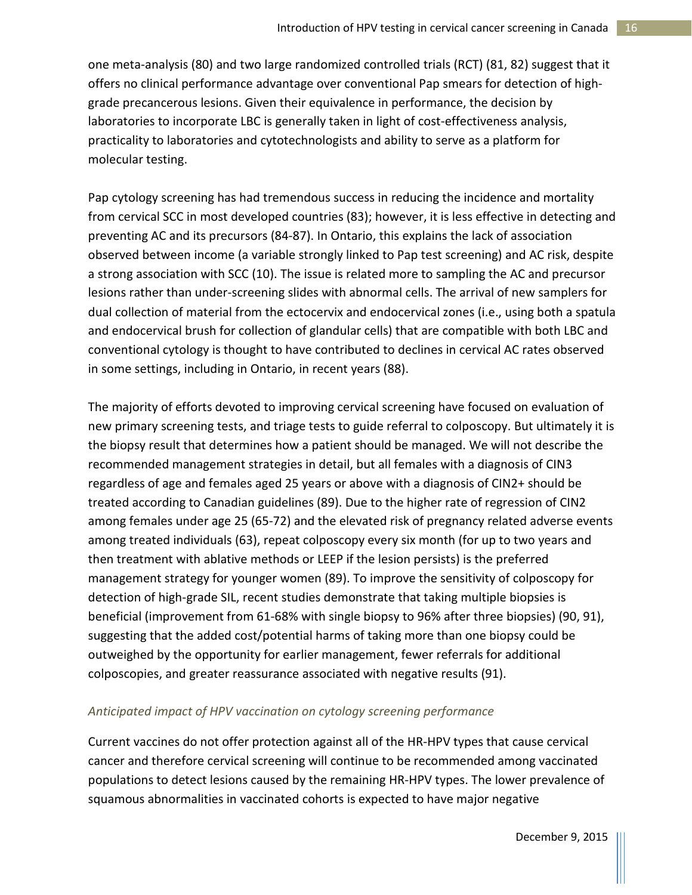one meta-analysis (80) and two large randomized controlled trials (RCT) (81, 82) suggest that it offers no clinical performance advantage over conventional Pap smears for detection of high-grade precancerous lesions. Given their equivalence in performance, the decision by laboratories to incorporate LBC is generally taken in light of cost-effectiveness analysis, practicality to laboratories and cytotechnologists and ability to serve as a platform for molecular testing.

Pap cytology screening has had tremendous success in reducing the incidence and mortality from cervical SCC in most developed countries (83); however, it is less effective in detecting and preventing AC and its precursors (84-87). In Ontario, this explains the lack of association observed between income (a variable strongly linked to Pap test screening) and AC risk, despite a strong association with SCC (10). The issue is related more to sampling the AC and precursor lesions rather than under-screening slides with abnormal cells. The arrival of new samplers for dual collection of material from the ectocervix and endocervical zones (i.e., using both a spatula and endocervical brush for collection of glandular cells) that are compatible with both LBC and conventional cytology is thought to have contributed to declines in cervical AC rates observed in some settings, including in Ontario, in recent years (88).

The majority of efforts devoted to improving cervical screening have focused on evaluation of new primary screening tests, and triage tests to guide referral to colposcopy. But ultimately it is the biopsy result that determines how a patient should be managed. We will not describe the recommended management strategies in detail, but all females with a diagnosis of CIN3 regardless of age and females aged 25 years or above with a diagnosis of CIN2+ should be treated according to Canadian guidelines (89). Due to the higher rate of regression of CIN2 among females under age 25 (65-72) and the elevated risk of pregnancy related adverse events among treated individuals (63), repeat colposcopy every six month (for up to two years and then treatment with ablative methods or LEEP if the lesion persists) is the preferred management strategy for younger women (89). To improve the sensitivity of colposcopy for detection of high-grade SIL, recent studies demonstrate that taking multiple biopsies is beneficial (improvement from 61-68% with single biopsy to 96% after three biopsies) (90, 91), suggesting that the added cost/potential harms of taking more than one biopsy could be outweighed by the opportunity for earlier management, fewer referrals for additional colposcopies, and greater reassurance associated with negative results (91).

### *Anticipated impact of HPV vaccination on cytology screening performance*

Current vaccines do not offer protection against all of the HR-HPV types that cause cervical cancer and therefore cervical screening will continue to be recommended among vaccinated populations to detect lesions caused by the remaining HR-HPV types. The lower prevalence of squamous abnormalities in vaccinated cohorts is expected to have major negative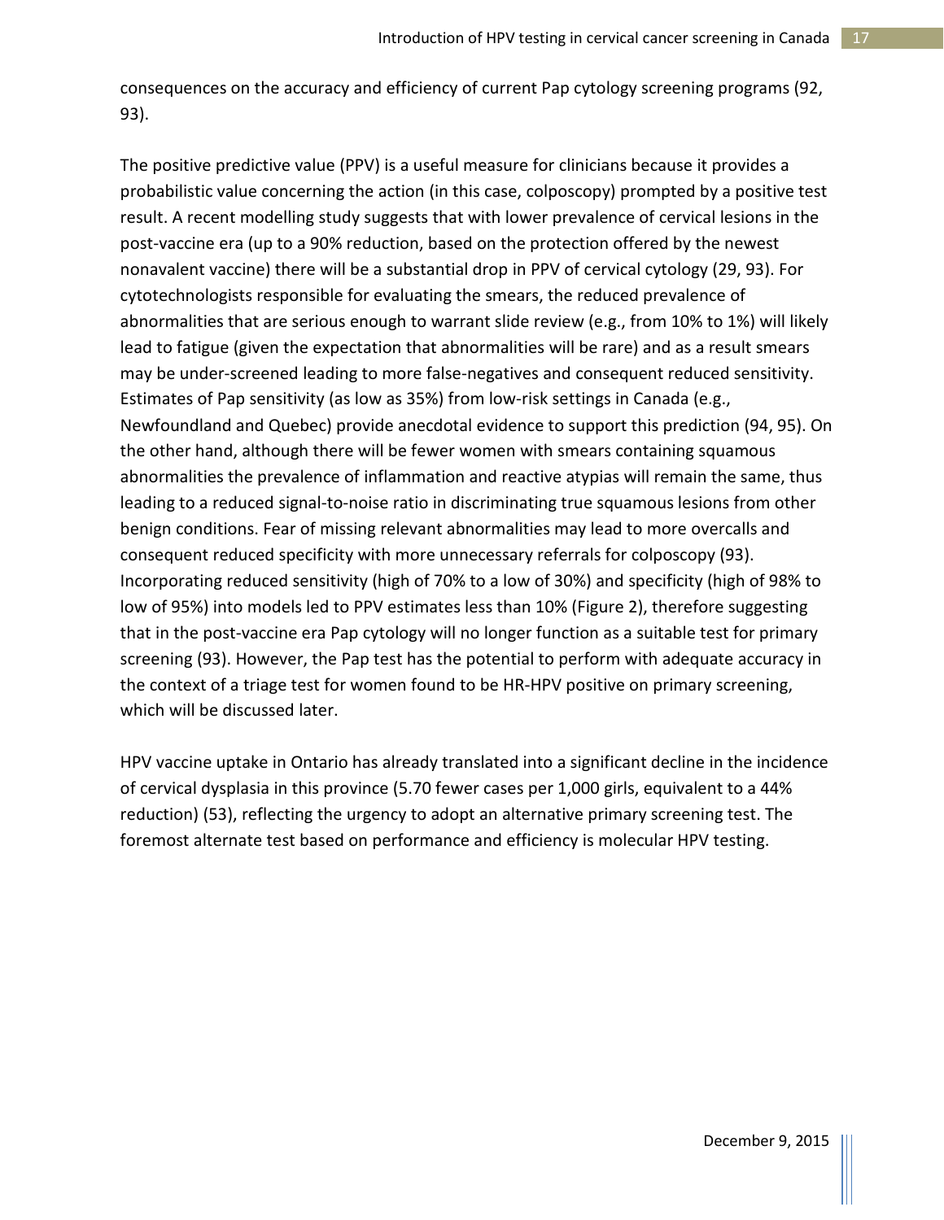consequences on the accuracy and efficiency of current Pap cytology screening programs (92, 93).

The positive predictive value (PPV) is a useful measure for clinicians because it provides a probabilistic value concerning the action (in this case, colposcopy) prompted by a positive test result. A recent modelling study suggests that with lower prevalence of cervical lesions in the post-vaccine era (up to a 90% reduction, based on the protection offered by the newest nonavalent vaccine) there will be a substantial drop in PPV of cervical cytology (29, 93). For cytotechnologists responsible for evaluating the smears, the reduced prevalence of abnormalities that are serious enough to warrant slide review (e.g., from 10% to 1%) will likely lead to fatigue (given the expectation that abnormalities will be rare) and as a result smears may be under-screened leading to more false-negatives and consequent reduced sensitivity. Estimates of Pap sensitivity (as low as 35%) from low-risk settings in Canada (e.g., Newfoundland and Quebec) provide anecdotal evidence to support this prediction (94, 95). On the other hand, although there will be fewer women with smears containing squamous abnormalities the prevalence of inflammation and reactive atypias will remain the same, thus leading to a reduced signal-to-noise ratio in discriminating true squamous lesions from other benign conditions. Fear of missing relevant abnormalities may lead to more overcalls and consequent reduced specificity with more unnecessary referrals for colposcopy (93). Incorporating reduced sensitivity (high of 70% to a low of 30%) and specificity (high of 98% to low of 95%) into models led to PPV estimates less than 10% (Figure 2), therefore suggesting that in the post-vaccine era Pap cytology will no longer function as a suitable test for primary screening (93). However, the Pap test has the potential to perform with adequate accuracy in the context of a triage test for women found to be HR-HPV positive on primary screening, which will be discussed later.

HPV vaccine uptake in Ontario has already translated into a significant decline in the incidence of cervical dysplasia in this province (5.70 fewer cases per 1,000 girls, equivalent to a 44% reduction) (53), reflecting the urgency to adopt an alternative primary screening test. The foremost alternate test based on performance and efficiency is molecular HPV testing.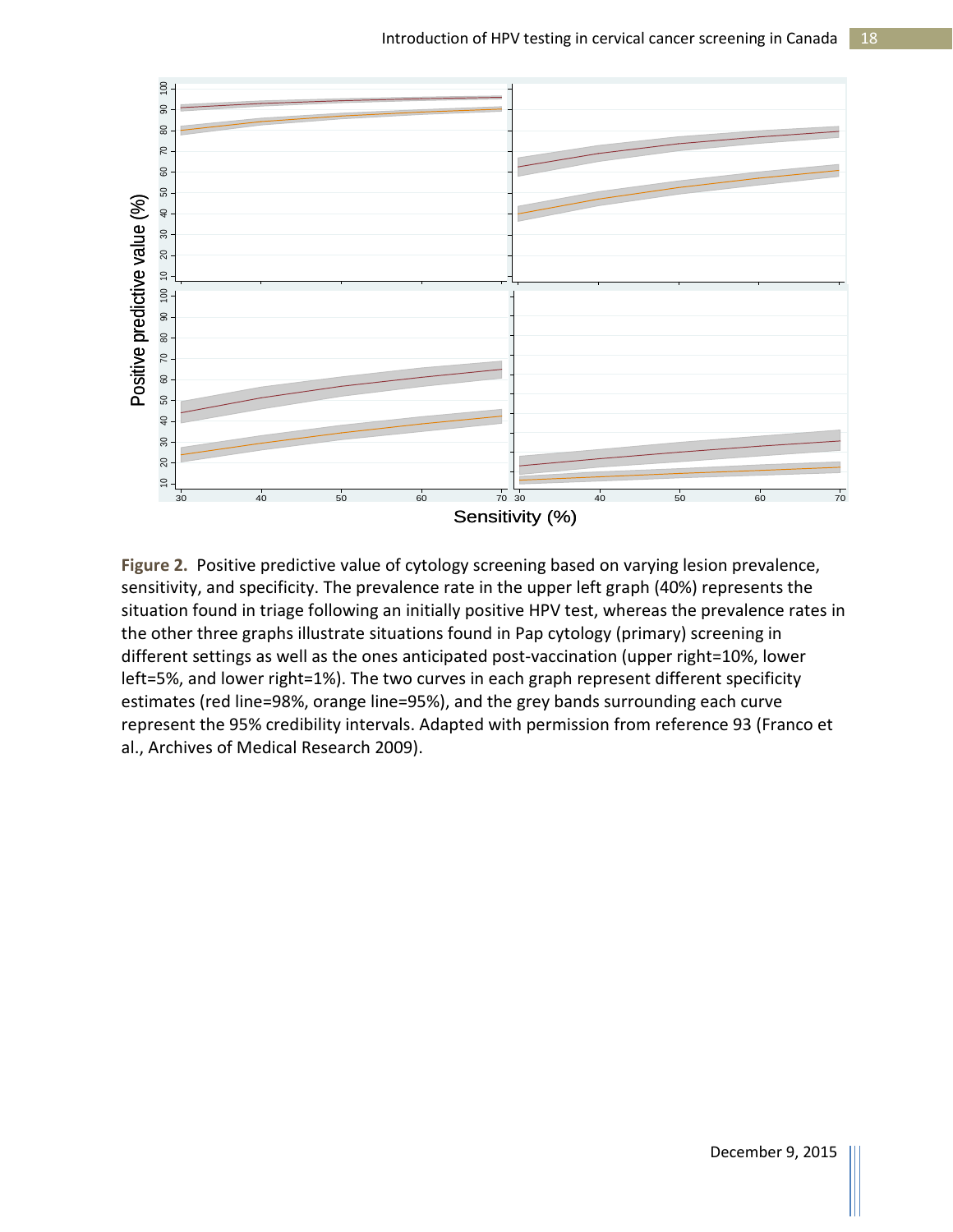**Figure 2.** Positive predictive value of cytology screening based on varying lesion prevalence, sensitivity, and specificity. The prevalence rate in the upper left graph (40%) represents the situation found in triage following an initially positive HPV test, whereas the prevalence rates in the other three graphs illustrate situations found in Pap cytology (primary) screening in different settings as well as the ones anticipated post-vaccination (upper right=10%, lower left=5%, and lower right=1%). The two curves in each graph represent different specificity estimates (red line=98%, orange line=95%), and the grey bands surrounding each curve represent the 95% credibility intervals. Adapted with permission from reference 93 (Franco et al., Archives of Medical Research 2009).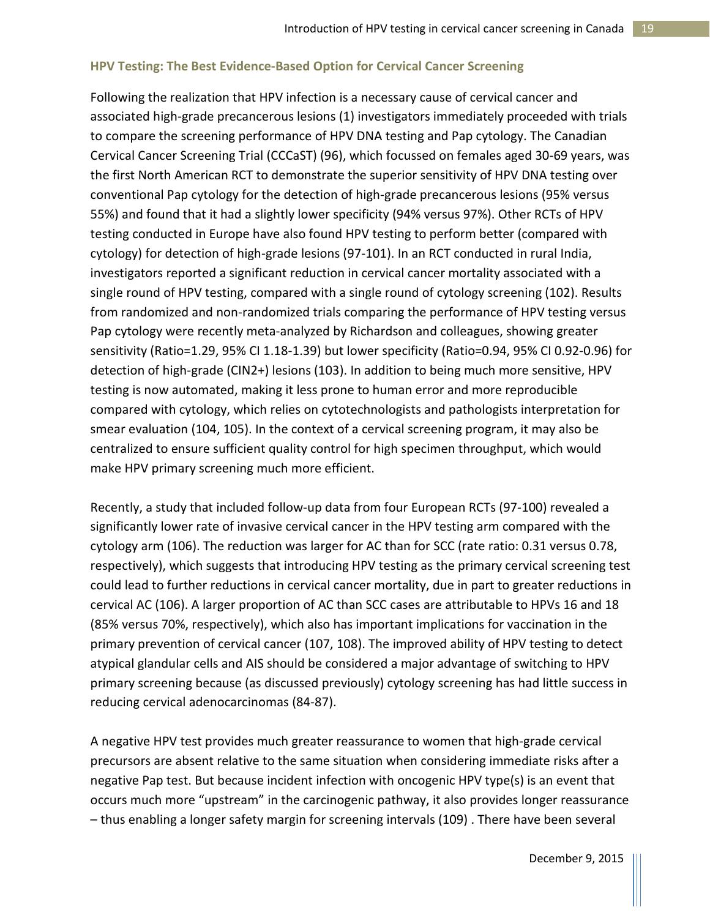### HPV Testing: The Best Evidence-Based Option for Cervical Cancer Screening

Following the realization that HPV infection is a necessary cause of cervical cancer and associated high-grade precancerous lesions (1) investigators immediately proceeded with trials to compare the screening performance of HPV DNA testing and Pap cytology. The Canadian Cervical Cancer Screening Trial (CCCaST) (96), which focussed on females aged 30-69 years, was the first North American RCT to demonstrate the superior sensitivity of HPV DNA testing over conventional Pap cytology for the detection of high-grade precancerous lesions (95% versus 55%) and found that it had a slightly lower specificity (94% versus 97%). Other RCTs of HPV testing conducted in Europe have also found HPV testing to perform better (compared with cytology) for detection of high-grade lesions (97-101). In an RCT conducted in rural India, investigators reported a significant reduction in cervical cancer mortality associated with a single round of HPV testing, compared with a single round of cytology screening (102). Results from randomized and non-randomized trials comparing the performance of HPV testing versus Pap cytology were recently meta-analyzed by Richardson and colleagues, showing greater sensitivity (Ratio=1.29, 95% CI 1.18-1.39) but lower specificity (Ratio=0.94, 95% CI 0.92-0.96) for detection of high-grade (CIN2+) lesions (103). In addition to being much more sensitive, HPV testing is now automated, making it less prone to human error and more reproducible compared with cytology, which relies on cytotechnologists and pathologists interpretation for smear evaluation (104, 105). In the context of a cervical screening program, it may also be centralized to ensure sufficient quality control for high specimen throughput, which would make HPV primary screening much more efficient.

Recently, a study that included follow-up data from four European RCTs (97-100) revealed a significantly lower rate of invasive cervical cancer in the HPV testing arm compared with the cytology arm (106). The reduction was larger for AC than for SCC (rate ratio: 0.31 versus 0.78, respectively), which suggests that introducing HPV testing as the primary cervical screening test could lead to further reductions in cervical cancer mortality, due in part to greater reductions in cervical AC (106). A larger proportion of AC than SCC cases are attributable to HPVs 16 and 18 (85% versus 70%, respectively), which also has important implications for vaccination in the primary prevention of cervical cancer (107, 108). The improved ability of HPV testing to detect atypical glandular cells and AIS should be considered a major advantage of switching to HPV primary screening because (as discussed previously) cytology screening has had little success in reducing cervical adenocarcinomas (84-87).

A negative HPV test provides much greater reassurance to women that high-grade cervical precursors are absent relative to the same situation when considering immediate risks after a negative Pap test. But because incident infection with oncogenic HPV type(s) is an event that occurs much more "upstream" in the carcinogenic pathway, it also provides longer reassurance – thus enabling a longer safety margin for screening intervals (109) . There have been several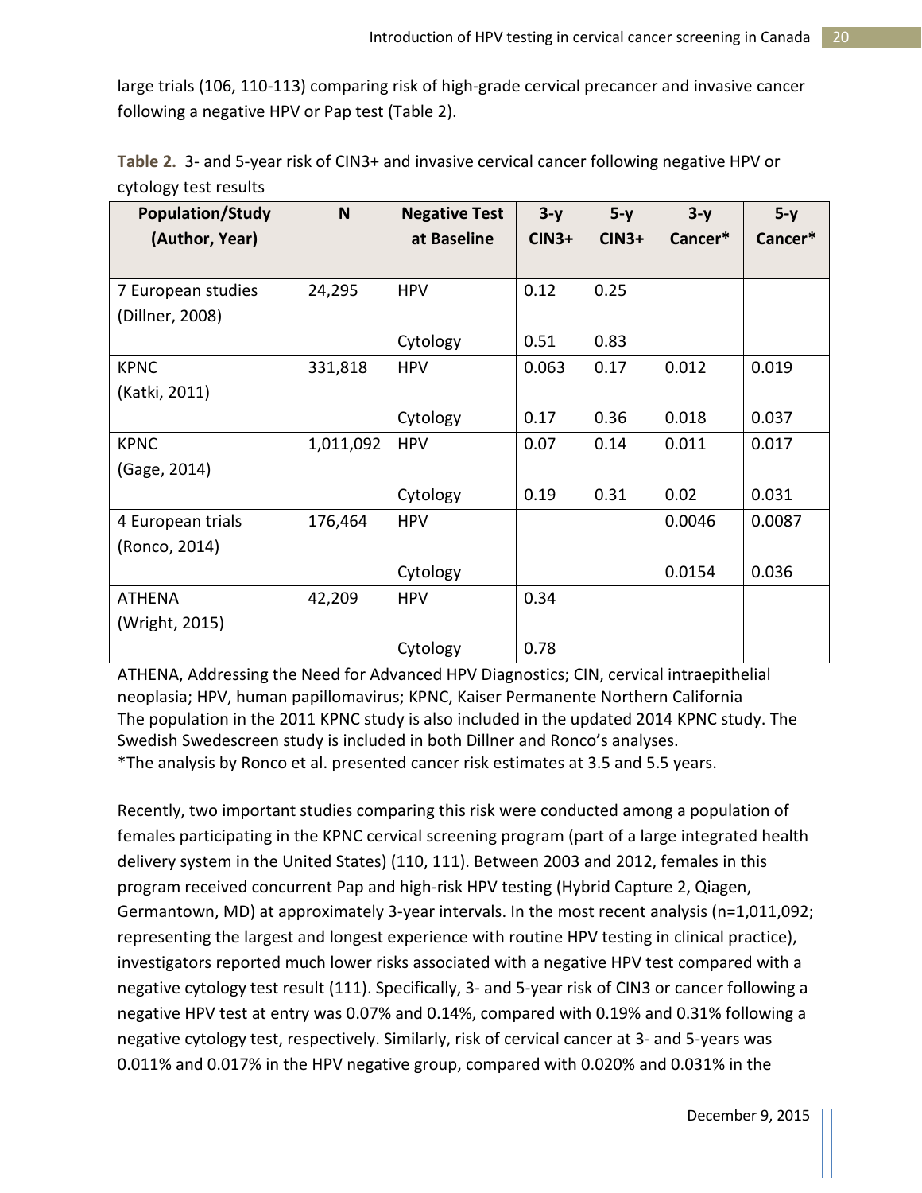large trials (106, 110-113) comparing risk of high-grade cervical precancer and invasive cancer following a negative HPV or Pap test (Table 2).

**Table 2.** 3- and 5-year risk of CIN3+ and invasive cervical cancer following negative HPV or cytology test results

| Population/Study (Author, Year) | N | Negative Test at Baseline | 3-y CIN3+ | 5-y CIN3+ | 3-y Cancer* | 5-y Cancer* |
|---|---|---|---|---|---|---|
| 7 European studies (Dillner, 2008) | 24,295 | HPV | 0.12 | 0.25 | | |
| | | Cytology | 0.51 | 0.83 | | |
| KPNC (Katki, 2011) | 331,818 | HPV | 0.063 | 0.17 | 0.012 | 0.019 |
| | | Cytology | 0.17 | 0.36 | 0.018 | 0.037 |
| KPNC (Gage, 2014) | 1,011,092 | HPV | 0.07 | 0.14 | 0.011 | 0.017 |
| | | Cytology | 0.19 | 0.31 | 0.02 | 0.031 |
| 4 European trials (Ronco, 2014) | 176,464 | HPV | | | 0.0046 | 0.0087 |
| | | Cytology | | | 0.0154 | 0.036 |
| ATHENA (Wright, 2015) | 42,209 | HPV | 0.34 | | | |
| | | Cytology | 0.78 | | | |

ATHENA, Addressing the Need for Advanced HPV Diagnostics; CIN, cervical intraepithelial neoplasia; HPV, human papillomavirus; KPNC, Kaiser Permanente Northern California
The population in the 2011 KPNC study is also included in the updated 2014 KPNC study. The Swedish Swedescreen study is included in both Dillner and Ronco's analyses.
*The analysis by Ronco et al. presented cancer risk estimates at 3.5 and 5.5 years.

Recently, two important studies comparing this risk were conducted among a population of females participating in the KPNC cervical screening program (part of a large integrated health delivery system in the United States) (110, 111). Between 2003 and 2012, females in this program received concurrent Pap and high-risk HPV testing (Hybrid Capture 2, Qiagen, Germantown, MD) at approximately 3-year intervals. In the most recent analysis (n=1,011,092; representing the largest and longest experience with routine HPV testing in clinical practice), investigators reported much lower risks associated with a negative HPV test compared with a negative cytology test result (111). Specifically, 3- and 5-year risk of CIN3 or cancer following a negative HPV test at entry was 0.07% and 0.14%, compared with 0.19% and 0.31% following a negative cytology test, respectively. Similarly, risk of cervical cancer at 3- and 5-years was 0.011% and 0.017% in the HPV negative group, compared with 0.020% and 0.031% in the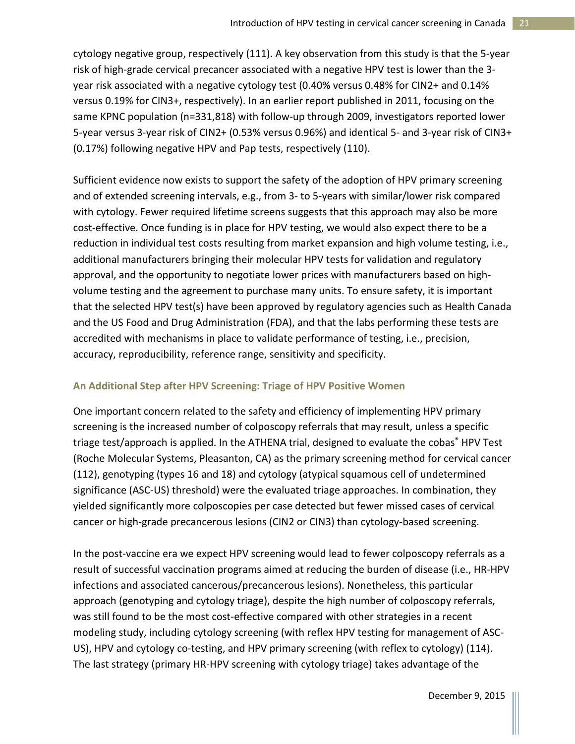cytology negative group, respectively (111). A key observation from this study is that the 5-year risk of high-grade cervical precancer associated with a negative HPV test is lower than the 3-year risk associated with a negative cytology test (0.40% versus 0.48% for CIN2+ and 0.14% versus 0.19% for CIN3+, respectively). In an earlier report published in 2011, focusing on the same KPNC population (n=331,818) with follow-up through 2009, investigators reported lower 5-year versus 3-year risk of CIN2+ (0.53% versus 0.96%) and identical 5- and 3-year risk of CIN3+ (0.17%) following negative HPV and Pap tests, respectively (110).

Sufficient evidence now exists to support the safety of the adoption of HPV primary screening and of extended screening intervals, e.g., from 3- to 5-years with similar/lower risk compared with cytology. Fewer required lifetime screens suggests that this approach may also be more cost-effective. Once funding is in place for HPV testing, we would also expect there to be a reduction in individual test costs resulting from market expansion and high volume testing, i.e., additional manufacturers bringing their molecular HPV tests for validation and regulatory approval, and the opportunity to negotiate lower prices with manufacturers based on high-volume testing and the agreement to purchase many units. To ensure safety, it is important that the selected HPV test(s) have been approved by regulatory agencies such as Health Canada and the US Food and Drug Administration (FDA), and that the labs performing these tests are accredited with mechanisms in place to validate performance of testing, i.e., precision, accuracy, reproducibility, reference range, sensitivity and specificity.

### An Additional Step after HPV Screening: Triage of HPV Positive Women

One important concern related to the safety and efficiency of implementing HPV primary screening is the increased number of colposcopy referrals that may result, unless a specific triage test/approach is applied. In the ATHENA trial, designed to evaluate the cobas® HPV Test (Roche Molecular Systems, Pleasanton, CA) as the primary screening method for cervical cancer (112), genotyping (types 16 and 18) and cytology (atypical squamous cell of undetermined significance (ASC-US) threshold) were the evaluated triage approaches. In combination, they yielded significantly more colposcopies per case detected but fewer missed cases of cervical cancer or high-grade precancerous lesions (CIN2 or CIN3) than cytology-based screening.

In the post-vaccine era we expect HPV screening would lead to fewer colposcopy referrals as a result of successful vaccination programs aimed at reducing the burden of disease (i.e., HR-HPV infections and associated cancerous/precancerous lesions). Nonetheless, this particular approach (genotyping and cytology triage), despite the high number of colposcopy referrals, was still found to be the most cost-effective compared with other strategies in a recent modeling study, including cytology screening (with reflex HPV testing for management of ASC-US), HPV and cytology co-testing, and HPV primary screening (with reflex to cytology) (114). The last strategy (primary HR-HPV screening with cytology triage) takes advantage of the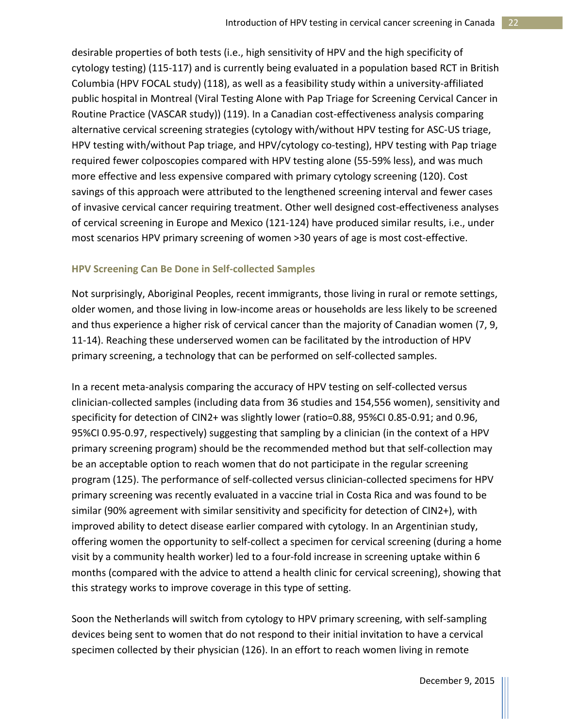desirable properties of both tests (i.e., high sensitivity of HPV and the high specificity of cytology testing) (115-117) and is currently being evaluated in a population based RCT in British Columbia (HPV FOCAL study) (118), as well as a feasibility study within a university-affiliated public hospital in Montreal (Viral Testing Alone with Pap Triage for Screening Cervical Cancer in Routine Practice (VASCAR study)) (119). In a Canadian cost-effectiveness analysis comparing alternative cervical screening strategies (cytology with/without HPV testing for ASC-US triage, HPV testing with/without Pap triage, and HPV/cytology co-testing), HPV testing with Pap triage required fewer colposcopies compared with HPV testing alone (55-59% less), and was much more effective and less expensive compared with primary cytology screening (120). Cost savings of this approach were attributed to the lengthened screening interval and fewer cases of invasive cervical cancer requiring treatment. Other well designed cost-effectiveness analyses of cervical screening in Europe and Mexico (121-124) have produced similar results, i.e., under most scenarios HPV primary screening of women >30 years of age is most cost-effective.

### HPV Screening Can Be Done in Self-collected Samples

Not surprisingly, Aboriginal Peoples, recent immigrants, those living in rural or remote settings, older women, and those living in low-income areas or households are less likely to be screened and thus experience a higher risk of cervical cancer than the majority of Canadian women (7, 9, 11-14). Reaching these underserved women can be facilitated by the introduction of HPV primary screening, a technology that can be performed on self-collected samples.

In a recent meta-analysis comparing the accuracy of HPV testing on self-collected versus clinician-collected samples (including data from 36 studies and 154,556 women), sensitivity and specificity for detection of CIN2+ was slightly lower (ratio=0.88, 95%CI 0.85-0.91; and 0.96, 95%CI 0.95-0.97, respectively) suggesting that sampling by a clinician (in the context of a HPV primary screening program) should be the recommended method but that self-collection may be an acceptable option to reach women that do not participate in the regular screening program (125). The performance of self-collected versus clinician-collected specimens for HPV primary screening was recently evaluated in a vaccine trial in Costa Rica and was found to be similar (90% agreement with similar sensitivity and specificity for detection of CIN2+), with improved ability to detect disease earlier compared with cytology. In an Argentinian study, offering women the opportunity to self-collect a specimen for cervical screening (during a home visit by a community health worker) led to a four-fold increase in screening uptake within 6 months (compared with the advice to attend a health clinic for cervical screening), showing that this strategy works to improve coverage in this type of setting.

Soon the Netherlands will switch from cytology to HPV primary screening, with self-sampling devices being sent to women that do not respond to their initial invitation to have a cervical specimen collected by their physician (126). In an effort to reach women living in remote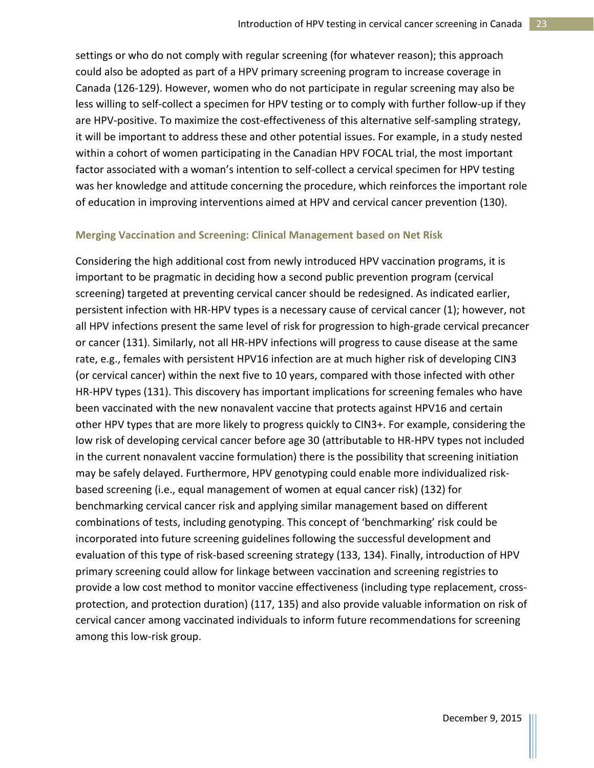settings or who do not comply with regular screening (for whatever reason); this approach could also be adopted as part of a HPV primary screening program to increase coverage in Canada (126-129). However, women who do not participate in regular screening may also be less willing to self-collect a specimen for HPV testing or to comply with further follow-up if they are HPV-positive. To maximize the cost-effectiveness of this alternative self-sampling strategy, it will be important to address these and other potential issues. For example, in a study nested within a cohort of women participating in the Canadian HPV FOCAL trial, the most important factor associated with a woman's intention to self-collect a cervical specimen for HPV testing was her knowledge and attitude concerning the procedure, which reinforces the important role of education in improving interventions aimed at HPV and cervical cancer prevention (130).

### Merging Vaccination and Screening: Clinical Management based on Net Risk

Considering the high additional cost from newly introduced HPV vaccination programs, it is important to be pragmatic in deciding how a second public prevention program (cervical screening) targeted at preventing cervical cancer should be redesigned. As indicated earlier, persistent infection with HR-HPV types is a necessary cause of cervical cancer (1); however, not all HPV infections present the same level of risk for progression to high-grade cervical precancer or cancer (131). Similarly, not all HR-HPV infections will progress to cause disease at the same rate, e.g., females with persistent HPV16 infection are at much higher risk of developing CIN3 (or cervical cancer) within the next five to 10 years, compared with those infected with other HR-HPV types (131). This discovery has important implications for screening females who have been vaccinated with the new nonavalent vaccine that protects against HPV16 and certain other HPV types that are more likely to progress quickly to CIN3+. For example, considering the low risk of developing cervical cancer before age 30 (attributable to HR-HPV types not included in the current nonavalent vaccine formulation) there is the possibility that screening initiation may be safely delayed. Furthermore, HPV genotyping could enable more individualized risk-based screening (i.e., equal management of women at equal cancer risk) (132) for benchmarking cervical cancer risk and applying similar management based on different combinations of tests, including genotyping. This concept of 'benchmarking' risk could be incorporated into future screening guidelines following the successful development and evaluation of this type of risk-based screening strategy (133, 134). Finally, introduction of HPV primary screening could allow for linkage between vaccination and screening registries to provide a low cost method to monitor vaccine effectiveness (including type replacement, cross-protection, and protection duration) (117, 135) and also provide valuable information on risk of cervical cancer among vaccinated individuals to inform future recommendations for screening among this low-risk group.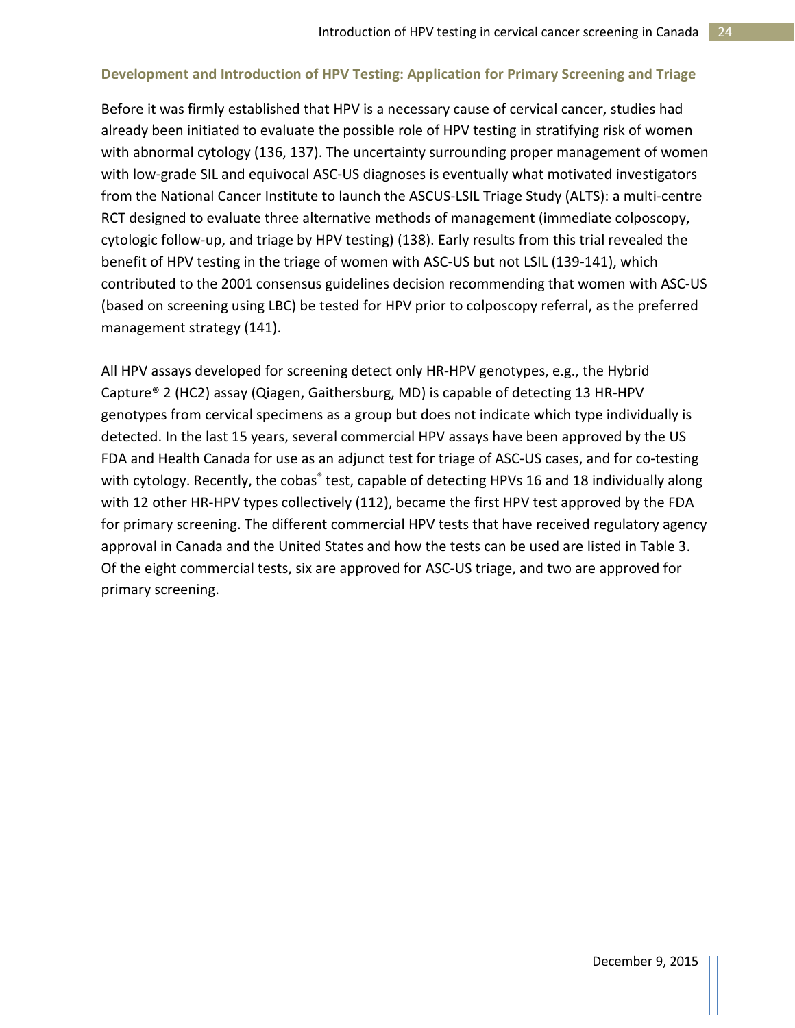### Development and Introduction of HPV Testing: Application for Primary Screening and Triage

Before it was firmly established that HPV is a necessary cause of cervical cancer, studies had already been initiated to evaluate the possible role of HPV testing in stratifying risk of women with abnormal cytology (136, 137). The uncertainty surrounding proper management of women with low-grade SIL and equivocal ASC-US diagnoses is eventually what motivated investigators from the National Cancer Institute to launch the ASCUS-LSIL Triage Study (ALTS): a multi-centre RCT designed to evaluate three alternative methods of management (immediate colposcopy, cytologic follow-up, and triage by HPV testing) (138). Early results from this trial revealed the benefit of HPV testing in the triage of women with ASC-US but not LSIL (139-141), which contributed to the 2001 consensus guidelines decision recommending that women with ASC-US (based on screening using LBC) be tested for HPV prior to colposcopy referral, as the preferred management strategy (141).

All HPV assays developed for screening detect only HR-HPV genotypes, e.g., the Hybrid Capture® 2 (HC2) assay (Qiagen, Gaithersburg, MD) is capable of detecting 13 HR-HPV genotypes from cervical specimens as a group but does not indicate which type individually is detected. In the last 15 years, several commercial HPV assays have been approved by the US FDA and Health Canada for use as an adjunct test for triage of ASC-US cases, and for co-testing with cytology. Recently, the cobas® test, capable of detecting HPVs 16 and 18 individually along with 12 other HR-HPV types collectively (112), became the first HPV test approved by the FDA for primary screening. The different commercial HPV tests that have received regulatory agency approval in Canada and the United States and how the tests can be used are listed in Table 3. Of the eight commercial tests, six are approved for ASC-US triage, and two are approved for primary screening.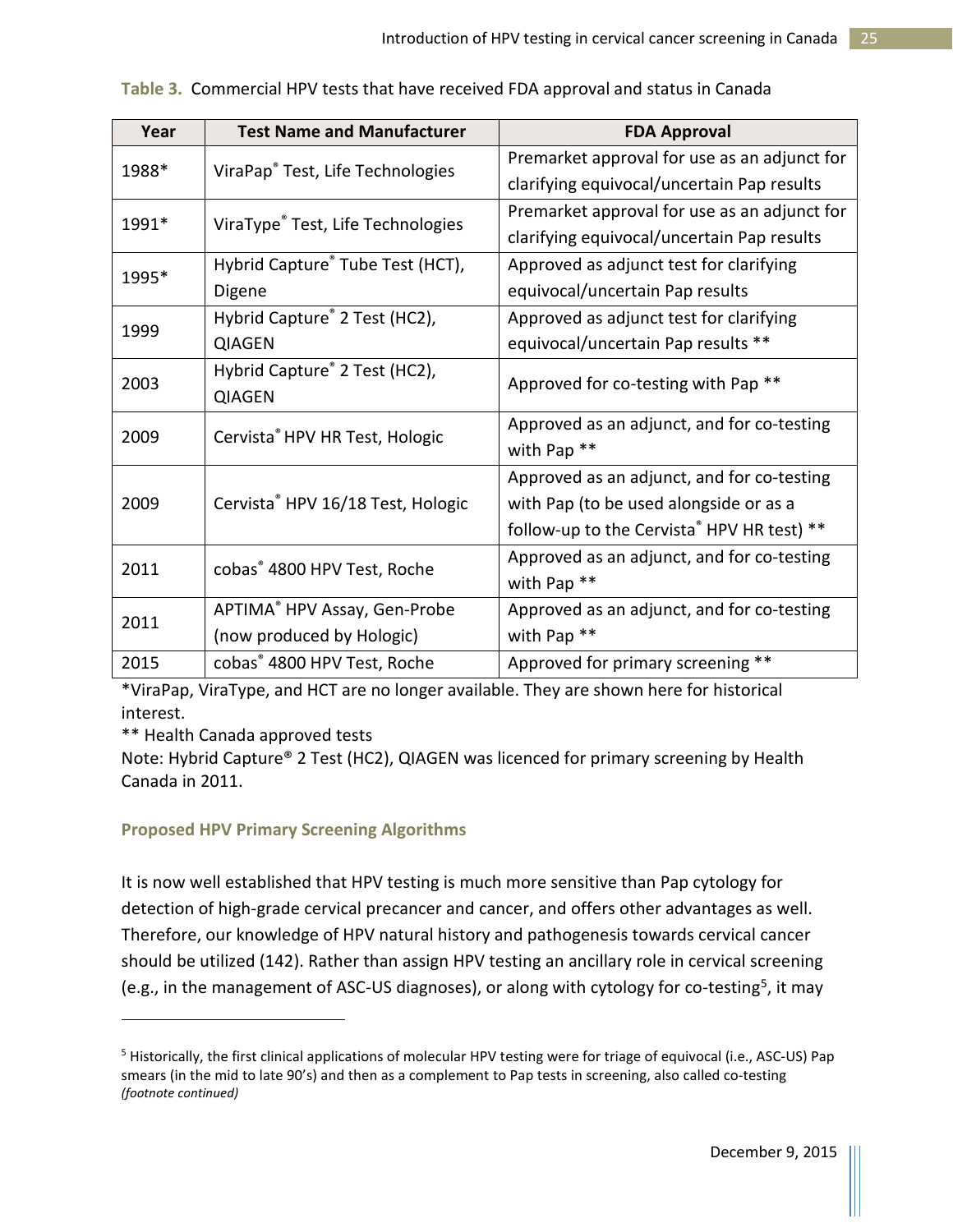**Table 3.** Commercial HPV tests that have received FDA approval and status in Canada

| Year | Test Name and Manufacturer | FDA Approval |
|---|---|---|
| 1988* | ViraPap® Test, Life Technologies | Premarket approval for use as an adjunct for clarifying equivocal/uncertain Pap results |
| 1991* | ViraType® Test, Life Technologies | Premarket approval for use as an adjunct for clarifying equivocal/uncertain Pap results |
| 1995* | Hybrid Capture® Tube Test (HCT), Digene | Approved as adjunct test for clarifying equivocal/uncertain Pap results |
| 1999 | Hybrid Capture® 2 Test (HC2), QIAGEN | Approved as adjunct test for clarifying equivocal/uncertain Pap results ** |
| 2003 | Hybrid Capture® 2 Test (HC2), QIAGEN | Approved for co-testing with Pap ** |
| 2009 | Cervista® HPV HR Test, Hologic | Approved as an adjunct, and for co-testing with Pap ** |
| 2009 | Cervista® HPV 16/18 Test, Hologic | Approved as an adjunct, and for co-testing with Pap (to be used alongside or as a follow-up to the Cervista® HPV HR test) ** |
| 2011 | cobas® 4800 HPV Test, Roche | Approved as an adjunct, and for co-testing with Pap ** |
| 2011 | APTIMA® HPV Assay, Gen-Probe (now produced by Hologic) | Approved as an adjunct, and for co-testing with Pap ** |
| 2015 | cobas® 4800 HPV Test, Roche | Approved for primary screening ** |

*ViraPap, ViraType, and HCT are no longer available. They are shown here for historical interest.

** Health Canada approved tests

Note: Hybrid Capture® 2 Test (HC2), QIAGEN was licenced for primary screening by Health Canada in 2011.

### Proposed HPV Primary Screening Algorithms

It is now well established that HPV testing is much more sensitive than Pap cytology for detection of high-grade cervical precancer and cancer, and offers other advantages as well. Therefore, our knowledge of HPV natural history and pathogenesis towards cervical cancer should be utilized (142). Rather than assign HPV testing an ancillary role in cervical screening (e.g., in the management of ASC-US diagnoses), or along with cytology for co-testing[5], it may

[5] Historically, the first clinical applications of molecular HPV testing were for triage of equivocal (i.e., ASC-US) Pap smears (in the mid to late 90's) and then as a complement to Pap tests in screening, also called co-testing *(footnote continued)*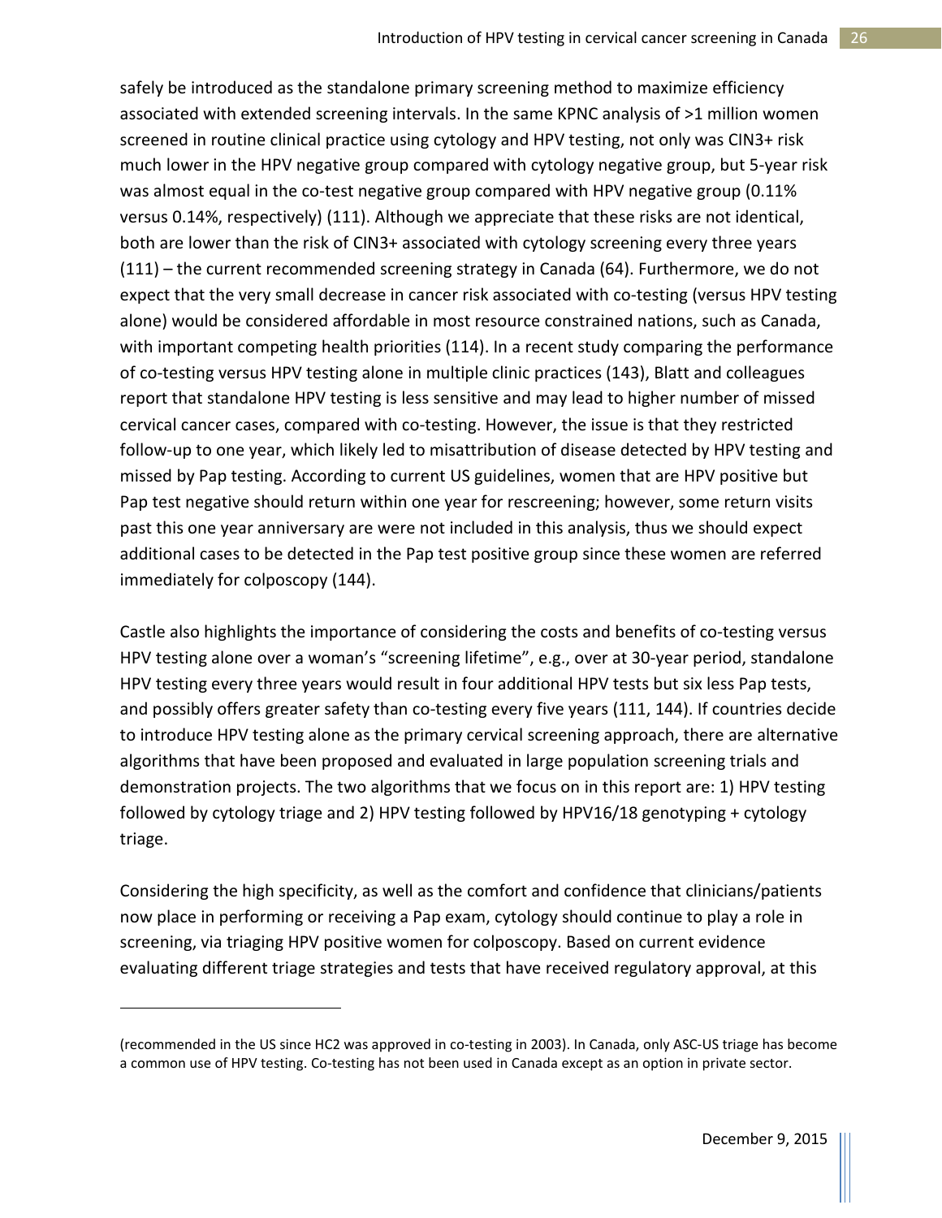safely be introduced as the standalone primary screening method to maximize efficiency associated with extended screening intervals. In the same KPNC analysis of >1 million women screened in routine clinical practice using cytology and HPV testing, not only was CIN3+ risk much lower in the HPV negative group compared with cytology negative group, but 5-year risk was almost equal in the co-test negative group compared with HPV negative group (0.11% versus 0.14%, respectively) (111). Although we appreciate that these risks are not identical, both are lower than the risk of CIN3+ associated with cytology screening every three years (111) – the current recommended screening strategy in Canada (64). Furthermore, we do not expect that the very small decrease in cancer risk associated with co-testing (versus HPV testing alone) would be considered affordable in most resource constrained nations, such as Canada, with important competing health priorities (114). In a recent study comparing the performance of co-testing versus HPV testing alone in multiple clinic practices (143), Blatt and colleagues report that standalone HPV testing is less sensitive and may lead to higher number of missed cervical cancer cases, compared with co-testing. However, the issue is that they restricted follow-up to one year, which likely led to misattribution of disease detected by HPV testing and missed by Pap testing. According to current US guidelines, women that are HPV positive but Pap test negative should return within one year for rescreening; however, some return visits past this one year anniversary are were not included in this analysis, thus we should expect additional cases to be detected in the Pap test positive group since these women are referred immediately for colposcopy (144).

Castle also highlights the importance of considering the costs and benefits of co-testing versus HPV testing alone over a woman's "screening lifetime", e.g., over at 30-year period, standalone HPV testing every three years would result in four additional HPV tests but six less Pap tests, and possibly offers greater safety than co-testing every five years (111, 144). If countries decide to introduce HPV testing alone as the primary cervical screening approach, there are alternative algorithms that have been proposed and evaluated in large population screening trials and demonstration projects. The two algorithms that we focus on in this report are: 1) HPV testing followed by cytology triage and 2) HPV testing followed by HPV16/18 genotyping + cytology triage.

Considering the high specificity, as well as the comfort and confidence that clinicians/patients now place in performing or receiving a Pap exam, cytology should continue to play a role in screening, via triaging HPV positive women for colposcopy. Based on current evidence evaluating different triage strategies and tests that have received regulatory approval, at this

---

(recommended in the US since HC2 was approved in co-testing in 2003). In Canada, only ASC-US triage has become a common use of HPV testing. Co-testing has not been used in Canada except as an option in private sector.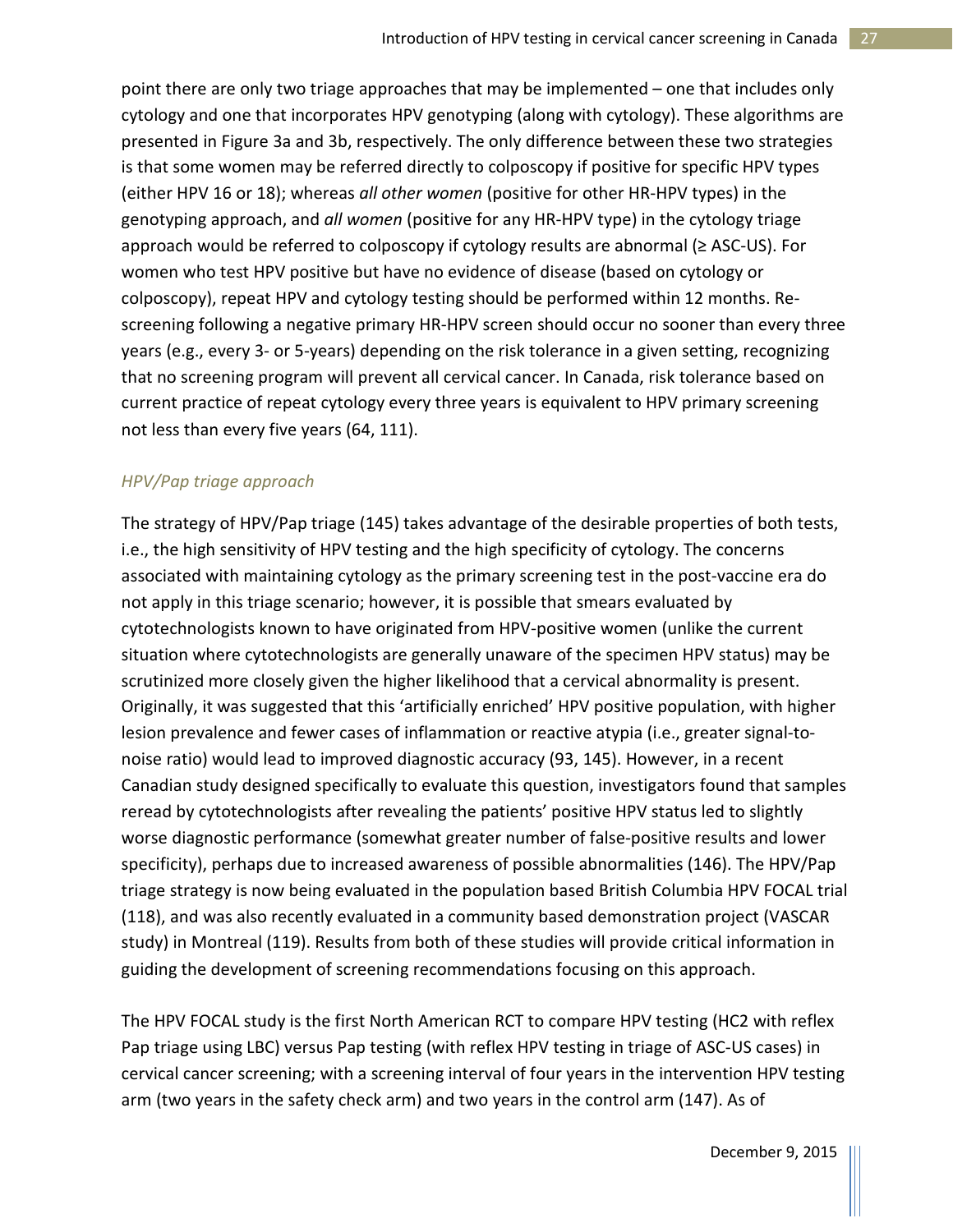point there are only two triage approaches that may be implemented – one that includes only cytology and one that incorporates HPV genotyping (along with cytology). These algorithms are presented in Figure 3a and 3b, respectively. The only difference between these two strategies is that some women may be referred directly to colposcopy if positive for specific HPV types (either HPV 16 or 18); whereas *all other women* (positive for other HR-HPV types) in the genotyping approach, and *all women* (positive for any HR-HPV type) in the cytology triage approach would be referred to colposcopy if cytology results are abnormal (≥ ASC-US). For women who test HPV positive but have no evidence of disease (based on cytology or colposcopy), repeat HPV and cytology testing should be performed within 12 months. Re-screening following a negative primary HR-HPV screen should occur no sooner than every three years (e.g., every 3- or 5-years) depending on the risk tolerance in a given setting, recognizing that no screening program will prevent all cervical cancer. In Canada, risk tolerance based on current practice of repeat cytology every three years is equivalent to HPV primary screening not less than every five years (64, 111).

### *HPV/Pap triage approach*

The strategy of HPV/Pap triage (145) takes advantage of the desirable properties of both tests, i.e., the high sensitivity of HPV testing and the high specificity of cytology. The concerns associated with maintaining cytology as the primary screening test in the post-vaccine era do not apply in this triage scenario; however, it is possible that smears evaluated by cytotechnologists known to have originated from HPV-positive women (unlike the current situation where cytotechnologists are generally unaware of the specimen HPV status) may be scrutinized more closely given the higher likelihood that a cervical abnormality is present. Originally, it was suggested that this 'artificially enriched' HPV positive population, with higher lesion prevalence and fewer cases of inflammation or reactive atypia (i.e., greater signal-to-noise ratio) would lead to improved diagnostic accuracy (93, 145). However, in a recent Canadian study designed specifically to evaluate this question, investigators found that samples reread by cytotechnologists after revealing the patients' positive HPV status led to slightly worse diagnostic performance (somewhat greater number of false-positive results and lower specificity), perhaps due to increased awareness of possible abnormalities (146). The HPV/Pap triage strategy is now being evaluated in the population based British Columbia HPV FOCAL trial (118), and was also recently evaluated in a community based demonstration project (VASCAR study) in Montreal (119). Results from both of these studies will provide critical information in guiding the development of screening recommendations focusing on this approach.

The HPV FOCAL study is the first North American RCT to compare HPV testing (HC2 with reflex Pap triage using LBC) versus Pap testing (with reflex HPV testing in triage of ASC-US cases) in cervical cancer screening; with a screening interval of four years in the intervention HPV testing arm (two years in the safety check arm) and two years in the control arm (147). As of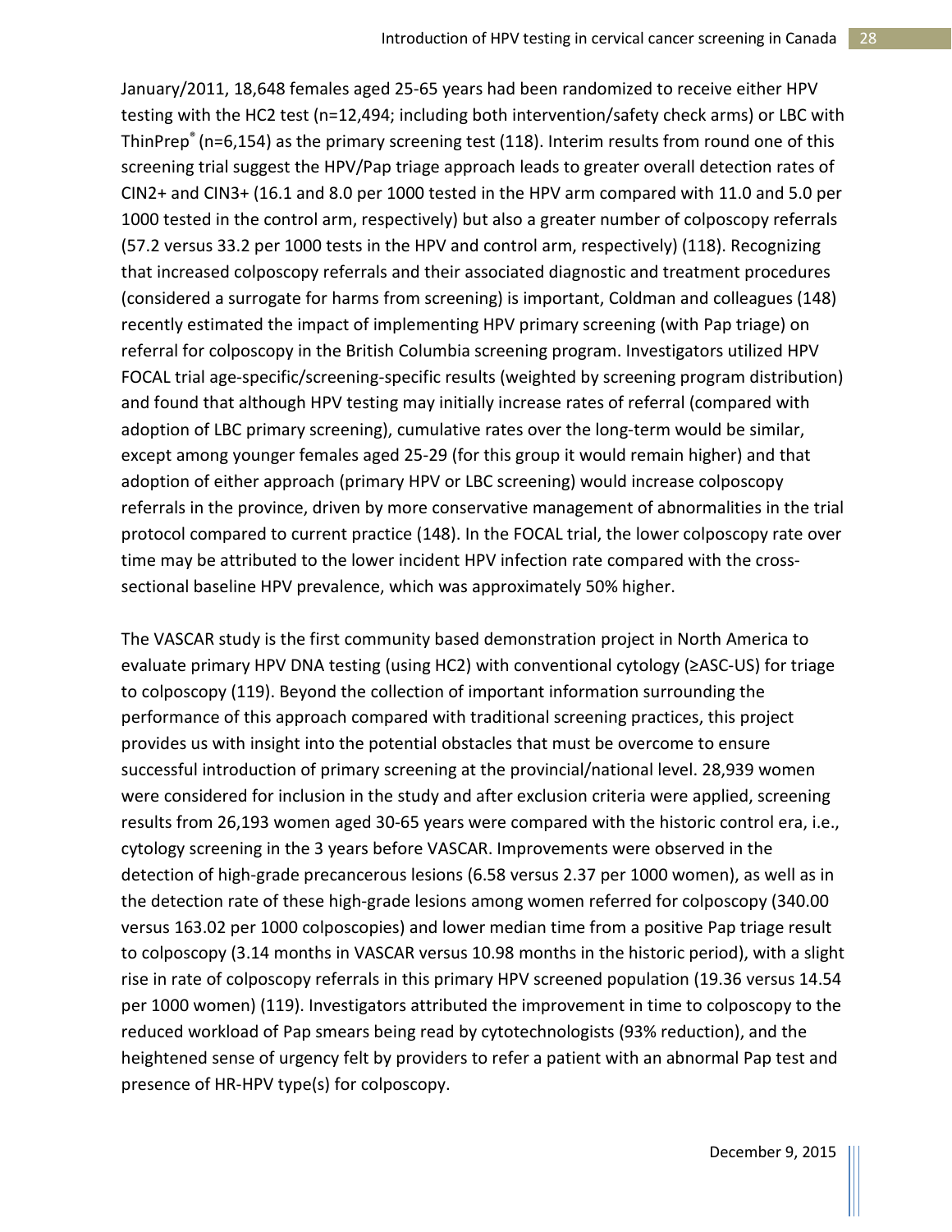January/2011, 18,648 females aged 25-65 years had been randomized to receive either HPV testing with the HC2 test (n=12,494; including both intervention/safety check arms) or LBC with ThinPrep® (n=6,154) as the primary screening test (118). Interim results from round one of this screening trial suggest the HPV/Pap triage approach leads to greater overall detection rates of CIN2+ and CIN3+ (16.1 and 8.0 per 1000 tested in the HPV arm compared with 11.0 and 5.0 per 1000 tested in the control arm, respectively) but also a greater number of colposcopy referrals (57.2 versus 33.2 per 1000 tests in the HPV and control arm, respectively) (118). Recognizing that increased colposcopy referrals and their associated diagnostic and treatment procedures (considered a surrogate for harms from screening) is important, Coldman and colleagues (148) recently estimated the impact of implementing HPV primary screening (with Pap triage) on referral for colposcopy in the British Columbia screening program. Investigators utilized HPV FOCAL trial age-specific/screening-specific results (weighted by screening program distribution) and found that although HPV testing may initially increase rates of referral (compared with adoption of LBC primary screening), cumulative rates over the long-term would be similar, except among younger females aged 25-29 (for this group it would remain higher) and that adoption of either approach (primary HPV or LBC screening) would increase colposcopy referrals in the province, driven by more conservative management of abnormalities in the trial protocol compared to current practice (148). In the FOCAL trial, the lower colposcopy rate over time may be attributed to the lower incident HPV infection rate compared with the cross-sectional baseline HPV prevalence, which was approximately 50% higher.

The VASCAR study is the first community based demonstration project in North America to evaluate primary HPV DNA testing (using HC2) with conventional cytology (≥ASC-US) for triage to colposcopy (119). Beyond the collection of important information surrounding the performance of this approach compared with traditional screening practices, this project provides us with insight into the potential obstacles that must be overcome to ensure successful introduction of primary screening at the provincial/national level. 28,939 women were considered for inclusion in the study and after exclusion criteria were applied, screening results from 26,193 women aged 30-65 years were compared with the historic control era, i.e., cytology screening in the 3 years before VASCAR. Improvements were observed in the detection of high-grade precancerous lesions (6.58 versus 2.37 per 1000 women), as well as in the detection rate of these high-grade lesions among women referred for colposcopy (340.00 versus 163.02 per 1000 colposcopies) and lower median time from a positive Pap triage result to colposcopy (3.14 months in VASCAR versus 10.98 months in the historic period), with a slight rise in rate of colposcopy referrals in this primary HPV screened population (19.36 versus 14.54 per 1000 women) (119). Investigators attributed the improvement in time to colposcopy to the reduced workload of Pap smears being read by cytotechnologists (93% reduction), and the heightened sense of urgency felt by providers to refer a patient with an abnormal Pap test and presence of HR-HPV type(s) for colposcopy.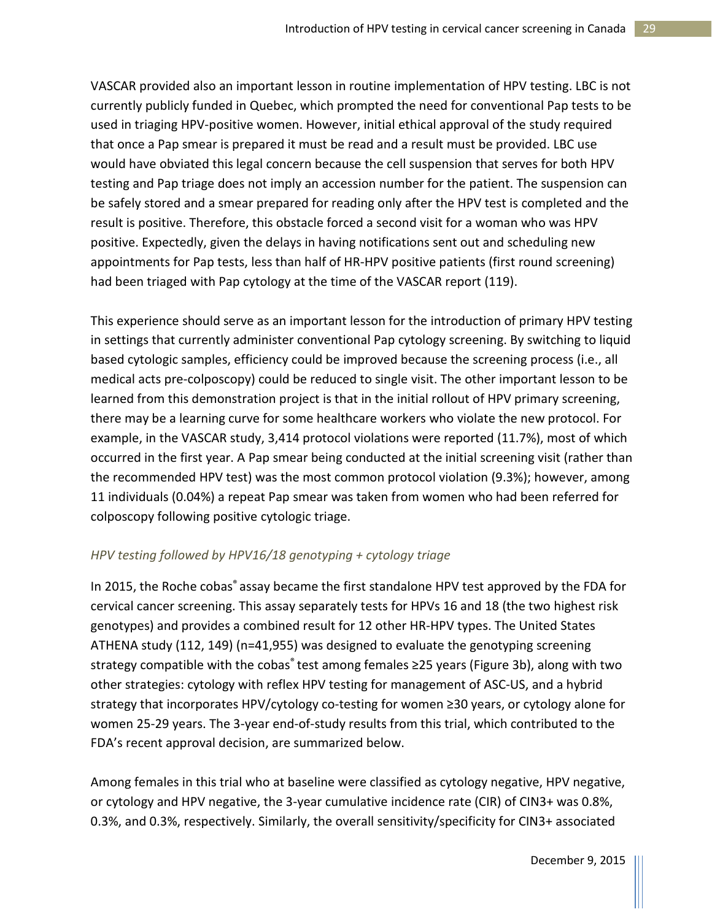VASCAR provided also an important lesson in routine implementation of HPV testing. LBC is not currently publicly funded in Quebec, which prompted the need for conventional Pap tests to be used in triaging HPV-positive women. However, initial ethical approval of the study required that once a Pap smear is prepared it must be read and a result must be provided. LBC use would have obviated this legal concern because the cell suspension that serves for both HPV testing and Pap triage does not imply an accession number for the patient. The suspension can be safely stored and a smear prepared for reading only after the HPV test is completed and the result is positive. Therefore, this obstacle forced a second visit for a woman who was HPV positive. Expectedly, given the delays in having notifications sent out and scheduling new appointments for Pap tests, less than half of HR-HPV positive patients (first round screening) had been triaged with Pap cytology at the time of the VASCAR report (119).

This experience should serve as an important lesson for the introduction of primary HPV testing in settings that currently administer conventional Pap cytology screening. By switching to liquid based cytologic samples, efficiency could be improved because the screening process (i.e., all medical acts pre-colposcopy) could be reduced to single visit. The other important lesson to be learned from this demonstration project is that in the initial rollout of HPV primary screening, there may be a learning curve for some healthcare workers who violate the new protocol. For example, in the VASCAR study, 3,414 protocol violations were reported (11.7%), most of which occurred in the first year. A Pap smear being conducted at the initial screening visit (rather than the recommended HPV test) was the most common protocol violation (9.3%); however, among 11 individuals (0.04%) a repeat Pap smear was taken from women who had been referred for colposcopy following positive cytologic triage.

### *HPV testing followed by HPV16/18 genotyping + cytology triage*

In 2015, the Roche cobas® assay became the first standalone HPV test approved by the FDA for cervical cancer screening. This assay separately tests for HPVs 16 and 18 (the two highest risk genotypes) and provides a combined result for 12 other HR-HPV types. The United States ATHENA study (112, 149) (n=41,955) was designed to evaluate the genotyping screening strategy compatible with the cobas® test among females ≥25 years (Figure 3b), along with two other strategies: cytology with reflex HPV testing for management of ASC-US, and a hybrid strategy that incorporates HPV/cytology co-testing for women ≥30 years, or cytology alone for women 25-29 years. The 3-year end-of-study results from this trial, which contributed to the FDA's recent approval decision, are summarized below.

Among females in this trial who at baseline were classified as cytology negative, HPV negative, or cytology and HPV negative, the 3-year cumulative incidence rate (CIR) of CIN3+ was 0.8%, 0.3%, and 0.3%, respectively. Similarly, the overall sensitivity/specificity for CIN3+ associated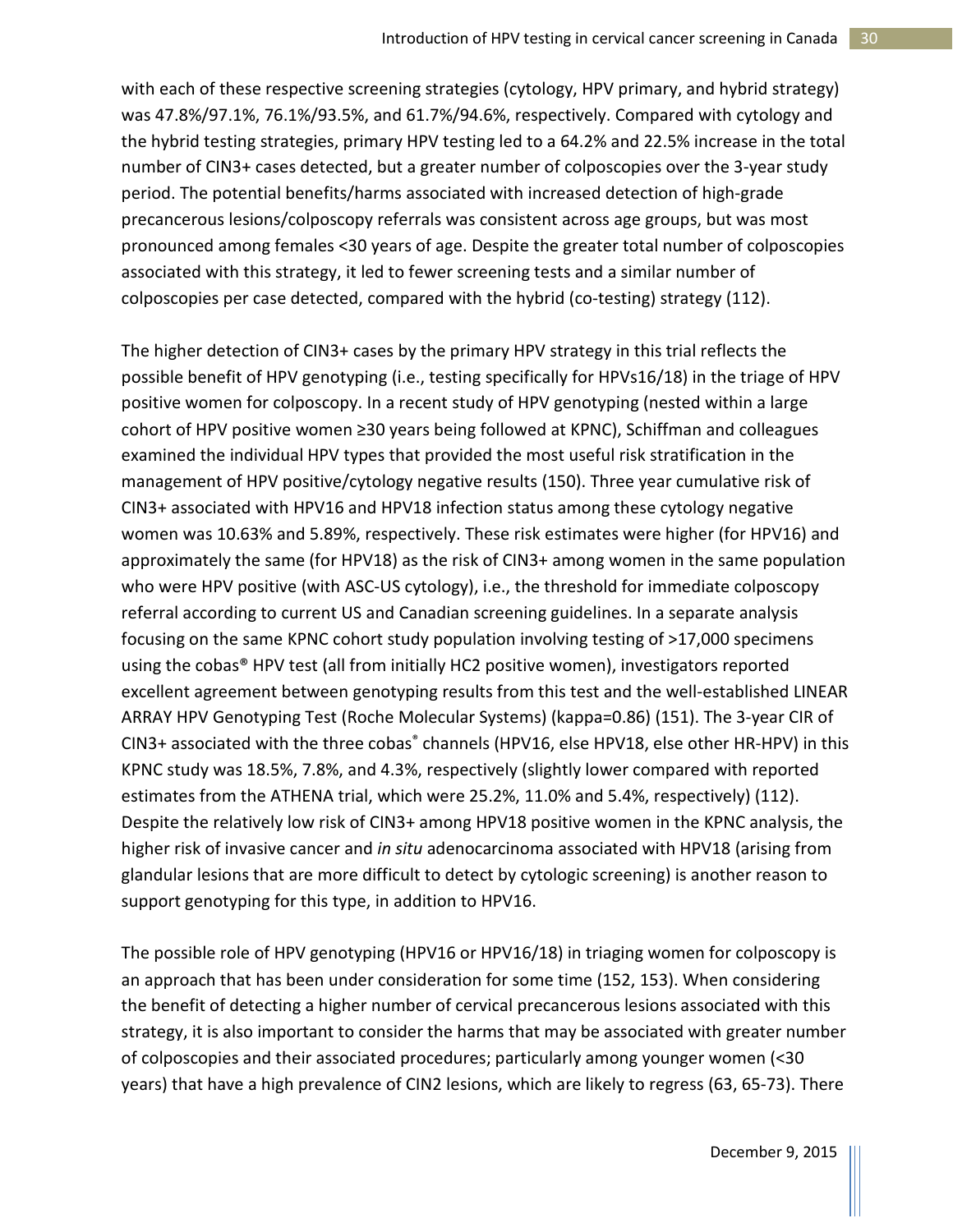with each of these respective screening strategies (cytology, HPV primary, and hybrid strategy) was 47.8%/97.1%, 76.1%/93.5%, and 61.7%/94.6%, respectively. Compared with cytology and the hybrid testing strategies, primary HPV testing led to a 64.2% and 22.5% increase in the total number of CIN3+ cases detected, but a greater number of colposcopies over the 3-year study period. The potential benefits/harms associated with increased detection of high-grade precancerous lesions/colposcopy referrals was consistent across age groups, but was most pronounced among females <30 years of age. Despite the greater total number of colposcopies associated with this strategy, it led to fewer screening tests and a similar number of colposcopies per case detected, compared with the hybrid (co-testing) strategy (112).

The higher detection of CIN3+ cases by the primary HPV strategy in this trial reflects the possible benefit of HPV genotyping (i.e., testing specifically for HPVs16/18) in the triage of HPV positive women for colposcopy. In a recent study of HPV genotyping (nested within a large cohort of HPV positive women ≥30 years being followed at KPNC), Schiffman and colleagues examined the individual HPV types that provided the most useful risk stratification in the management of HPV positive/cytology negative results (150). Three year cumulative risk of CIN3+ associated with HPV16 and HPV18 infection status among these cytology negative women was 10.63% and 5.89%, respectively. These risk estimates were higher (for HPV16) and approximately the same (for HPV18) as the risk of CIN3+ among women in the same population who were HPV positive (with ASC-US cytology), i.e., the threshold for immediate colposcopy referral according to current US and Canadian screening guidelines. In a separate analysis focusing on the same KPNC cohort study population involving testing of >17,000 specimens using the cobas® HPV test (all from initially HC2 positive women), investigators reported excellent agreement between genotyping results from this test and the well-established LINEAR ARRAY HPV Genotyping Test (Roche Molecular Systems) (kappa=0.86) (151). The 3-year CIR of CIN3+ associated with the three cobas® channels (HPV16, else HPV18, else other HR-HPV) in this KPNC study was 18.5%, 7.8%, and 4.3%, respectively (slightly lower compared with reported estimates from the ATHENA trial, which were 25.2%, 11.0% and 5.4%, respectively) (112). Despite the relatively low risk of CIN3+ among HPV18 positive women in the KPNC analysis, the higher risk of invasive cancer and *in situ* adenocarcinoma associated with HPV18 (arising from glandular lesions that are more difficult to detect by cytologic screening) is another reason to support genotyping for this type, in addition to HPV16.

The possible role of HPV genotyping (HPV16 or HPV16/18) in triaging women for colposcopy is an approach that has been under consideration for some time (152, 153). When considering the benefit of detecting a higher number of cervical precancerous lesions associated with this strategy, it is also important to consider the harms that may be associated with greater number of colposcopies and their associated procedures; particularly among younger women (<30 years) that have a high prevalence of CIN2 lesions, which are likely to regress (63, 65-73). There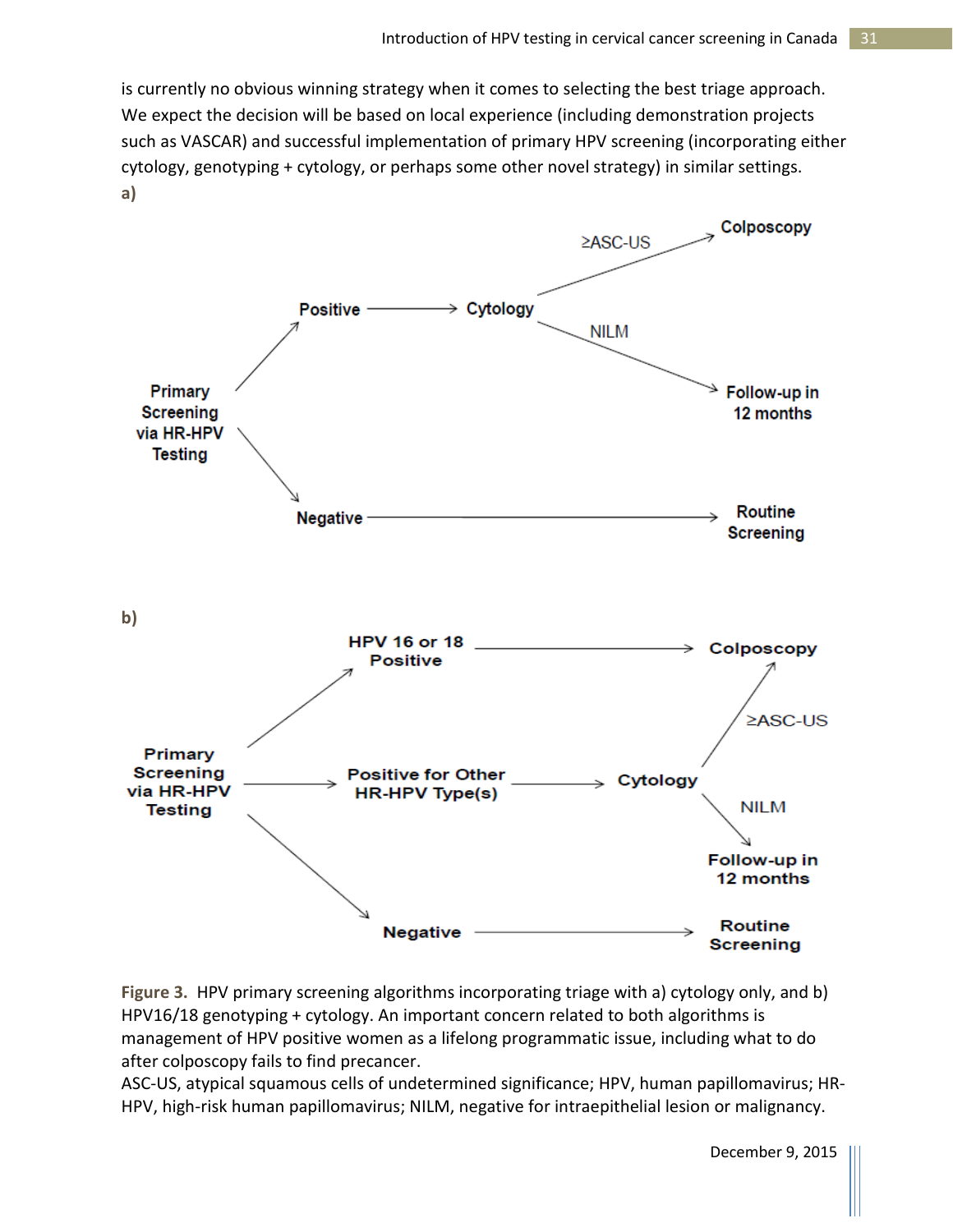is currently no obvious winning strategy when it comes to selecting the best triage approach. We expect the decision will be based on local experience (including demonstration projects such as VASCAR) and successful implementation of primary HPV screening (incorporating either cytology, genotyping + cytology, or perhaps some other novel strategy) in similar settings.

**a)**

**b)**

**Figure 3.** HPV primary screening algorithms incorporating triage with a) cytology only, and b) HPV16/18 genotyping + cytology. An important concern related to both algorithms is management of HPV positive women as a lifelong programmatic issue, including what to do after colposcopy fails to find precancer.

ASC-US, atypical squamous cells of undetermined significance; HPV, human papillomavirus; HR-HPV, high-risk human papillomavirus; NILM, negative for intraepithelial lesion or malignancy.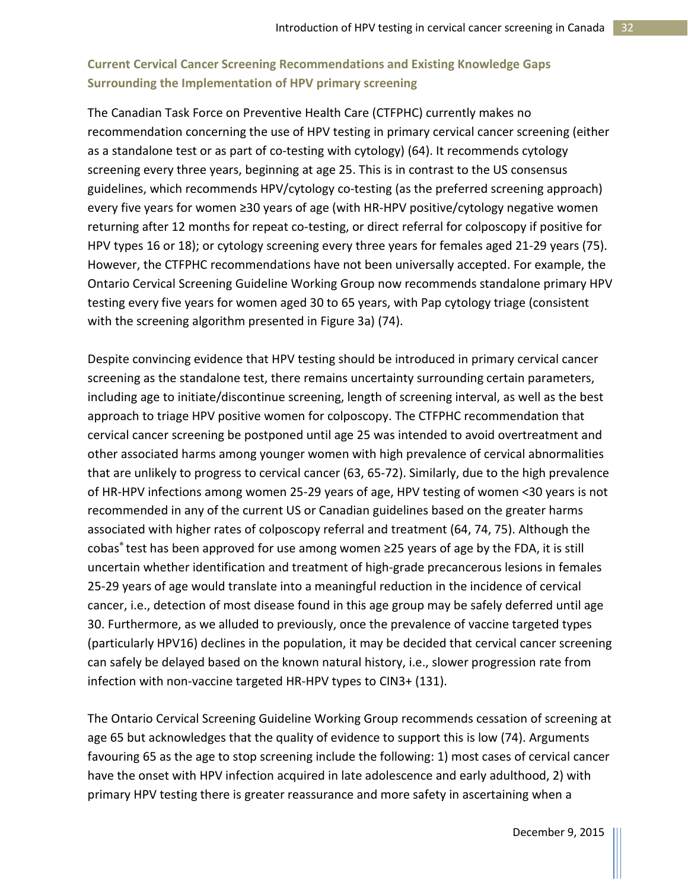## Current Cervical Cancer Screening Recommendations and Existing Knowledge Gaps Surrounding the Implementation of HPV primary screening

The Canadian Task Force on Preventive Health Care (CTFPHC) currently makes no recommendation concerning the use of HPV testing in primary cervical cancer screening (either as a standalone test or as part of co-testing with cytology) (64). It recommends cytology screening every three years, beginning at age 25. This is in contrast to the US consensus guidelines, which recommends HPV/cytology co-testing (as the preferred screening approach) every five years for women ≥30 years of age (with HR-HPV positive/cytology negative women returning after 12 months for repeat co-testing, or direct referral for colposcopy if positive for HPV types 16 or 18); or cytology screening every three years for females aged 21-29 years (75). However, the CTFPHC recommendations have not been universally accepted. For example, the Ontario Cervical Screening Guideline Working Group now recommends standalone primary HPV testing every five years for women aged 30 to 65 years, with Pap cytology triage (consistent with the screening algorithm presented in Figure 3a) (74).

Despite convincing evidence that HPV testing should be introduced in primary cervical cancer screening as the standalone test, there remains uncertainty surrounding certain parameters, including age to initiate/discontinue screening, length of screening interval, as well as the best approach to triage HPV positive women for colposcopy. The CTFPHC recommendation that cervical cancer screening be postponed until age 25 was intended to avoid overtreatment and other associated harms among younger women with high prevalence of cervical abnormalities that are unlikely to progress to cervical cancer (63, 65-72). Similarly, due to the high prevalence of HR-HPV infections among women 25-29 years of age, HPV testing of women <30 years is not recommended in any of the current US or Canadian guidelines based on the greater harms associated with higher rates of colposcopy referral and treatment (64, 74, 75). Although the cobas® test has been approved for use among women ≥25 years of age by the FDA, it is still uncertain whether identification and treatment of high-grade precancerous lesions in females 25-29 years of age would translate into a meaningful reduction in the incidence of cervical cancer, i.e., detection of most disease found in this age group may be safely deferred until age 30. Furthermore, as we alluded to previously, once the prevalence of vaccine targeted types (particularly HPV16) declines in the population, it may be decided that cervical cancer screening can safely be delayed based on the known natural history, i.e., slower progression rate from infection with non-vaccine targeted HR-HPV types to CIN3+ (131).

The Ontario Cervical Screening Guideline Working Group recommends cessation of screening at age 65 but acknowledges that the quality of evidence to support this is low (74). Arguments favouring 65 as the age to stop screening include the following: 1) most cases of cervical cancer have the onset with HPV infection acquired in late adolescence and early adulthood, 2) with primary HPV testing there is greater reassurance and more safety in ascertaining when a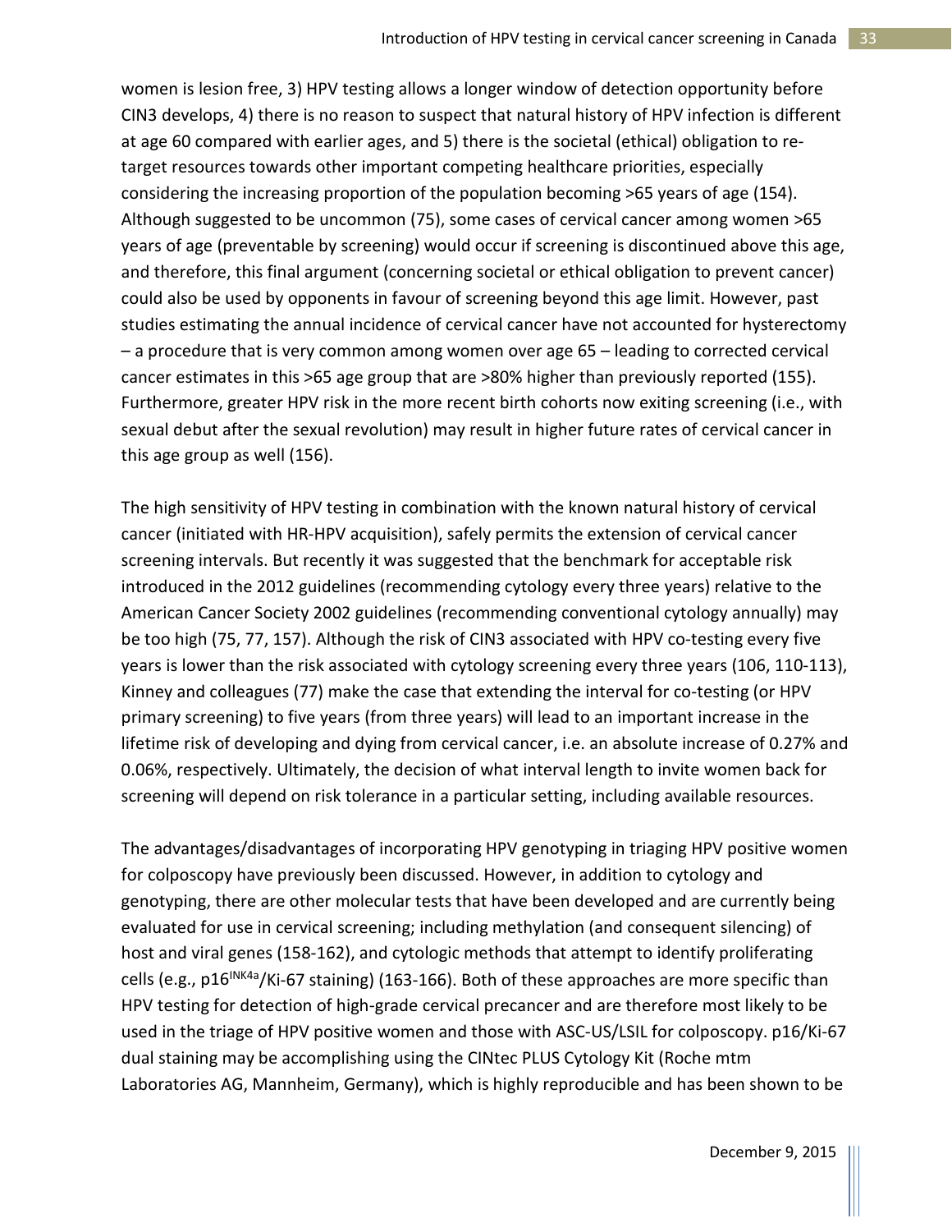women is lesion free, 3) HPV testing allows a longer window of detection opportunity before CIN3 develops, 4) there is no reason to suspect that natural history of HPV infection is different at age 60 compared with earlier ages, and 5) there is the societal (ethical) obligation to re-target resources towards other important competing healthcare priorities, especially considering the increasing proportion of the population becoming >65 years of age (154). Although suggested to be uncommon (75), some cases of cervical cancer among women >65 years of age (preventable by screening) would occur if screening is discontinued above this age, and therefore, this final argument (concerning societal or ethical obligation to prevent cancer) could also be used by opponents in favour of screening beyond this age limit. However, past studies estimating the annual incidence of cervical cancer have not accounted for hysterectomy – a procedure that is very common among women over age 65 – leading to corrected cervical cancer estimates in this >65 age group that are >80% higher than previously reported (155). Furthermore, greater HPV risk in the more recent birth cohorts now exiting screening (i.e., with sexual debut after the sexual revolution) may result in higher future rates of cervical cancer in this age group as well (156).

The high sensitivity of HPV testing in combination with the known natural history of cervical cancer (initiated with HR-HPV acquisition), safely permits the extension of cervical cancer screening intervals. But recently it was suggested that the benchmark for acceptable risk introduced in the 2012 guidelines (recommending cytology every three years) relative to the American Cancer Society 2002 guidelines (recommending conventional cytology annually) may be too high (75, 77, 157). Although the risk of CIN3 associated with HPV co-testing every five years is lower than the risk associated with cytology screening every three years (106, 110-113), Kinney and colleagues (77) make the case that extending the interval for co-testing (or HPV primary screening) to five years (from three years) will lead to an important increase in the lifetime risk of developing and dying from cervical cancer, i.e. an absolute increase of 0.27% and 0.06%, respectively. Ultimately, the decision of what interval length to invite women back for screening will depend on risk tolerance in a particular setting, including available resources.

The advantages/disadvantages of incorporating HPV genotyping in triaging HPV positive women for colposcopy have previously been discussed. However, in addition to cytology and genotyping, there are other molecular tests that have been developed and are currently being evaluated for use in cervical screening; including methylation (and consequent silencing) of host and viral genes (158-162), and cytologic methods that attempt to identify proliferating cells (e.g., p16$^{INK4a}$/Ki-67 staining) (163-166). Both of these approaches are more specific than HPV testing for detection of high-grade cervical precancer and are therefore most likely to be used in the triage of HPV positive women and those with ASC-US/LSIL for colposcopy. p16/Ki-67 dual staining may be accomplishing using the CINtec PLUS Cytology Kit (Roche mtm Laboratories AG, Mannheim, Germany), which is highly reproducible and has been shown to be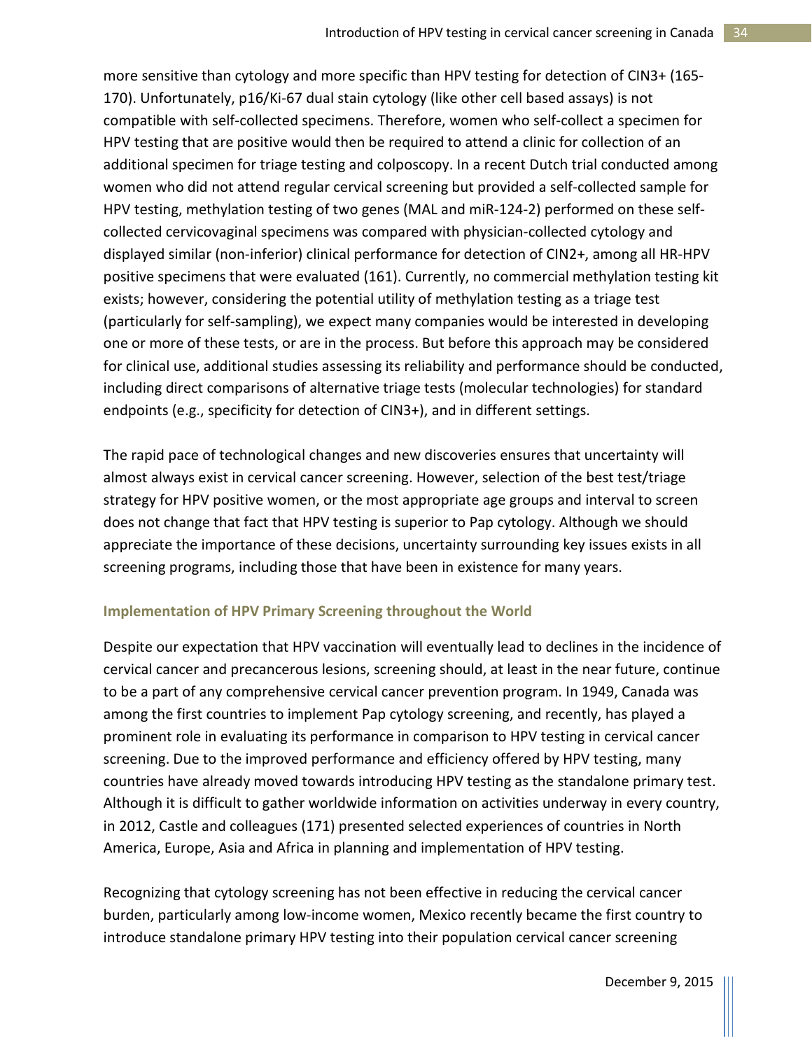more sensitive than cytology and more specific than HPV testing for detection of CIN3+ (165-170). Unfortunately, p16/Ki-67 dual stain cytology (like other cell based assays) is not compatible with self-collected specimens. Therefore, women who self-collect a specimen for HPV testing that are positive would then be required to attend a clinic for collection of an additional specimen for triage testing and colposcopy. In a recent Dutch trial conducted among women who did not attend regular cervical screening but provided a self-collected sample for HPV testing, methylation testing of two genes (MAL and miR-124-2) performed on these self-collected cervicovaginal specimens was compared with physician-collected cytology and displayed similar (non-inferior) clinical performance for detection of CIN2+, among all HR-HPV positive specimens that were evaluated (161). Currently, no commercial methylation testing kit exists; however, considering the potential utility of methylation testing as a triage test (particularly for self-sampling), we expect many companies would be interested in developing one or more of these tests, or are in the process. But before this approach may be considered for clinical use, additional studies assessing its reliability and performance should be conducted, including direct comparisons of alternative triage tests (molecular technologies) for standard endpoints (e.g., specificity for detection of CIN3+), and in different settings.

The rapid pace of technological changes and new discoveries ensures that uncertainty will almost always exist in cervical cancer screening. However, selection of the best test/triage strategy for HPV positive women, or the most appropriate age groups and interval to screen does not change that fact that HPV testing is superior to Pap cytology. Although we should appreciate the importance of these decisions, uncertainty surrounding key issues exists in all screening programs, including those that have been in existence for many years.

### Implementation of HPV Primary Screening throughout the World

Despite our expectation that HPV vaccination will eventually lead to declines in the incidence of cervical cancer and precancerous lesions, screening should, at least in the near future, continue to be a part of any comprehensive cervical cancer prevention program. In 1949, Canada was among the first countries to implement Pap cytology screening, and recently, has played a prominent role in evaluating its performance in comparison to HPV testing in cervical cancer screening. Due to the improved performance and efficiency offered by HPV testing, many countries have already moved towards introducing HPV testing as the standalone primary test. Although it is difficult to gather worldwide information on activities underway in every country, in 2012, Castle and colleagues (171) presented selected experiences of countries in North America, Europe, Asia and Africa in planning and implementation of HPV testing.

Recognizing that cytology screening has not been effective in reducing the cervical cancer burden, particularly among low-income women, Mexico recently became the first country to introduce standalone primary HPV testing into their population cervical cancer screening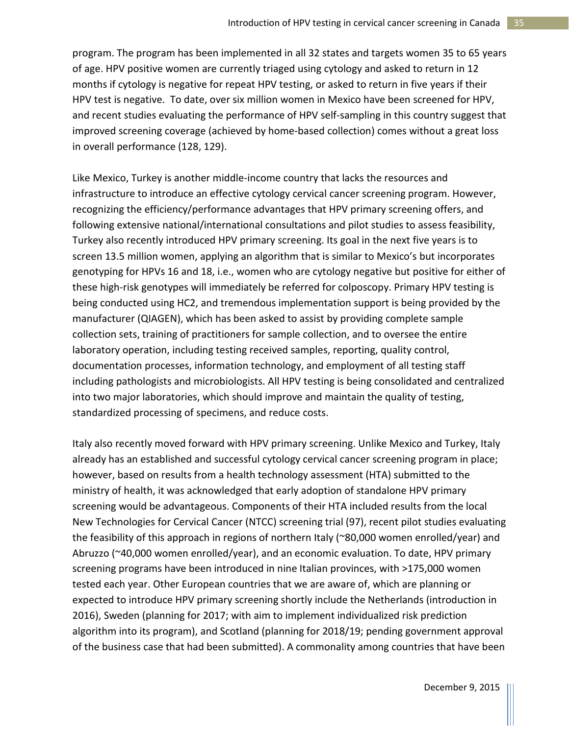program. The program has been implemented in all 32 states and targets women 35 to 65 years of age. HPV positive women are currently triaged using cytology and asked to return in 12 months if cytology is negative for repeat HPV testing, or asked to return in five years if their HPV test is negative. To date, over six million women in Mexico have been screened for HPV, and recent studies evaluating the performance of HPV self-sampling in this country suggest that improved screening coverage (achieved by home-based collection) comes without a great loss in overall performance (128, 129).

Like Mexico, Turkey is another middle-income country that lacks the resources and infrastructure to introduce an effective cytology cervical cancer screening program. However, recognizing the efficiency/performance advantages that HPV primary screening offers, and following extensive national/international consultations and pilot studies to assess feasibility, Turkey also recently introduced HPV primary screening. Its goal in the next five years is to screen 13.5 million women, applying an algorithm that is similar to Mexico's but incorporates genotyping for HPVs 16 and 18, i.e., women who are cytology negative but positive for either of these high-risk genotypes will immediately be referred for colposcopy. Primary HPV testing is being conducted using HC2, and tremendous implementation support is being provided by the manufacturer (QIAGEN), which has been asked to assist by providing complete sample collection sets, training of practitioners for sample collection, and to oversee the entire laboratory operation, including testing received samples, reporting, quality control, documentation processes, information technology, and employment of all testing staff including pathologists and microbiologists. All HPV testing is being consolidated and centralized into two major laboratories, which should improve and maintain the quality of testing, standardized processing of specimens, and reduce costs.

Italy also recently moved forward with HPV primary screening. Unlike Mexico and Turkey, Italy already has an established and successful cytology cervical cancer screening program in place; however, based on results from a health technology assessment (HTA) submitted to the ministry of health, it was acknowledged that early adoption of standalone HPV primary screening would be advantageous. Components of their HTA included results from the local New Technologies for Cervical Cancer (NTCC) screening trial (97), recent pilot studies evaluating the feasibility of this approach in regions of northern Italy (~80,000 women enrolled/year) and Abruzzo (~40,000 women enrolled/year), and an economic evaluation. To date, HPV primary screening programs have been introduced in nine Italian provinces, with >175,000 women tested each year. Other European countries that we are aware of, which are planning or expected to introduce HPV primary screening shortly include the Netherlands (introduction in 2016), Sweden (planning for 2017; with aim to implement individualized risk prediction algorithm into its program), and Scotland (planning for 2018/19; pending government approval of the business case that had been submitted). A commonality among countries that have been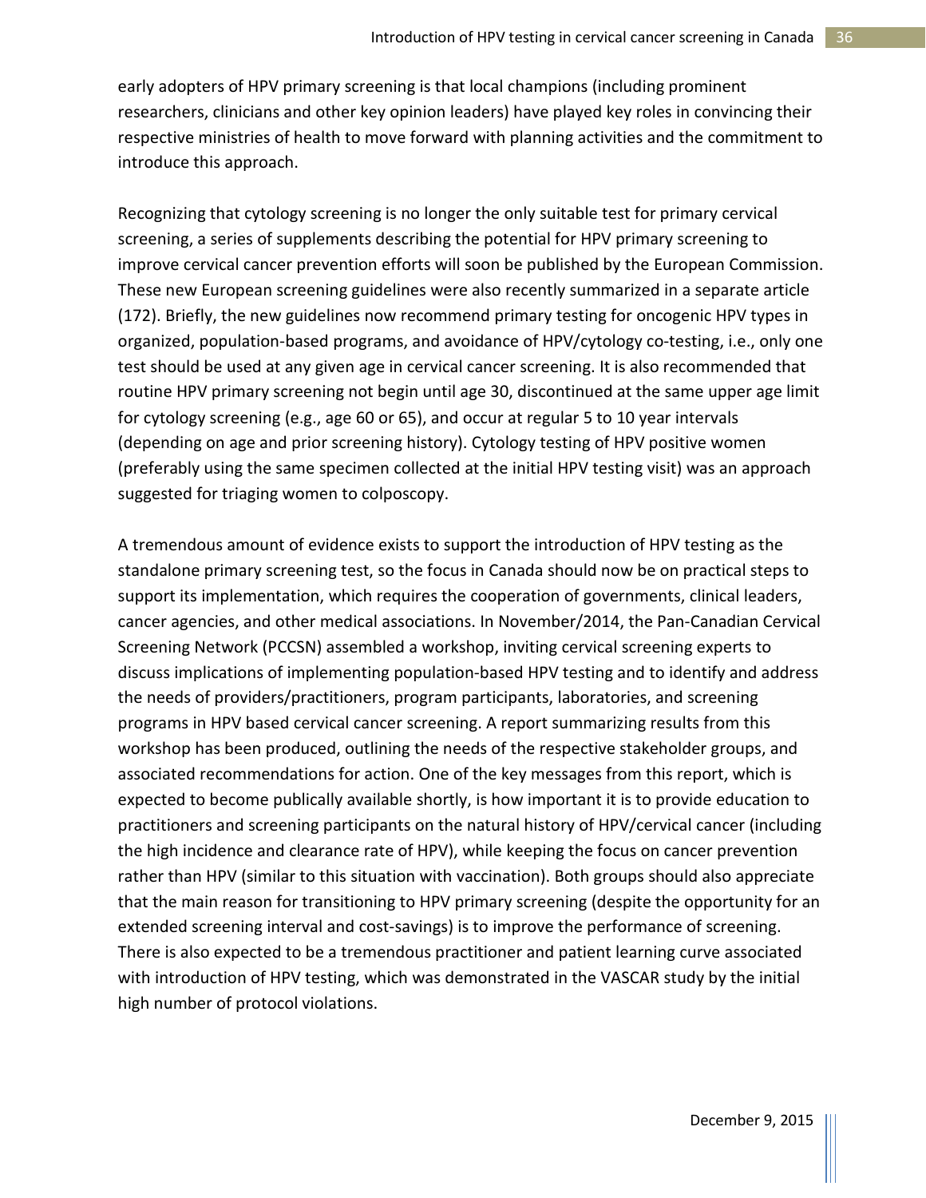early adopters of HPV primary screening is that local champions (including prominent researchers, clinicians and other key opinion leaders) have played key roles in convincing their respective ministries of health to move forward with planning activities and the commitment to introduce this approach.

Recognizing that cytology screening is no longer the only suitable test for primary cervical screening, a series of supplements describing the potential for HPV primary screening to improve cervical cancer prevention efforts will soon be published by the European Commission. These new European screening guidelines were also recently summarized in a separate article (172). Briefly, the new guidelines now recommend primary testing for oncogenic HPV types in organized, population-based programs, and avoidance of HPV/cytology co-testing, i.e., only one test should be used at any given age in cervical cancer screening. It is also recommended that routine HPV primary screening not begin until age 30, discontinued at the same upper age limit for cytology screening (e.g., age 60 or 65), and occur at regular 5 to 10 year intervals (depending on age and prior screening history). Cytology testing of HPV positive women (preferably using the same specimen collected at the initial HPV testing visit) was an approach suggested for triaging women to colposcopy.

A tremendous amount of evidence exists to support the introduction of HPV testing as the standalone primary screening test, so the focus in Canada should now be on practical steps to support its implementation, which requires the cooperation of governments, clinical leaders, cancer agencies, and other medical associations. In November/2014, the Pan-Canadian Cervical Screening Network (PCCSN) assembled a workshop, inviting cervical screening experts to discuss implications of implementing population-based HPV testing and to identify and address the needs of providers/practitioners, program participants, laboratories, and screening programs in HPV based cervical cancer screening. A report summarizing results from this workshop has been produced, outlining the needs of the respective stakeholder groups, and associated recommendations for action. One of the key messages from this report, which is expected to become publically available shortly, is how important it is to provide education to practitioners and screening participants on the natural history of HPV/cervical cancer (including the high incidence and clearance rate of HPV), while keeping the focus on cancer prevention rather than HPV (similar to this situation with vaccination). Both groups should also appreciate that the main reason for transitioning to HPV primary screening (despite the opportunity for an extended screening interval and cost-savings) is to improve the performance of screening. There is also expected to be a tremendous practitioner and patient learning curve associated with introduction of HPV testing, which was demonstrated in the VASCAR study by the initial high number of protocol violations.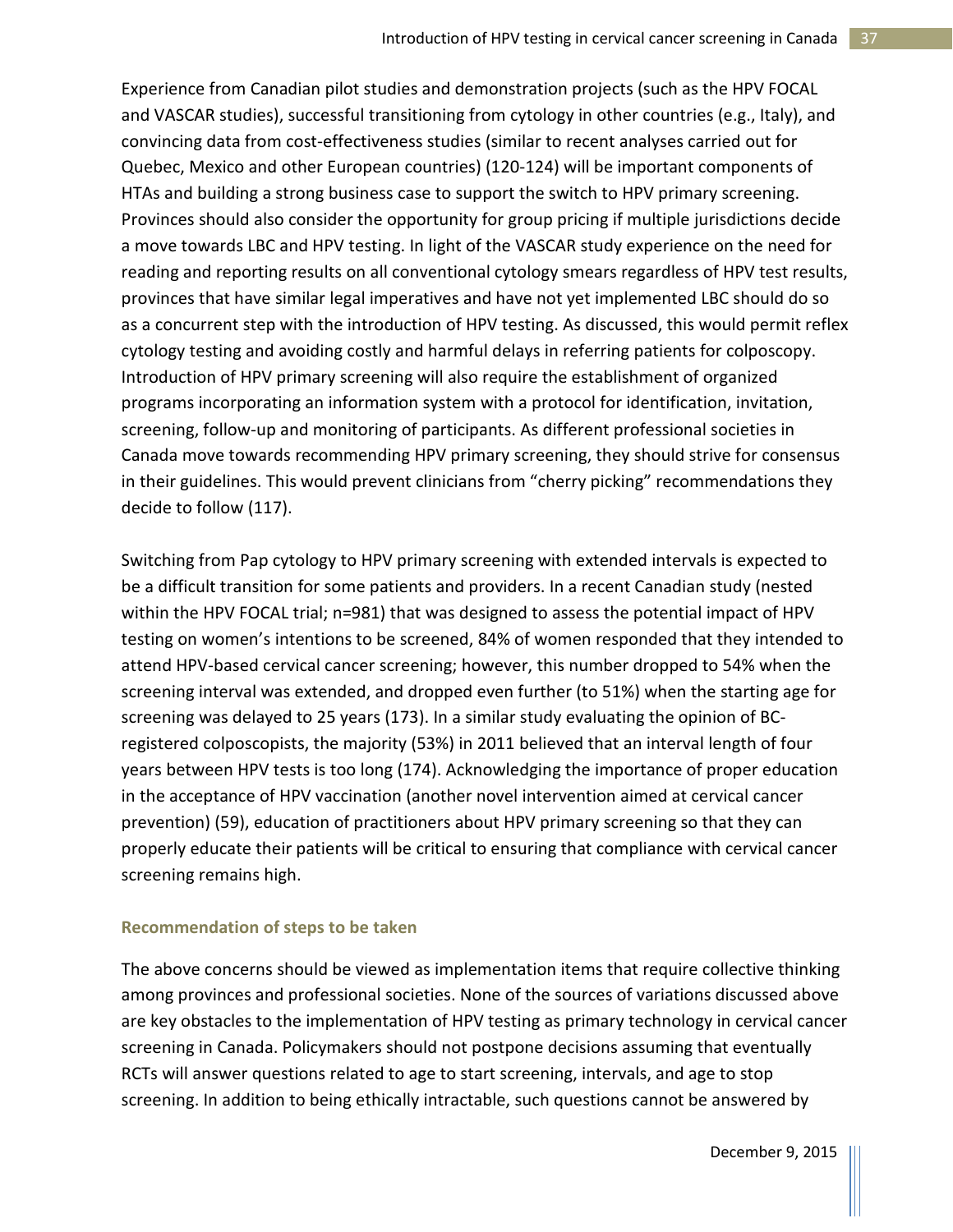Experience from Canadian pilot studies and demonstration projects (such as the HPV FOCAL and VASCAR studies), successful transitioning from cytology in other countries (e.g., Italy), and convincing data from cost-effectiveness studies (similar to recent analyses carried out for Quebec, Mexico and other European countries) (120-124) will be important components of HTAs and building a strong business case to support the switch to HPV primary screening. Provinces should also consider the opportunity for group pricing if multiple jurisdictions decide a move towards LBC and HPV testing. In light of the VASCAR study experience on the need for reading and reporting results on all conventional cytology smears regardless of HPV test results, provinces that have similar legal imperatives and have not yet implemented LBC should do so as a concurrent step with the introduction of HPV testing. As discussed, this would permit reflex cytology testing and avoiding costly and harmful delays in referring patients for colposcopy. Introduction of HPV primary screening will also require the establishment of organized programs incorporating an information system with a protocol for identification, invitation, screening, follow-up and monitoring of participants. As different professional societies in Canada move towards recommending HPV primary screening, they should strive for consensus in their guidelines. This would prevent clinicians from "cherry picking" recommendations they decide to follow (117).

Switching from Pap cytology to HPV primary screening with extended intervals is expected to be a difficult transition for some patients and providers. In a recent Canadian study (nested within the HPV FOCAL trial; n=981) that was designed to assess the potential impact of HPV testing on women's intentions to be screened, 84% of women responded that they intended to attend HPV-based cervical cancer screening; however, this number dropped to 54% when the screening interval was extended, and dropped even further (to 51%) when the starting age for screening was delayed to 25 years (173). In a similar study evaluating the opinion of BC-registered colposcopists, the majority (53%) in 2011 believed that an interval length of four years between HPV tests is too long (174). Acknowledging the importance of proper education in the acceptance of HPV vaccination (another novel intervention aimed at cervical cancer prevention) (59), education of practitioners about HPV primary screening so that they can properly educate their patients will be critical to ensuring that compliance with cervical cancer screening remains high.

### Recommendation of steps to be taken

The above concerns should be viewed as implementation items that require collective thinking among provinces and professional societies. None of the sources of variations discussed above are key obstacles to the implementation of HPV testing as primary technology in cervical cancer screening in Canada. Policymakers should not postpone decisions assuming that eventually RCTs will answer questions related to age to start screening, intervals, and age to stop screening. In addition to being ethically intractable, such questions cannot be answered by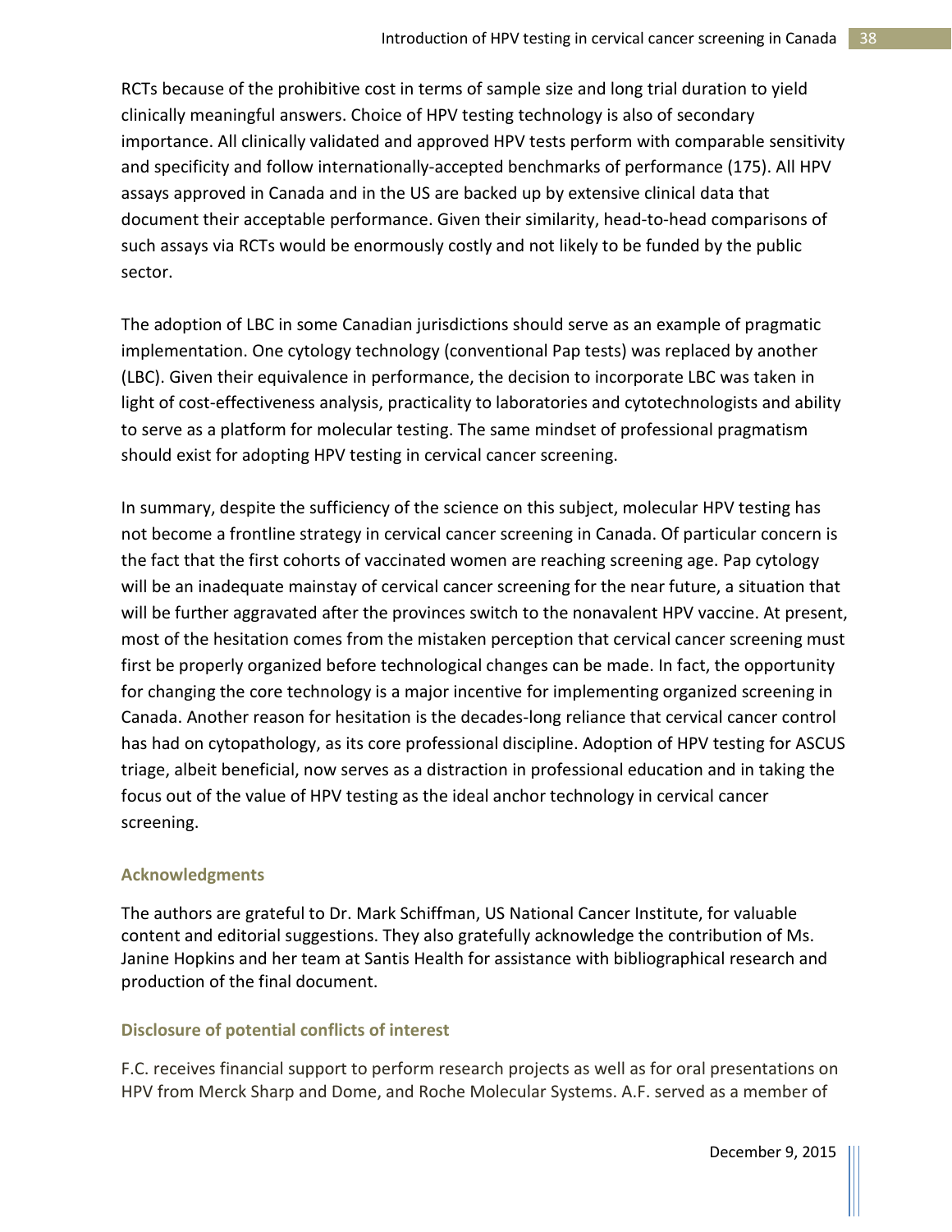RCTs because of the prohibitive cost in terms of sample size and long trial duration to yield clinically meaningful answers. Choice of HPV testing technology is also of secondary importance. All clinically validated and approved HPV tests perform with comparable sensitivity and specificity and follow internationally-accepted benchmarks of performance (175). All HPV assays approved in Canada and in the US are backed up by extensive clinical data that document their acceptable performance. Given their similarity, head-to-head comparisons of such assays via RCTs would be enormously costly and not likely to be funded by the public sector.

The adoption of LBC in some Canadian jurisdictions should serve as an example of pragmatic implementation. One cytology technology (conventional Pap tests) was replaced by another (LBC). Given their equivalence in performance, the decision to incorporate LBC was taken in light of cost-effectiveness analysis, practicality to laboratories and cytotechnologists and ability to serve as a platform for molecular testing. The same mindset of professional pragmatism should exist for adopting HPV testing in cervical cancer screening.

In summary, despite the sufficiency of the science on this subject, molecular HPV testing has not become a frontline strategy in cervical cancer screening in Canada. Of particular concern is the fact that the first cohorts of vaccinated women are reaching screening age. Pap cytology will be an inadequate mainstay of cervical cancer screening for the near future, a situation that will be further aggravated after the provinces switch to the nonavalent HPV vaccine. At present, most of the hesitation comes from the mistaken perception that cervical cancer screening must first be properly organized before technological changes can be made. In fact, the opportunity for changing the core technology is a major incentive for implementing organized screening in Canada. Another reason for hesitation is the decades-long reliance that cervical cancer control has had on cytopathology, as its core professional discipline. Adoption of HPV testing for ASCUS triage, albeit beneficial, now serves as a distraction in professional education and in taking the focus out of the value of HPV testing as the ideal anchor technology in cervical cancer screening.

## Acknowledgments

The authors are grateful to Dr. Mark Schiffman, US National Cancer Institute, for valuable content and editorial suggestions. They also gratefully acknowledge the contribution of Ms. Janine Hopkins and her team at Santis Health for assistance with bibliographical research and production of the final document.

## Disclosure of potential conflicts of interest

F.C. receives financial support to perform research projects as well as for oral presentations on HPV from Merck Sharp and Dome, and Roche Molecular Systems. A.F. served as a member of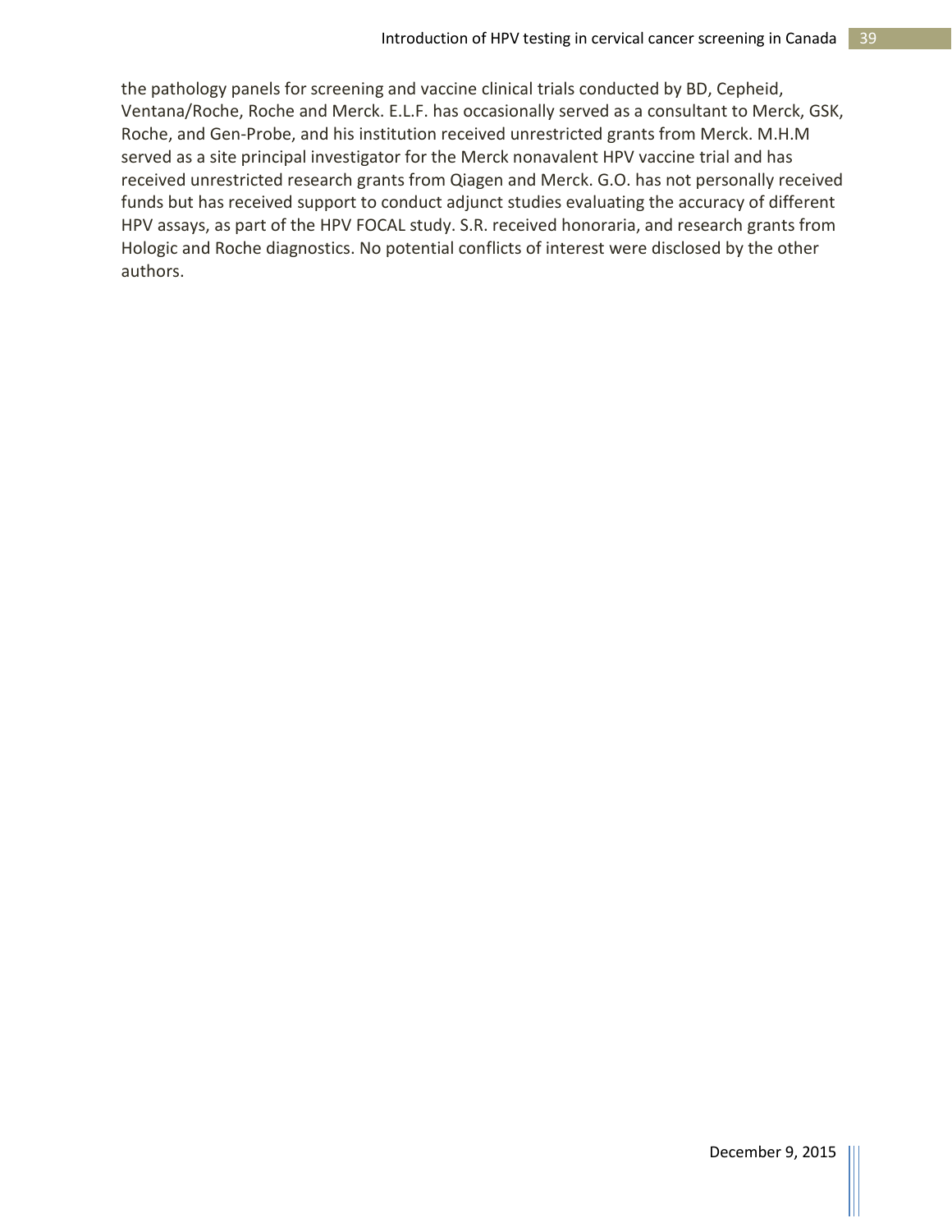the pathology panels for screening and vaccine clinical trials conducted by BD, Cepheid, Ventana/Roche, Roche and Merck. E.L.F. has occasionally served as a consultant to Merck, GSK, Roche, and Gen-Probe, and his institution received unrestricted grants from Merck. M.H.M served as a site principal investigator for the Merck nonavalent HPV vaccine trial and has received unrestricted research grants from Qiagen and Merck. G.O. has not personally received funds but has received support to conduct adjunct studies evaluating the accuracy of different HPV assays, as part of the HPV FOCAL study. S.R. received honoraria, and research grants from Hologic and Roche diagnostics. No potential conflicts of interest were disclosed by the other authors.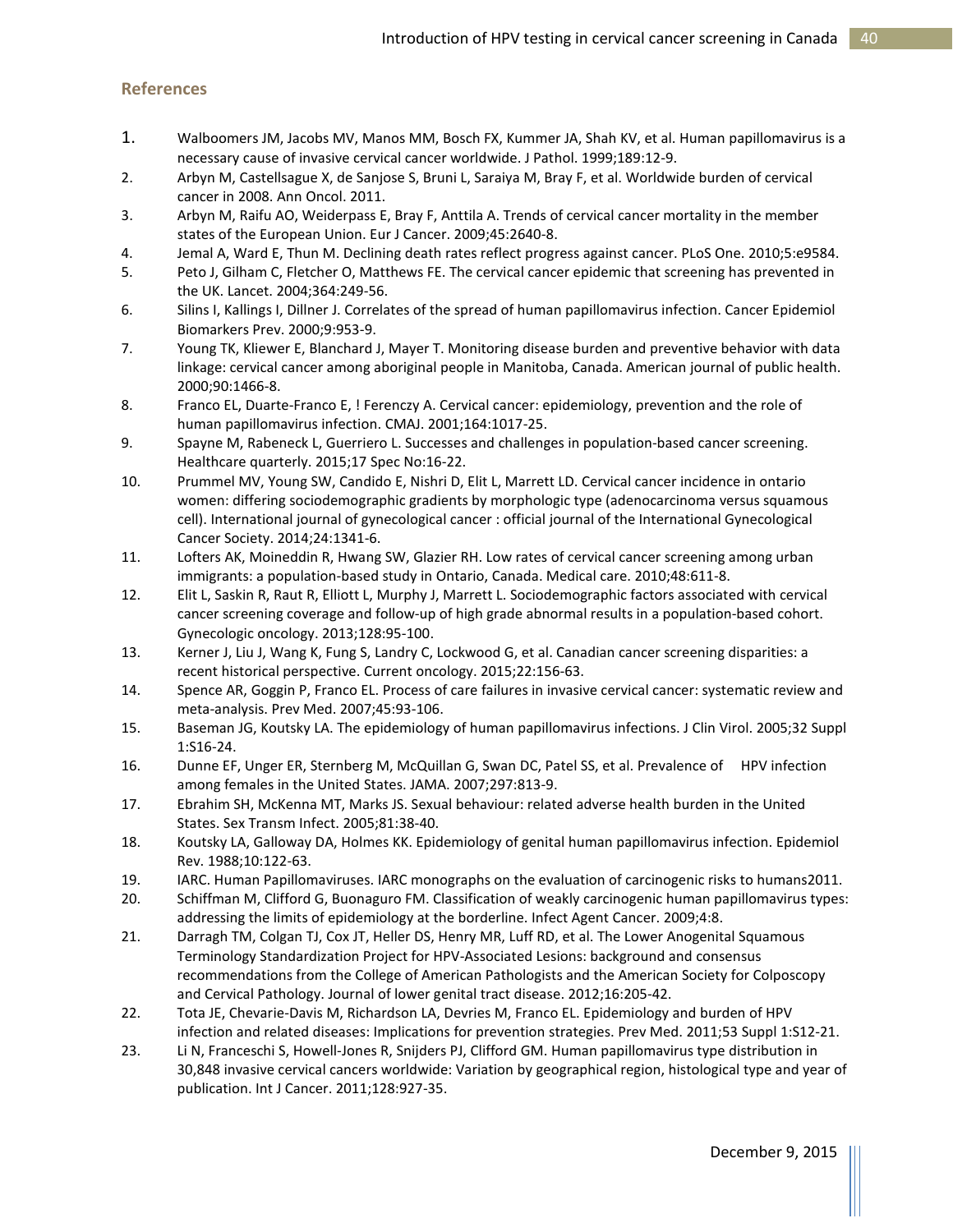## References

1. Walboomers JM, Jacobs MV, Manos MM, Bosch FX, Kummer JA, Shah KV, et al. Human papillomavirus is a necessary cause of invasive cervical cancer worldwide. J Pathol. 1999;189:12-9.
2. Arbyn M, Castellsague X, de Sanjose S, Bruni L, Saraiya M, Bray F, et al. Worldwide burden of cervical cancer in 2008. Ann Oncol. 2011.
3. Arbyn M, Raifu AO, Weiderpass E, Bray F, Anttila A. Trends of cervical cancer mortality in the member states of the European Union. Eur J Cancer. 2009;45:2640-8.
4. Jemal A, Ward E, Thun M. Declining death rates reflect progress against cancer. PLoS One. 2010;5:e9584.
5. Peto J, Gilham C, Fletcher O, Matthews FE. The cervical cancer epidemic that screening has prevented in the UK. Lancet. 2004;364:249-56.
6. Silins I, Kallings I, Dillner J. Correlates of the spread of human papillomavirus infection. Cancer Epidemiol Biomarkers Prev. 2000;9:953-9.
7. Young TK, Kliewer E, Blanchard J, Mayer T. Monitoring disease burden and preventive behavior with data linkage: cervical cancer among aboriginal people in Manitoba, Canada. American journal of public health. 2000;90:1466-8.
8. Franco EL, Duarte-Franco E, ! Ferenczy A. Cervical cancer: epidemiology, prevention and the role of human papillomavirus infection. CMAJ. 2001;164:1017-25.
9. Spayne M, Rabeneck L, Guerriero L. Successes and challenges in population-based cancer screening. Healthcare quarterly. 2015;17 Spec No:16-22.
10. Prummel MV, Young SW, Candido E, Nishri D, Elit L, Marrett LD. Cervical cancer incidence in ontario women: differing sociodemographic gradients by morphologic type (adenocarcinoma versus squamous cell). International journal of gynecological cancer : official journal of the International Gynecological Cancer Society. 2014;24:1341-6.
11. Lofters AK, Moineddin R, Hwang SW, Glazier RH. Low rates of cervical cancer screening among urban immigrants: a population-based study in Ontario, Canada. Medical care. 2010;48:611-8.
12. Elit L, Saskin R, Raut R, Elliott L, Murphy J, Marrett L. Sociodemographic factors associated with cervical cancer screening coverage and follow-up of high grade abnormal results in a population-based cohort. Gynecologic oncology. 2013;128:95-100.
13. Kerner J, Liu J, Wang K, Fung S, Landry C, Lockwood G, et al. Canadian cancer screening disparities: a recent historical perspective. Current oncology. 2015;22:156-63.
14. Spence AR, Goggin P, Franco EL. Process of care failures in invasive cervical cancer: systematic review and meta-analysis. Prev Med. 2007;45:93-106.
15. Baseman JG, Koutsky LA. The epidemiology of human papillomavirus infections. J Clin Virol. 2005;32 Suppl 1:S16-24.
16. Dunne EF, Unger ER, Sternberg M, McQuillan G, Swan DC, Patel SS, et al. Prevalence of HPV infection among females in the United States. JAMA. 2007;297:813-9.
17. Ebrahim SH, McKenna MT, Marks JS. Sexual behaviour: related adverse health burden in the United States. Sex Transm Infect. 2005;81:38-40.
18. Koutsky LA, Galloway DA, Holmes KK. Epidemiology of genital human papillomavirus infection. Epidemiol Rev. 1988;10:122-63.
19. IARC. Human Papillomaviruses. IARC monographs on the evaluation of carcinogenic risks to humans2011.
20. Schiffman M, Clifford G, Buonaguro FM. Classification of weakly carcinogenic human papillomavirus types: addressing the limits of epidemiology at the borderline. Infect Agent Cancer. 2009;4:8.
21. Darragh TM, Colgan TJ, Cox JT, Heller DS, Henry MR, Luff RD, et al. The Lower Anogenital Squamous Terminology Standardization Project for HPV-Associated Lesions: background and consensus recommendations from the College of American Pathologists and the American Society for Colposcopy and Cervical Pathology. Journal of lower genital tract disease. 2012;16:205-42.
22. Tota JE, Chevarie-Davis M, Richardson LA, Devries M, Franco EL. Epidemiology and burden of HPV infection and related diseases: Implications for prevention strategies. Prev Med. 2011;53 Suppl 1:S12-21.
23. Li N, Franceschi S, Howell-Jones R, Snijders PJ, Clifford GM. Human papillomavirus type distribution in 30,848 invasive cervical cancers worldwide: Variation by geographical region, histological type and year of publication. Int J Cancer. 2011;128:927-35.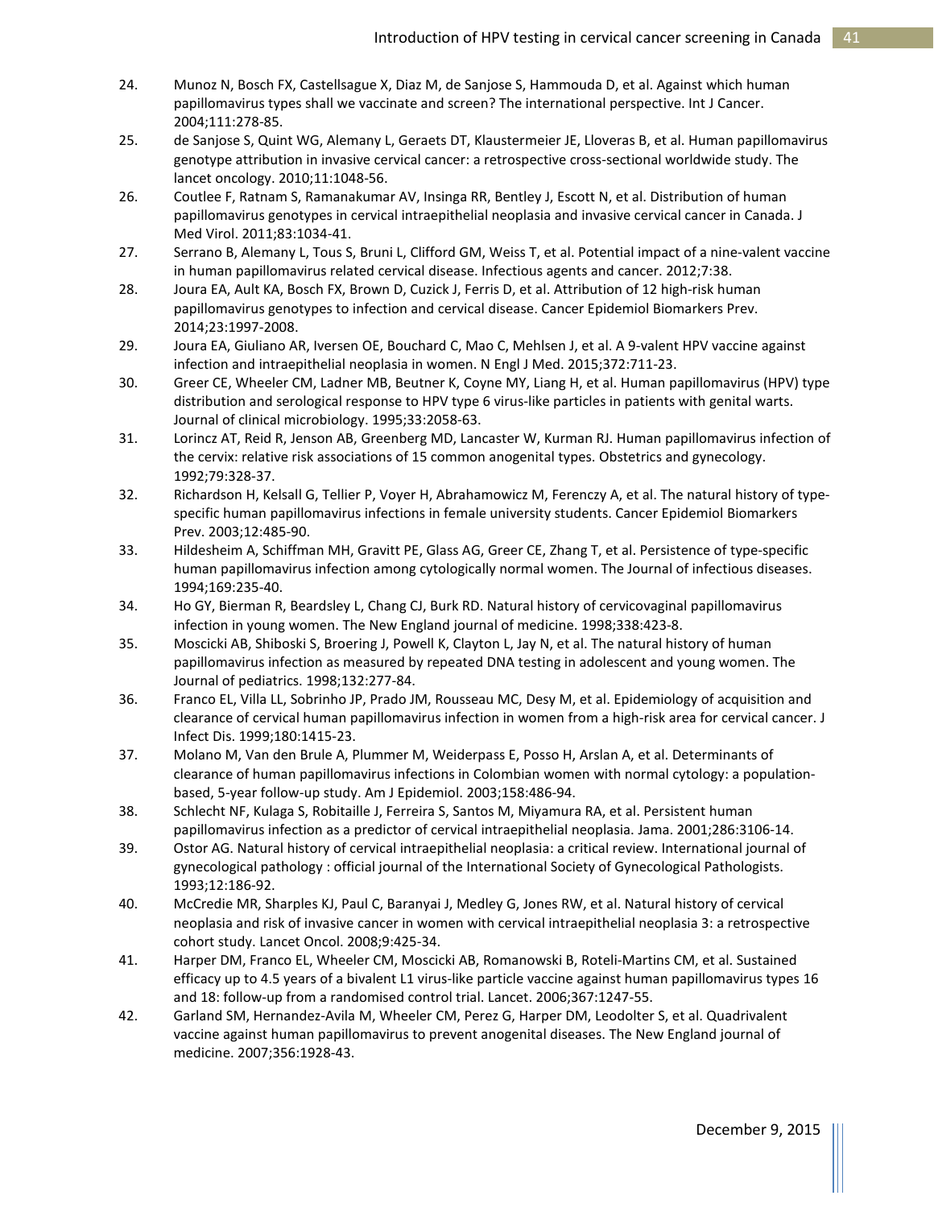24. Munoz N, Bosch FX, Castellsague X, Diaz M, de Sanjose S, Hammouda D, et al. Against which human papillomavirus types shall we vaccinate and screen? The international perspective. Int J Cancer. 2004;111:278-85.
25. de Sanjose S, Quint WG, Alemany L, Geraets DT, Klaustermeier JE, Lloveras B, et al. Human papillomavirus genotype attribution in invasive cervical cancer: a retrospective cross-sectional worldwide study. The lancet oncology. 2010;11:1048-56.
26. Coutlee F, Ratnam S, Ramanakumar AV, Insinga RR, Bentley J, Escott N, et al. Distribution of human papillomavirus genotypes in cervical intraepithelial neoplasia and invasive cervical cancer in Canada. J Med Virol. 2011;83:1034-41.
27. Serrano B, Alemany L, Tous S, Bruni L, Clifford GM, Weiss T, et al. Potential impact of a nine-valent vaccine in human papillomavirus related cervical disease. Infectious agents and cancer. 2012;7:38.
28. Joura EA, Ault KA, Bosch FX, Brown D, Cuzick J, Ferris D, et al. Attribution of 12 high-risk human papillomavirus genotypes to infection and cervical disease. Cancer Epidemiol Biomarkers Prev. 2014;23:1997-2008.
29. Joura EA, Giuliano AR, Iversen OE, Bouchard C, Mao C, Mehlsen J, et al. A 9-valent HPV vaccine against infection and intraepithelial neoplasia in women. N Engl J Med. 2015;372:711-23.
30. Greer CE, Wheeler CM, Ladner MB, Beutner K, Coyne MY, Liang H, et al. Human papillomavirus (HPV) type distribution and serological response to HPV type 6 virus-like particles in patients with genital warts. Journal of clinical microbiology. 1995;33:2058-63.
31. Lorincz AT, Reid R, Jenson AB, Greenberg MD, Lancaster W, Kurman RJ. Human papillomavirus infection of the cervix: relative risk associations of 15 common anogenital types. Obstetrics and gynecology. 1992;79:328-37.
32. Richardson H, Kelsall G, Tellier P, Voyer H, Abrahamowicz M, Ferenczy A, et al. The natural history of type-specific human papillomavirus infections in female university students. Cancer Epidemiol Biomarkers Prev. 2003;12:485-90.
33. Hildesheim A, Schiffman MH, Gravitt PE, Glass AG, Greer CE, Zhang T, et al. Persistence of type-specific human papillomavirus infection among cytologically normal women. The Journal of infectious diseases. 1994;169:235-40.
34. Ho GY, Bierman R, Beardsley L, Chang CJ, Burk RD. Natural history of cervicovaginal papillomavirus infection in young women. The New England journal of medicine. 1998;338:423-8.
35. Moscicki AB, Shiboski S, Broering J, Powell K, Clayton L, Jay N, et al. The natural history of human papillomavirus infection as measured by repeated DNA testing in adolescent and young women. The Journal of pediatrics. 1998;132:277-84.
36. Franco EL, Villa LL, Sobrinho JP, Prado JM, Rousseau MC, Desy M, et al. Epidemiology of acquisition and clearance of cervical human papillomavirus infection in women from a high-risk area for cervical cancer. J Infect Dis. 1999;180:1415-23.
37. Molano M, Van den Brule A, Plummer M, Weiderpass E, Posso H, Arslan A, et al. Determinants of clearance of human papillomavirus infections in Colombian women with normal cytology: a population-based, 5-year follow-up study. Am J Epidemiol. 2003;158:486-94.
38. Schlecht NF, Kulaga S, Robitaille J, Ferreira S, Santos M, Miyamura RA, et al. Persistent human papillomavirus infection as a predictor of cervical intraepithelial neoplasia. Jama. 2001;286:3106-14.
39. Ostor AG. Natural history of cervical intraepithelial neoplasia: a critical review. International journal of gynecological pathology : official journal of the International Society of Gynecological Pathologists. 1993;12:186-92.
40. McCredie MR, Sharples KJ, Paul C, Baranyai J, Medley G, Jones RW, et al. Natural history of cervical neoplasia and risk of invasive cancer in women with cervical intraepithelial neoplasia 3: a retrospective cohort study. Lancet Oncol. 2008;9:425-34.
41. Harper DM, Franco EL, Wheeler CM, Moscicki AB, Romanowski B, Roteli-Martins CM, et al. Sustained efficacy up to 4.5 years of a bivalent L1 virus-like particle vaccine against human papillomavirus types 16 and 18: follow-up from a randomised control trial. Lancet. 2006;367:1247-55.
42. Garland SM, Hernandez-Avila M, Wheeler CM, Perez G, Harper DM, Leodolter S, et al. Quadrivalent vaccine against human papillomavirus to prevent anogenital diseases. The New England journal of medicine. 2007;356:1928-43.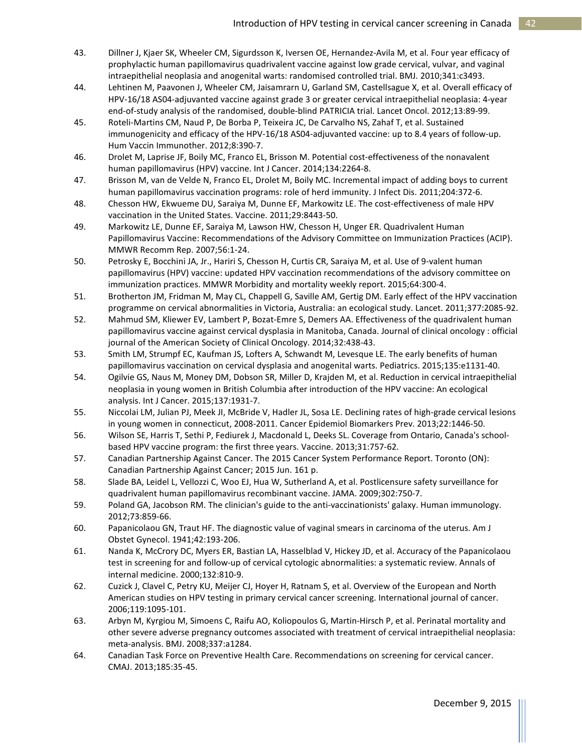43. Dillner J, Kjaer SK, Wheeler CM, Sigurdsson K, Iversen OE, Hernandez-Avila M, et al. Four year efficacy of prophylactic human papillomavirus quadrivalent vaccine against low grade cervical, vulvar, and vaginal intraepithelial neoplasia and anogenital warts: randomised controlled trial. BMJ. 2010;341:c3493.
44. Lehtinen M, Paavonen J, Wheeler CM, Jaisamrarn U, Garland SM, Castellsague X, et al. Overall efficacy of HPV-16/18 AS04-adjuvanted vaccine against grade 3 or greater cervical intraepithelial neoplasia: 4-year end-of-study analysis of the randomised, double-blind PATRICIA trial. Lancet Oncol. 2012;13:89-99.
45. Roteli-Martins CM, Naud P, De Borba P, Teixeira JC, De Carvalho NS, Zahaf T, et al. Sustained immunogenicity and efficacy of the HPV-16/18 AS04-adjuvanted vaccine: up to 8.4 years of follow-up. Hum Vaccin Immunother. 2012;8:390-7.
46. Drolet M, Laprise JF, Boily MC, Franco EL, Brisson M. Potential cost-effectiveness of the nonavalent human papillomavirus (HPV) vaccine. Int J Cancer. 2014;134:2264-8.
47. Brisson M, van de Velde N, Franco EL, Drolet M, Boily MC. Incremental impact of adding boys to current human papillomavirus vaccination programs: role of herd immunity. J Infect Dis. 2011;204:372-6.
48. Chesson HW, Ekwueme DU, Saraiya M, Dunne EF, Markowitz LE. The cost-effectiveness of male HPV vaccination in the United States. Vaccine. 2011;29:8443-50.
49. Markowitz LE, Dunne EF, Saraiya M, Lawson HW, Chesson H, Unger ER. Quadrivalent Human Papillomavirus Vaccine: Recommendations of the Advisory Committee on Immunization Practices (ACIP). MMWR Recomm Rep. 2007;56:1-24.
50. Petrosky E, Bocchini JA, Jr., Hariri S, Chesson H, Curtis CR, Saraiya M, et al. Use of 9-valent human papillomavirus (HPV) vaccine: updated HPV vaccination recommendations of the advisory committee on immunization practices. MMWR Morbidity and mortality weekly report. 2015;64:300-4.
51. Brotherton JM, Fridman M, May CL, Chappell G, Saville AM, Gertig DM. Early effect of the HPV vaccination programme on cervical abnormalities in Victoria, Australia: an ecological study. Lancet. 2011;377:2085-92.
52. Mahmud SM, Kliewer EV, Lambert P, Bozat-Emre S, Demers AA. Effectiveness of the quadrivalent human papillomavirus vaccine against cervical dysplasia in Manitoba, Canada. Journal of clinical oncology : official journal of the American Society of Clinical Oncology. 2014;32:438-43.
53. Smith LM, Strumpf EC, Kaufman JS, Lofters A, Schwandt M, Levesque LE. The early benefits of human papillomavirus vaccination on cervical dysplasia and anogenital warts. Pediatrics. 2015;135:e1131-40.
54. Ogilvie GS, Naus M, Money DM, Dobson SR, Miller D, Krajden M, et al. Reduction in cervical intraepithelial neoplasia in young women in British Columbia after introduction of the HPV vaccine: An ecological analysis. Int J Cancer. 2015;137:1931-7.
55. Niccolai LM, Julian PJ, Meek JI, McBride V, Hadler JL, Sosa LE. Declining rates of high-grade cervical lesions in young women in connecticut, 2008-2011. Cancer Epidemiol Biomarkers Prev. 2013;22:1446-50.
56. Wilson SE, Harris T, Sethi P, Fediurek J, Macdonald L, Deeks SL. Coverage from Ontario, Canada's school-based HPV vaccine program: the first three years. Vaccine. 2013;31:757-62.
57. Canadian Partnership Against Cancer. The 2015 Cancer System Performance Report. Toronto (ON): Canadian Partnership Against Cancer; 2015 Jun. 161 p.
58. Slade BA, Leidel L, Vellozzi C, Woo EJ, Hua W, Sutherland A, et al. Postlicensure safety surveillance for quadrivalent human papillomavirus recombinant vaccine. JAMA. 2009;302:750-7.
59. Poland GA, Jacobson RM. The clinician's guide to the anti-vaccinationists' galaxy. Human immunology. 2012;73:859-66.
60. Papanicolaou GN, Traut HF. The diagnostic value of vaginal smears in carcinoma of the uterus. Am J Obstet Gynecol. 1941;42:193-206.
61. Nanda K, McCrory DC, Myers ER, Bastian LA, Hasselblad V, Hickey JD, et al. Accuracy of the Papanicolaou test in screening for and follow-up of cervical cytologic abnormalities: a systematic review. Annals of internal medicine. 2000;132:810-9.
62. Cuzick J, Clavel C, Petry KU, Meijer CJ, Hoyer H, Ratnam S, et al. Overview of the European and North American studies on HPV testing in primary cervical cancer screening. International journal of cancer. 2006;119:1095-101.
63. Arbyn M, Kyrgiou M, Simoens C, Raifu AO, Koliopoulos G, Martin-Hirsch P, et al. Perinatal mortality and other severe adverse pregnancy outcomes associated with treatment of cervical intraepithelial neoplasia: meta-analysis. BMJ. 2008;337:a1284.
64. Canadian Task Force on Preventive Health Care. Recommendations on screening for cervical cancer. CMAJ. 2013;185:35-45.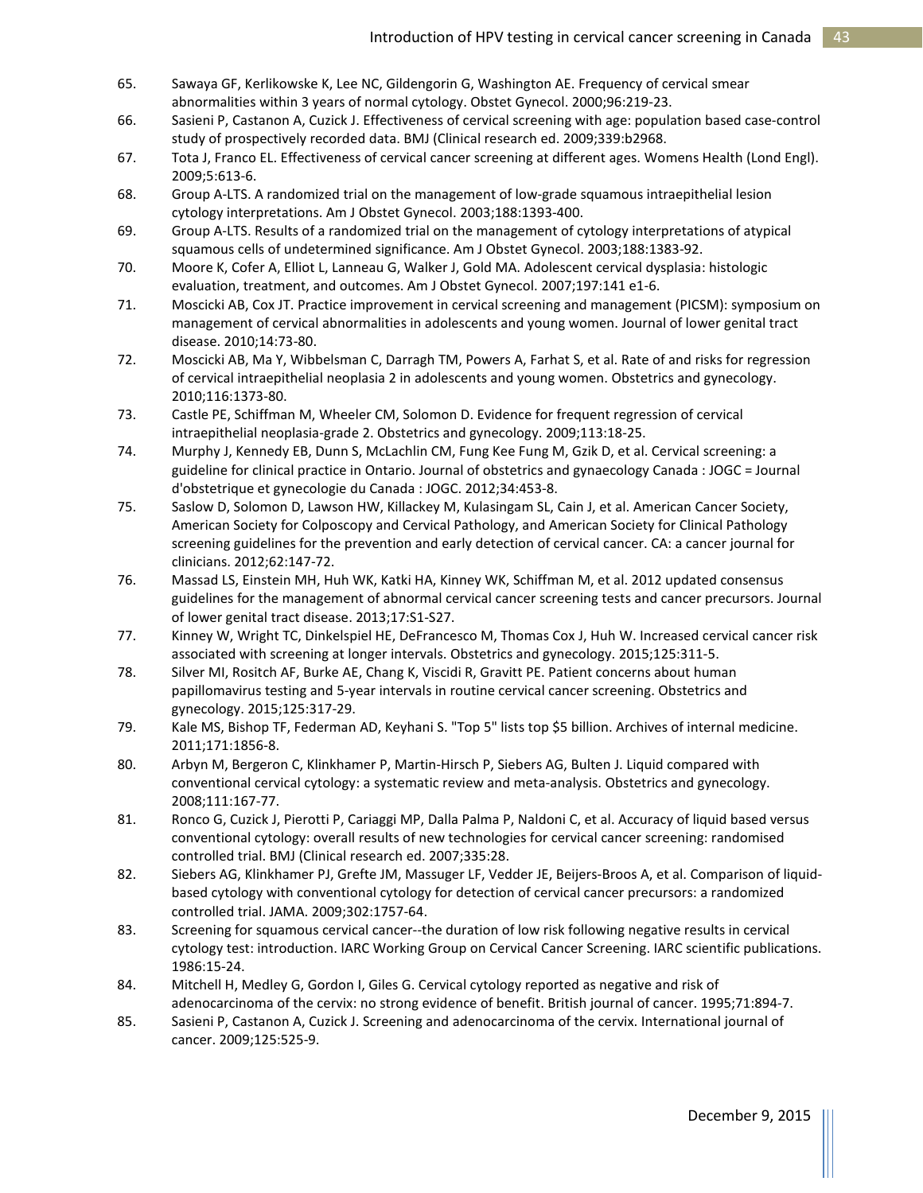65. Sawaya GF, Kerlikowske K, Lee NC, Gildengorin G, Washington AE. Frequency of cervical smear abnormalities within 3 years of normal cytology. Obstet Gynecol. 2000;96:219-23.
66. Sasieni P, Castanon A, Cuzick J. Effectiveness of cervical screening with age: population based case-control study of prospectively recorded data. BMJ (Clinical research ed. 2009;339:b2968.
67. Tota J, Franco EL. Effectiveness of cervical cancer screening at different ages. Womens Health (Lond Engl). 2009;5:613-6.
68. Group A-LTS. A randomized trial on the management of low-grade squamous intraepithelial lesion cytology interpretations. Am J Obstet Gynecol. 2003;188:1393-400.
69. Group A-LTS. Results of a randomized trial on the management of cytology interpretations of atypical squamous cells of undetermined significance. Am J Obstet Gynecol. 2003;188:1383-92.
70. Moore K, Cofer A, Elliot L, Lanneau G, Walker J, Gold MA. Adolescent cervical dysplasia: histologic evaluation, treatment, and outcomes. Am J Obstet Gynecol. 2007;197:141 e1-6.
71. Moscicki AB, Cox JT. Practice improvement in cervical screening and management (PICSM): symposium on management of cervical abnormalities in adolescents and young women. Journal of lower genital tract disease. 2010;14:73-80.
72. Moscicki AB, Ma Y, Wibbelsman C, Darragh TM, Powers A, Farhat S, et al. Rate of and risks for regression of cervical intraepithelial neoplasia 2 in adolescents and young women. Obstetrics and gynecology. 2010;116:1373-80.
73. Castle PE, Schiffman M, Wheeler CM, Solomon D. Evidence for frequent regression of cervical intraepithelial neoplasia-grade 2. Obstetrics and gynecology. 2009;113:18-25.
74. Murphy J, Kennedy EB, Dunn S, McLachlin CM, Fung Kee Fung M, Gzik D, et al. Cervical screening: a guideline for clinical practice in Ontario. Journal of obstetrics and gynaecology Canada : JOGC = Journal d'obstetrique et gynecologie du Canada : JOGC. 2012;34:453-8.
75. Saslow D, Solomon D, Lawson HW, Killackey M, Kulasingam SL, Cain J, et al. American Cancer Society, American Society for Colposcopy and Cervical Pathology, and American Society for Clinical Pathology screening guidelines for the prevention and early detection of cervical cancer. CA: a cancer journal for clinicians. 2012;62:147-72.
76. Massad LS, Einstein MH, Huh WK, Katki HA, Kinney WK, Schiffman M, et al. 2012 updated consensus guidelines for the management of abnormal cervical cancer screening tests and cancer precursors. Journal of lower genital tract disease. 2013;17:S1-S27.
77. Kinney W, Wright TC, Dinkelspiel HE, DeFrancesco M, Thomas Cox J, Huh W. Increased cervical cancer risk associated with screening at longer intervals. Obstetrics and gynecology. 2015;125:311-5.
78. Silver MI, Rositch AF, Burke AE, Chang K, Viscidi R, Gravitt PE. Patient concerns about human papillomavirus testing and 5-year intervals in routine cervical cancer screening. Obstetrics and gynecology. 2015;125:317-29.
79. Kale MS, Bishop TF, Federman AD, Keyhani S. "Top 5" lists top $5 billion. Archives of internal medicine. 2011;171:1856-8.
80. Arbyn M, Bergeron C, Klinkhamer P, Martin-Hirsch P, Siebers AG, Bulten J. Liquid compared with conventional cervical cytology: a systematic review and meta-analysis. Obstetrics and gynecology. 2008;111:167-77.
81. Ronco G, Cuzick J, Pierotti P, Cariaggi MP, Dalla Palma P, Naldoni C, et al. Accuracy of liquid based versus conventional cytology: overall results of new technologies for cervical cancer screening: randomised controlled trial. BMJ (Clinical research ed. 2007;335:28.
82. Siebers AG, Klinkhamer PJ, Grefte JM, Massuger LF, Vedder JE, Beijers-Broos A, et al. Comparison of liquid-based cytology with conventional cytology for detection of cervical cancer precursors: a randomized controlled trial. JAMA. 2009;302:1757-64.
83. Screening for squamous cervical cancer--the duration of low risk following negative results in cervical cytology test: introduction. IARC Working Group on Cervical Cancer Screening. IARC scientific publications. 1986:15-24.
84. Mitchell H, Medley G, Gordon I, Giles G. Cervical cytology reported as negative and risk of adenocarcinoma of the cervix: no strong evidence of benefit. British journal of cancer. 1995;71:894-7.
85. Sasieni P, Castanon A, Cuzick J. Screening and adenocarcinoma of the cervix. International journal of cancer. 2009;125:525-9.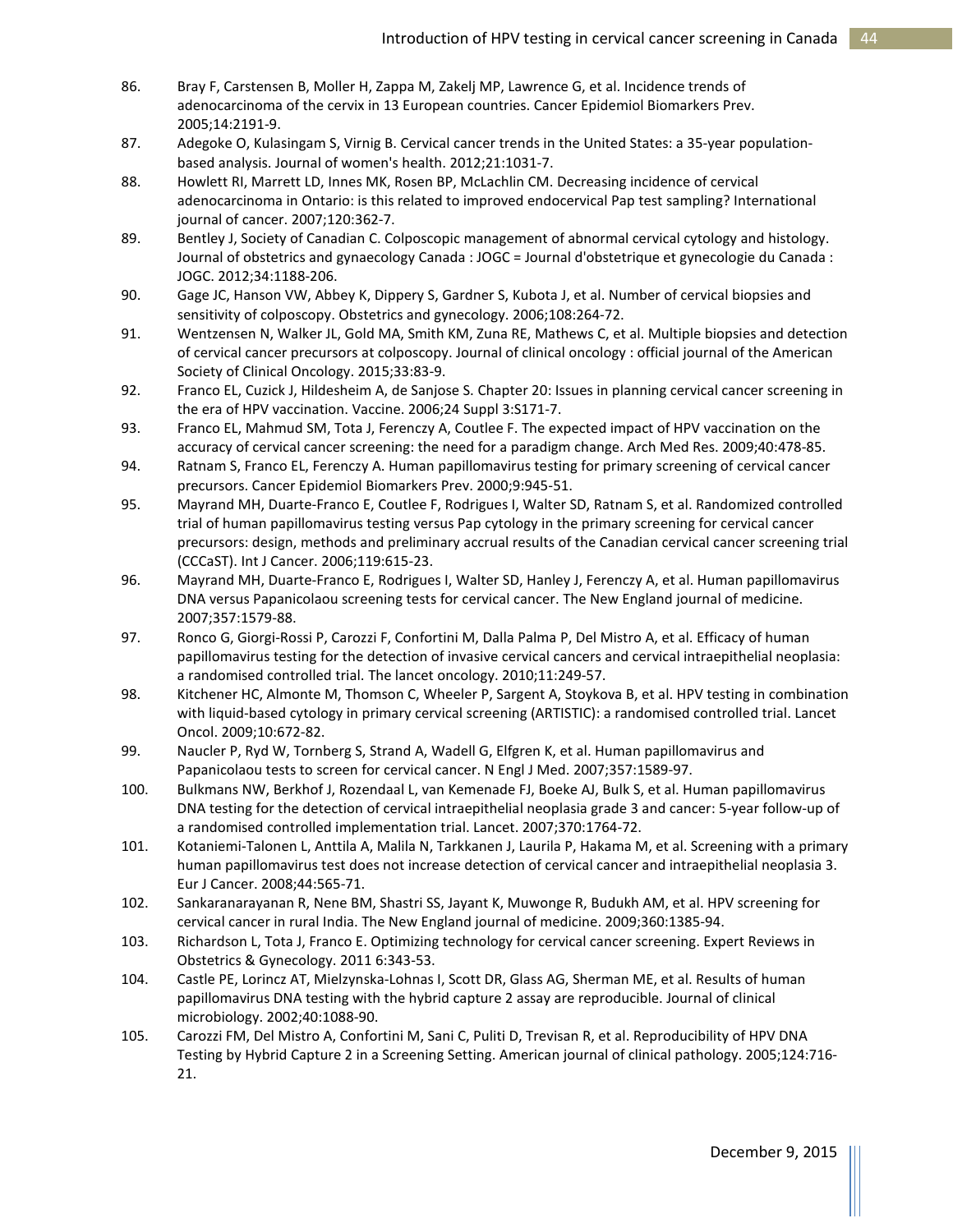86. Bray F, Carstensen B, Moller H, Zappa M, Zakelj MP, Lawrence G, et al. Incidence trends of adenocarcinoma of the cervix in 13 European countries. Cancer Epidemiol Biomarkers Prev. 2005;14:2191-9.
87. Adegoke O, Kulasingam S, Virnig B. Cervical cancer trends in the United States: a 35-year population-based analysis. Journal of women's health. 2012;21:1031-7.
88. Howlett RI, Marrett LD, Innes MK, Rosen BP, McLachlin CM. Decreasing incidence of cervical adenocarcinoma in Ontario: is this related to improved endocervical Pap test sampling? International journal of cancer. 2007;120:362-7.
89. Bentley J, Society of Canadian C. Colposcopic management of abnormal cervical cytology and histology. Journal of obstetrics and gynaecology Canada : JOGC = Journal d'obstetrique et gynecologie du Canada : JOGC. 2012;34:1188-206.
90. Gage JC, Hanson VW, Abbey K, Dippery S, Gardner S, Kubota J, et al. Number of cervical biopsies and sensitivity of colposcopy. Obstetrics and gynecology. 2006;108:264-72.
91. Wentzensen N, Walker JL, Gold MA, Smith KM, Zuna RE, Mathews C, et al. Multiple biopsies and detection of cervical cancer precursors at colposcopy. Journal of clinical oncology : official journal of the American Society of Clinical Oncology. 2015;33:83-9.
92. Franco EL, Cuzick J, Hildesheim A, de Sanjose S. Chapter 20: Issues in planning cervical cancer screening in the era of HPV vaccination. Vaccine. 2006;24 Suppl 3:S171-7.
93. Franco EL, Mahmud SM, Tota J, Ferenczy A, Coutlee F. The expected impact of HPV vaccination on the accuracy of cervical cancer screening: the need for a paradigm change. Arch Med Res. 2009;40:478-85.
94. Ratnam S, Franco EL, Ferenczy A. Human papillomavirus testing for primary screening of cervical cancer precursors. Cancer Epidemiol Biomarkers Prev. 2000;9:945-51.
95. Mayrand MH, Duarte-Franco E, Coutlee F, Rodrigues I, Walter SD, Ratnam S, et al. Randomized controlled trial of human papillomavirus testing versus Pap cytology in the primary screening for cervical cancer precursors: design, methods and preliminary accrual results of the Canadian cervical cancer screening trial (CCCaST). Int J Cancer. 2006;119:615-23.
96. Mayrand MH, Duarte-Franco E, Rodrigues I, Walter SD, Hanley J, Ferenczy A, et al. Human papillomavirus DNA versus Papanicolaou screening tests for cervical cancer. The New England journal of medicine. 2007;357:1579-88.
97. Ronco G, Giorgi-Rossi P, Carozzi F, Confortini M, Dalla Palma P, Del Mistro A, et al. Efficacy of human papillomavirus testing for the detection of invasive cervical cancers and cervical intraepithelial neoplasia: a randomised controlled trial. The lancet oncology. 2010;11:249-57.
98. Kitchener HC, Almonte M, Thomson C, Wheeler P, Sargent A, Stoykova B, et al. HPV testing in combination with liquid-based cytology in primary cervical screening (ARTISTIC): a randomised controlled trial. Lancet Oncol. 2009;10:672-82.
99. Naucler P, Ryd W, Tornberg S, Strand A, Wadell G, Elfgren K, et al. Human papillomavirus and Papanicolaou tests to screen for cervical cancer. N Engl J Med. 2007;357:1589-97.
100. Bulkmans NW, Berkhof J, Rozendaal L, van Kemenade FJ, Boeke AJ, Bulk S, et al. Human papillomavirus DNA testing for the detection of cervical intraepithelial neoplasia grade 3 and cancer: 5-year follow-up of a randomised controlled implementation trial. Lancet. 2007;370:1764-72.
101. Kotaniemi-Talonen L, Anttila A, Malila N, Tarkkanen J, Laurila P, Hakama M, et al. Screening with a primary human papillomavirus test does not increase detection of cervical cancer and intraepithelial neoplasia 3. Eur J Cancer. 2008;44:565-71.
102. Sankaranarayanan R, Nene BM, Shastri SS, Jayant K, Muwonge R, Budukh AM, et al. HPV screening for cervical cancer in rural India. The New England journal of medicine. 2009;360:1385-94.
103. Richardson L, Tota J, Franco E. Optimizing technology for cervical cancer screening. Expert Reviews in Obstetrics & Gynecology. 2011 6:343-53.
104. Castle PE, Lorincz AT, Mielzynska-Lohnas I, Scott DR, Glass AG, Sherman ME, et al. Results of human papillomavirus DNA testing with the hybrid capture 2 assay are reproducible. Journal of clinical microbiology. 2002;40:1088-90.
105. Carozzi FM, Del Mistro A, Confortini M, Sani C, Puliti D, Trevisan R, et al. Reproducibility of HPV DNA Testing by Hybrid Capture 2 in a Screening Setting. American journal of clinical pathology. 2005;124:716-21.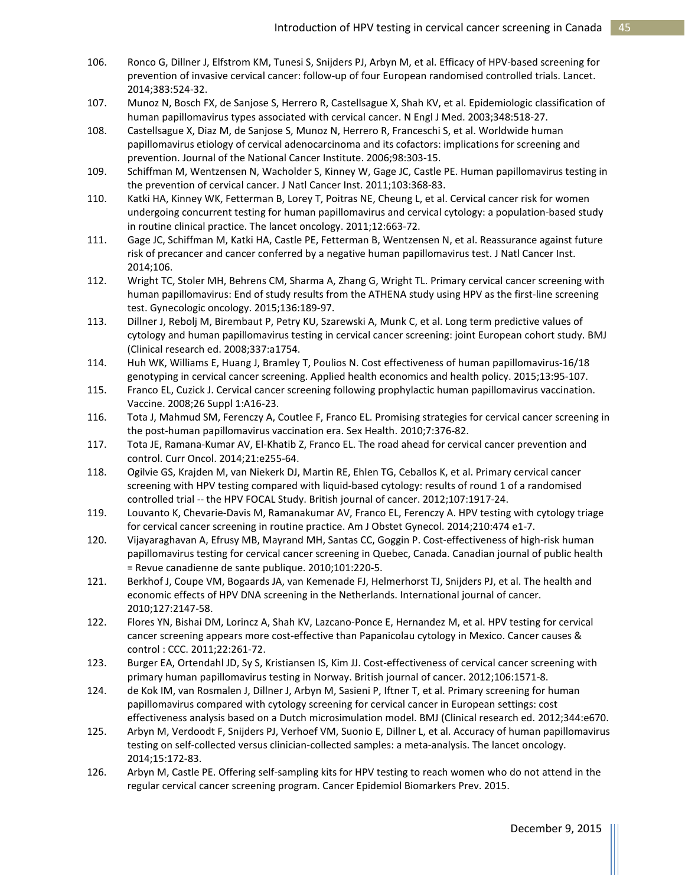106. Ronco G, Dillner J, Elfstrom KM, Tunesi S, Snijders PJ, Arbyn M, et al. Efficacy of HPV-based screening for prevention of invasive cervical cancer: follow-up of four European randomised controlled trials. Lancet. 2014;383:524-32.
107. Munoz N, Bosch FX, de Sanjose S, Herrero R, Castellsague X, Shah KV, et al. Epidemiologic classification of human papillomavirus types associated with cervical cancer. N Engl J Med. 2003;348:518-27.
108. Castellsague X, Diaz M, de Sanjose S, Munoz N, Herrero R, Franceschi S, et al. Worldwide human papillomavirus etiology of cervical adenocarcinoma and its cofactors: implications for screening and prevention. Journal of the National Cancer Institute. 2006;98:303-15.
109. Schiffman M, Wentzensen N, Wacholder S, Kinney W, Gage JC, Castle PE. Human papillomavirus testing in the prevention of cervical cancer. J Natl Cancer Inst. 2011;103:368-83.
110. Katki HA, Kinney WK, Fetterman B, Lorey T, Poitras NE, Cheung L, et al. Cervical cancer risk for women undergoing concurrent testing for human papillomavirus and cervical cytology: a population-based study in routine clinical practice. The lancet oncology. 2011;12:663-72.
111. Gage JC, Schiffman M, Katki HA, Castle PE, Fetterman B, Wentzensen N, et al. Reassurance against future risk of precancer and cancer conferred by a negative human papillomavirus test. J Natl Cancer Inst. 2014;106.
112. Wright TC, Stoler MH, Behrens CM, Sharma A, Zhang G, Wright TL. Primary cervical cancer screening with human papillomavirus: End of study results from the ATHENA study using HPV as the first-line screening test. Gynecologic oncology. 2015;136:189-97.
113. Dillner J, Rebolj M, Birembaut P, Petry KU, Szarewski A, Munk C, et al. Long term predictive values of cytology and human papillomavirus testing in cervical cancer screening: joint European cohort study. BMJ (Clinical research ed. 2008;337:a1754.
114. Huh WK, Williams E, Huang J, Bramley T, Poulios N. Cost effectiveness of human papillomavirus-16/18 genotyping in cervical cancer screening. Applied health economics and health policy. 2015;13:95-107.
115. Franco EL, Cuzick J. Cervical cancer screening following prophylactic human papillomavirus vaccination. Vaccine. 2008;26 Suppl 1:A16-23.
116. Tota J, Mahmud SM, Ferenczy A, Coutlee F, Franco EL. Promising strategies for cervical cancer screening in the post-human papillomavirus vaccination era. Sex Health. 2010;7:376-82.
117. Tota JE, Ramana-Kumar AV, El-Khatib Z, Franco EL. The road ahead for cervical cancer prevention and control. Curr Oncol. 2014;21:e255-64.
118. Ogilvie GS, Krajden M, van Niekerk DJ, Martin RE, Ehlen TG, Ceballos K, et al. Primary cervical cancer screening with HPV testing compared with liquid-based cytology: results of round 1 of a randomised controlled trial -- the HPV FOCAL Study. British journal of cancer. 2012;107:1917-24.
119. Louvanto K, Chevarie-Davis M, Ramanakumar AV, Franco EL, Ferenczy A. HPV testing with cytology triage for cervical cancer screening in routine practice. Am J Obstet Gynecol. 2014;210:474 e1-7.
120. Vijayaraghavan A, Efrusy MB, Mayrand MH, Santas CC, Goggin P. Cost-effectiveness of high-risk human papillomavirus testing for cervical cancer screening in Quebec, Canada. Canadian journal of public health = Revue canadienne de sante publique. 2010;101:220-5.
121. Berkhof J, Coupe VM, Bogaards JA, van Kemenade FJ, Helmerhorst TJ, Snijders PJ, et al. The health and economic effects of HPV DNA screening in the Netherlands. International journal of cancer. 2010;127:2147-58.
122. Flores YN, Bishai DM, Lorincz A, Shah KV, Lazcano-Ponce E, Hernandez M, et al. HPV testing for cervical cancer screening appears more cost-effective than Papanicolau cytology in Mexico. Cancer causes & control : CCC. 2011;22:261-72.
123. Burger EA, Ortendahl JD, Sy S, Kristiansen IS, Kim JJ. Cost-effectiveness of cervical cancer screening with primary human papillomavirus testing in Norway. British journal of cancer. 2012;106:1571-8.
124. de Kok IM, van Rosmalen J, Dillner J, Arbyn M, Sasieni P, Iftner T, et al. Primary screening for human papillomavirus compared with cytology screening for cervical cancer in European settings: cost effectiveness analysis based on a Dutch microsimulation model. BMJ (Clinical research ed. 2012;344:e670.
125. Arbyn M, Verdoodt F, Snijders PJ, Verhoef VM, Suonio E, Dillner L, et al. Accuracy of human papillomavirus testing on self-collected versus clinician-collected samples: a meta-analysis. The lancet oncology. 2014;15:172-83.
126. Arbyn M, Castle PE. Offering self-sampling kits for HPV testing to reach women who do not attend in the regular cervical cancer screening program. Cancer Epidemiol Biomarkers Prev. 2015.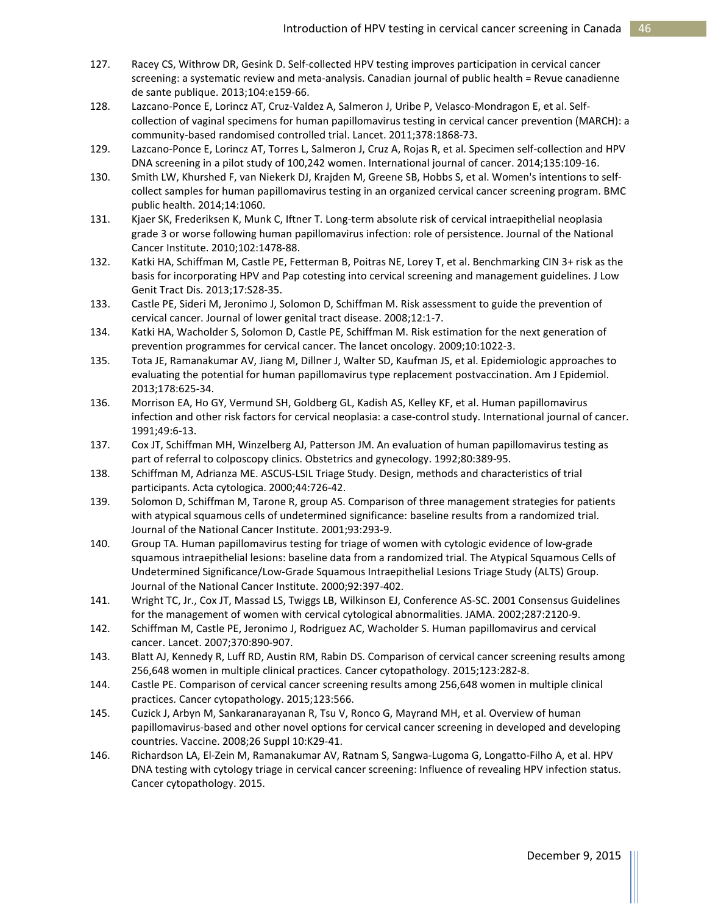127. Racey CS, Withrow DR, Gesink D. Self-collected HPV testing improves participation in cervical cancer screening: a systematic review and meta-analysis. Canadian journal of public health = Revue canadienne de sante publique. 2013;104:e159-66.
128. Lazcano-Ponce E, Lorincz AT, Cruz-Valdez A, Salmeron J, Uribe P, Velasco-Mondragon E, et al. Self-collection of vaginal specimens for human papillomavirus testing in cervical cancer prevention (MARCH): a community-based randomised controlled trial. Lancet. 2011;378:1868-73.
129. Lazcano-Ponce E, Lorincz AT, Torres L, Salmeron J, Cruz A, Rojas R, et al. Specimen self-collection and HPV DNA screening in a pilot study of 100,242 women. International journal of cancer. 2014;135:109-16.
130. Smith LW, Khurshed F, van Niekerk DJ, Krajden M, Greene SB, Hobbs S, et al. Women's intentions to self-collect samples for human papillomavirus testing in an organized cervical cancer screening program. BMC public health. 2014;14:1060.
131. Kjaer SK, Frederiksen K, Munk C, Iftner T. Long-term absolute risk of cervical intraepithelial neoplasia grade 3 or worse following human papillomavirus infection: role of persistence. Journal of the National Cancer Institute. 2010;102:1478-88.
132. Katki HA, Schiffman M, Castle PE, Fetterman B, Poitras NE, Lorey T, et al. Benchmarking CIN 3+ risk as the basis for incorporating HPV and Pap cotesting into cervical screening and management guidelines. J Low Genit Tract Dis. 2013;17:S28-35.
133. Castle PE, Sideri M, Jeronimo J, Solomon D, Schiffman M. Risk assessment to guide the prevention of cervical cancer. Journal of lower genital tract disease. 2008;12:1-7.
134. Katki HA, Wacholder S, Solomon D, Castle PE, Schiffman M. Risk estimation for the next generation of prevention programmes for cervical cancer. The lancet oncology. 2009;10:1022-3.
135. Tota JE, Ramanakumar AV, Jiang M, Dillner J, Walter SD, Kaufman JS, et al. Epidemiologic approaches to evaluating the potential for human papillomavirus type replacement postvaccination. Am J Epidemiol. 2013;178:625-34.
136. Morrison EA, Ho GY, Vermund SH, Goldberg GL, Kadish AS, Kelley KF, et al. Human papillomavirus infection and other risk factors for cervical neoplasia: a case-control study. International journal of cancer. 1991;49:6-13.
137. Cox JT, Schiffman MH, Winzelberg AJ, Patterson JM. An evaluation of human papillomavirus testing as part of referral to colposcopy clinics. Obstetrics and gynecology. 1992;80:389-95.
138. Schiffman M, Adrianza ME. ASCUS-LSIL Triage Study. Design, methods and characteristics of trial participants. Acta cytologica. 2000;44:726-42.
139. Solomon D, Schiffman M, Tarone R, group AS. Comparison of three management strategies for patients with atypical squamous cells of undetermined significance: baseline results from a randomized trial. Journal of the National Cancer Institute. 2001;93:293-9.
140. Group TA. Human papillomavirus testing for triage of women with cytologic evidence of low-grade squamous intraepithelial lesions: baseline data from a randomized trial. The Atypical Squamous Cells of Undetermined Significance/Low-Grade Squamous Intraepithelial Lesions Triage Study (ALTS) Group. Journal of the National Cancer Institute. 2000;92:397-402.
141. Wright TC, Jr., Cox JT, Massad LS, Twiggs LB, Wilkinson EJ, Conference AS-SC. 2001 Consensus Guidelines for the management of women with cervical cytological abnormalities. JAMA. 2002;287:2120-9.
142. Schiffman M, Castle PE, Jeronimo J, Rodriguez AC, Wacholder S. Human papillomavirus and cervical cancer. Lancet. 2007;370:890-907.
143. Blatt AJ, Kennedy R, Luff RD, Austin RM, Rabin DS. Comparison of cervical cancer screening results among 256,648 women in multiple clinical practices. Cancer cytopathology. 2015;123:282-8.
144. Castle PE. Comparison of cervical cancer screening results among 256,648 women in multiple clinical practices. Cancer cytopathology. 2015;123:566.
145. Cuzick J, Arbyn M, Sankaranarayanan R, Tsu V, Ronco G, Mayrand MH, et al. Overview of human papillomavirus-based and other novel options for cervical cancer screening in developed and developing countries. Vaccine. 2008;26 Suppl 10:K29-41.
146. Richardson LA, El-Zein M, Ramanakumar AV, Ratnam S, Sangwa-Lugoma G, Longatto-Filho A, et al. HPV DNA testing with cytology triage in cervical cancer screening: Influence of revealing HPV infection status. Cancer cytopathology. 2015.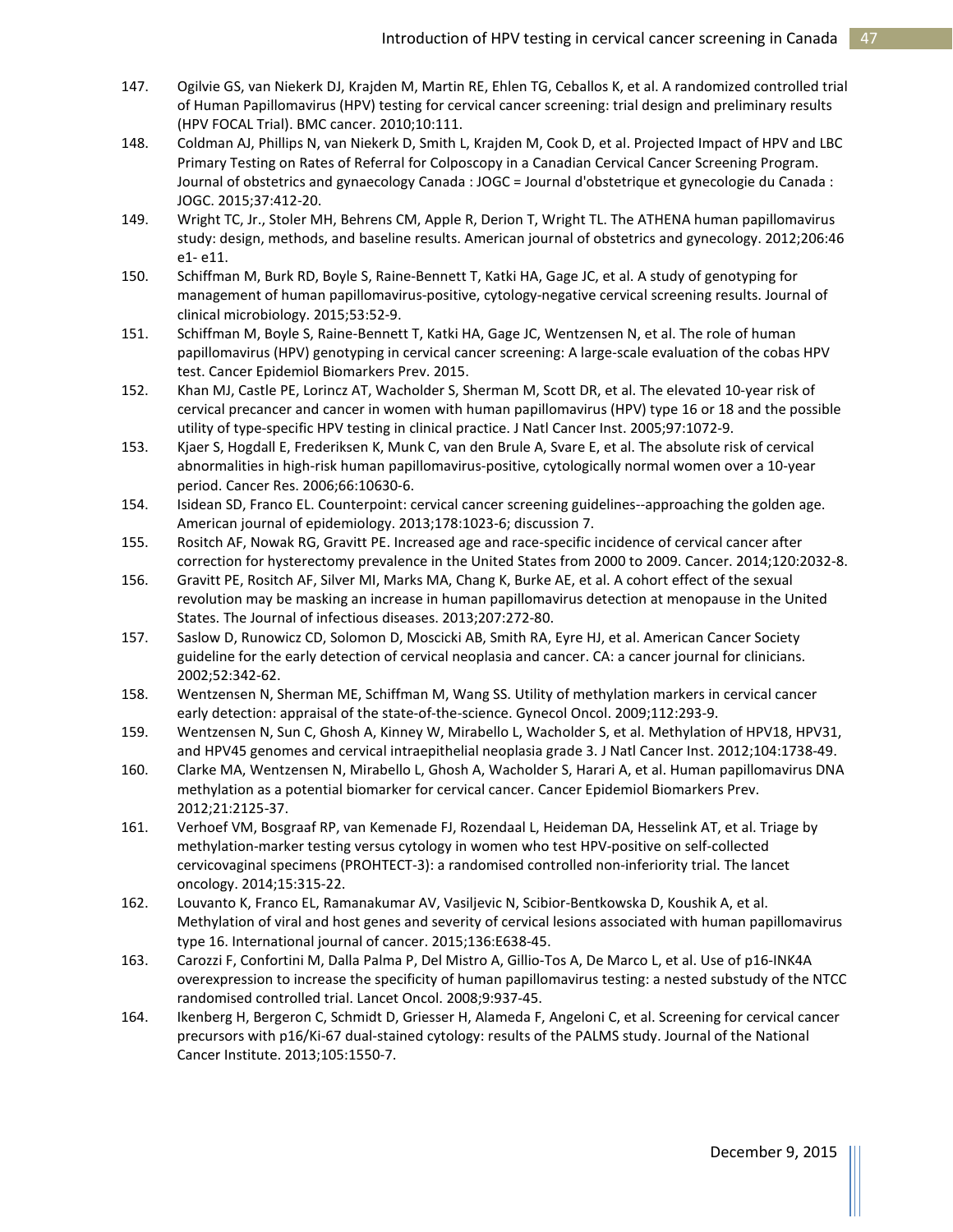147. Ogilvie GS, van Niekerk DJ, Krajden M, Martin RE, Ehlen TG, Ceballos K, et al. A randomized controlled trial of Human Papillomavirus (HPV) testing for cervical cancer screening: trial design and preliminary results (HPV FOCAL Trial). BMC cancer. 2010;10:111.
148. Coldman AJ, Phillips N, van Niekerk D, Smith L, Krajden M, Cook D, et al. Projected Impact of HPV and LBC Primary Testing on Rates of Referral for Colposcopy in a Canadian Cervical Cancer Screening Program. Journal of obstetrics and gynaecology Canada : JOGC = Journal d'obstetrique et gynecologie du Canada : JOGC. 2015;37:412-20.
149. Wright TC, Jr., Stoler MH, Behrens CM, Apple R, Derion T, Wright TL. The ATHENA human papillomavirus study: design, methods, and baseline results. American journal of obstetrics and gynecology. 2012;206:46 e1- e11.
150. Schiffman M, Burk RD, Boyle S, Raine-Bennett T, Katki HA, Gage JC, et al. A study of genotyping for management of human papillomavirus-positive, cytology-negative cervical screening results. Journal of clinical microbiology. 2015;53:52-9.
151. Schiffman M, Boyle S, Raine-Bennett T, Katki HA, Gage JC, Wentzensen N, et al. The role of human papillomavirus (HPV) genotyping in cervical cancer screening: A large-scale evaluation of the cobas HPV test. Cancer Epidemiol Biomarkers Prev. 2015.
152. Khan MJ, Castle PE, Lorincz AT, Wacholder S, Sherman M, Scott DR, et al. The elevated 10-year risk of cervical precancer and cancer in women with human papillomavirus (HPV) type 16 or 18 and the possible utility of type-specific HPV testing in clinical practice. J Natl Cancer Inst. 2005;97:1072-9.
153. Kjaer S, Hogdall E, Frederiksen K, Munk C, van den Brule A, Svare E, et al. The absolute risk of cervical abnormalities in high-risk human papillomavirus-positive, cytologically normal women over a 10-year period. Cancer Res. 2006;66:10630-6.
154. Isidean SD, Franco EL. Counterpoint: cervical cancer screening guidelines--approaching the golden age. American journal of epidemiology. 2013;178:1023-6; discussion 7.
155. Rositch AF, Nowak RG, Gravitt PE. Increased age and race-specific incidence of cervical cancer after correction for hysterectomy prevalence in the United States from 2000 to 2009. Cancer. 2014;120:2032-8.
156. Gravitt PE, Rositch AF, Silver MI, Marks MA, Chang K, Burke AE, et al. A cohort effect of the sexual revolution may be masking an increase in human papillomavirus detection at menopause in the United States. The Journal of infectious diseases. 2013;207:272-80.
157. Saslow D, Runowicz CD, Solomon D, Moscicki AB, Smith RA, Eyre HJ, et al. American Cancer Society guideline for the early detection of cervical neoplasia and cancer. CA: a cancer journal for clinicians. 2002;52:342-62.
158. Wentzensen N, Sherman ME, Schiffman M, Wang SS. Utility of methylation markers in cervical cancer early detection: appraisal of the state-of-the-science. Gynecol Oncol. 2009;112:293-9.
159. Wentzensen N, Sun C, Ghosh A, Kinney W, Mirabello L, Wacholder S, et al. Methylation of HPV18, HPV31, and HPV45 genomes and cervical intraepithelial neoplasia grade 3. J Natl Cancer Inst. 2012;104:1738-49.
160. Clarke MA, Wentzensen N, Mirabello L, Ghosh A, Wacholder S, Harari A, et al. Human papillomavirus DNA methylation as a potential biomarker for cervical cancer. Cancer Epidemiol Biomarkers Prev. 2012;21:2125-37.
161. Verhoef VM, Bosgraaf RP, van Kemenade FJ, Rozendaal L, Heideman DA, Hesselink AT, et al. Triage by methylation-marker testing versus cytology in women who test HPV-positive on self-collected cervicovaginal specimens (PROHTECT-3): a randomised controlled non-inferiority trial. The lancet oncology. 2014;15:315-22.
162. Louvanto K, Franco EL, Ramanakumar AV, Vasiljevic N, Scibior-Bentkowska D, Koushik A, et al. Methylation of viral and host genes and severity of cervical lesions associated with human papillomavirus type 16. International journal of cancer. 2015;136:E638-45.
163. Carozzi F, Confortini M, Dalla Palma P, Del Mistro A, Gillio-Tos A, De Marco L, et al. Use of p16-INK4A overexpression to increase the specificity of human papillomavirus testing: a nested substudy of the NTCC randomised controlled trial. Lancet Oncol. 2008;9:937-45.
164. Ikenberg H, Bergeron C, Schmidt D, Griesser H, Alameda F, Angeloni C, et al. Screening for cervical cancer precursors with p16/Ki-67 dual-stained cytology: results of the PALMS study. Journal of the National Cancer Institute. 2013;105:1550-7.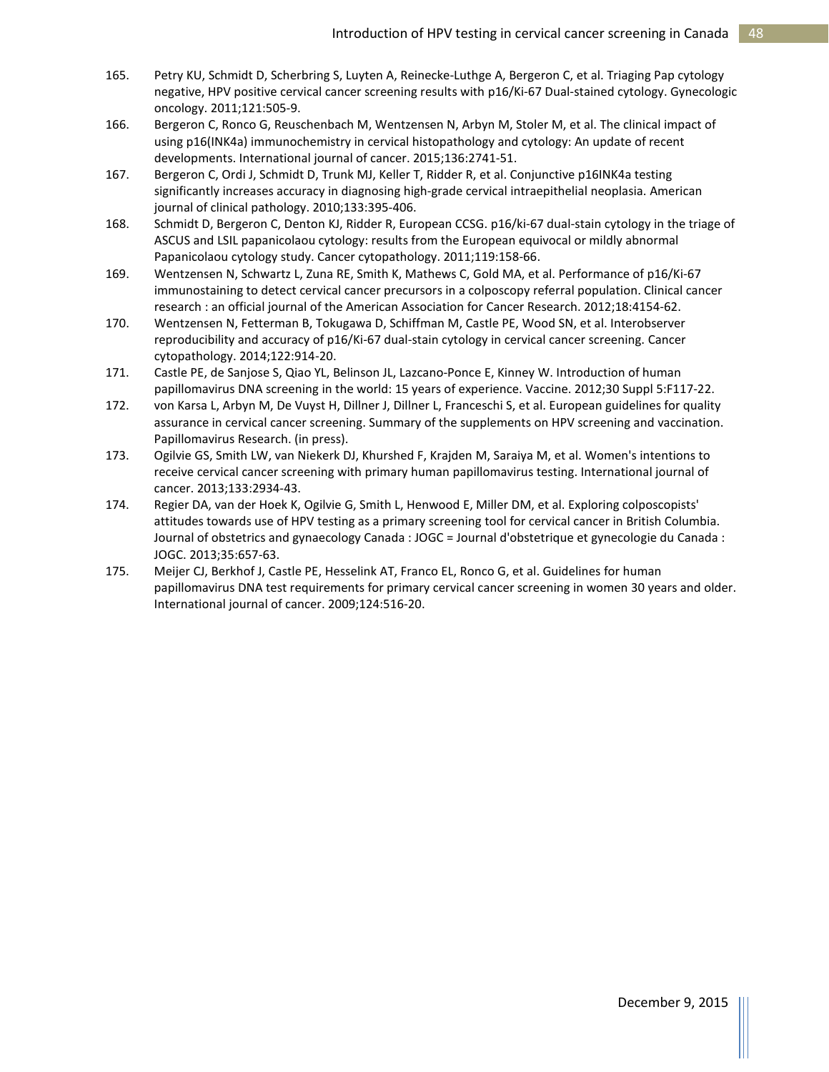165. Petry KU, Schmidt D, Scherbring S, Luyten A, Reinecke-Luthge A, Bergeron C, et al. Triaging Pap cytology negative, HPV positive cervical cancer screening results with p16/Ki-67 Dual-stained cytology. Gynecologic oncology. 2011;121:505-9.
166. Bergeron C, Ronco G, Reuschenbach M, Wentzensen N, Arbyn M, Stoler M, et al. The clinical impact of using p16(INK4a) immunochemistry in cervical histopathology and cytology: An update of recent developments. International journal of cancer. 2015;136:2741-51.
167. Bergeron C, Ordi J, Schmidt D, Trunk MJ, Keller T, Ridder R, et al. Conjunctive p16INK4a testing significantly increases accuracy in diagnosing high-grade cervical intraepithelial neoplasia. American journal of clinical pathology. 2010;133:395-406.
168. Schmidt D, Bergeron C, Denton KJ, Ridder R, European CCSG. p16/ki-67 dual-stain cytology in the triage of ASCUS and LSIL papanicolaou cytology: results from the European equivocal or mildly abnormal Papanicolaou cytology study. Cancer cytopathology. 2011;119:158-66.
169. Wentzensen N, Schwartz L, Zuna RE, Smith K, Mathews C, Gold MA, et al. Performance of p16/Ki-67 immunostaining to detect cervical cancer precursors in a colposcopy referral population. Clinical cancer research : an official journal of the American Association for Cancer Research. 2012;18:4154-62.
170. Wentzensen N, Fetterman B, Tokugawa D, Schiffman M, Castle PE, Wood SN, et al. Interobserver reproducibility and accuracy of p16/Ki-67 dual-stain cytology in cervical cancer screening. Cancer cytopathology. 2014;122:914-20.
171. Castle PE, de Sanjose S, Qiao YL, Belinson JL, Lazcano-Ponce E, Kinney W. Introduction of human papillomavirus DNA screening in the world: 15 years of experience. Vaccine. 2012;30 Suppl 5:F117-22.
172. von Karsa L, Arbyn M, De Vuyst H, Dillner J, Dillner L, Franceschi S, et al. European guidelines for quality assurance in cervical cancer screening. Summary of the supplements on HPV screening and vaccination. Papillomavirus Research. (in press).
173. Ogilvie GS, Smith LW, van Niekerk DJ, Khurshed F, Krajden M, Saraiya M, et al. Women's intentions to receive cervical cancer screening with primary human papillomavirus testing. International journal of cancer. 2013;133:2934-43.
174. Regier DA, van der Hoek K, Ogilvie G, Smith L, Henwood E, Miller DM, et al. Exploring colposcopists' attitudes towards use of HPV testing as a primary screening tool for cervical cancer in British Columbia. Journal of obstetrics and gynaecology Canada : JOGC = Journal d'obstetrique et gynecologie du Canada : JOGC. 2013;35:657-63.
175. Meijer CJ, Berkhof J, Castle PE, Hesselink AT, Franco EL, Ronco G, et al. Guidelines for human papillomavirus DNA test requirements for primary cervical cancer screening in women 30 years and older. International journal of cancer. 2009;124:516-20.